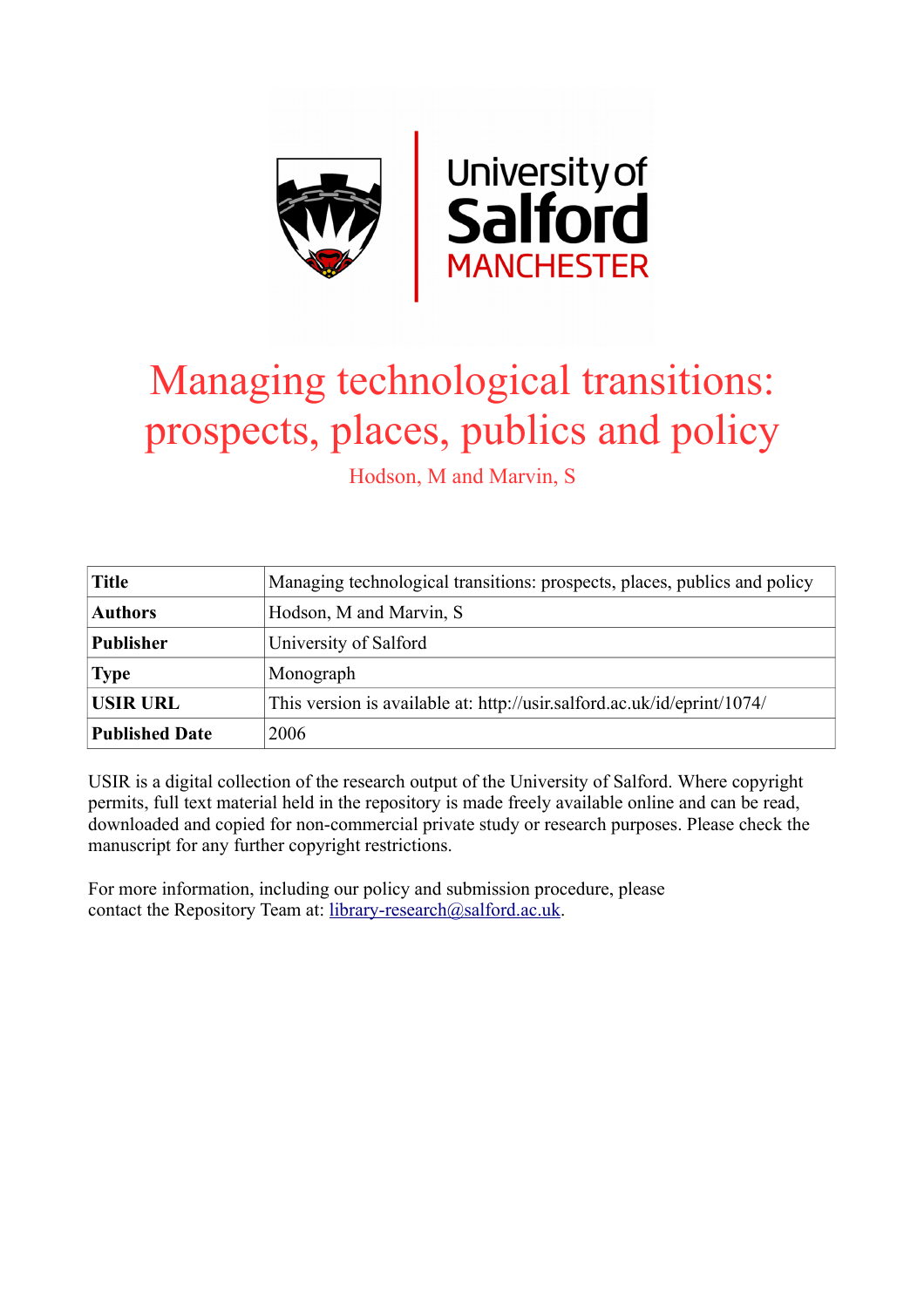# Managing technological transitions: prospects, places, publics and policy

Hodson, M and Marvin, S

| Title | Managing technological transitions: prospects, places, publics and policy |
|---|---|
| Authors | Hodson, M and Marvin, S |
| Publisher | University of Salford |
| Type | Monograph |
| USIR URL | This version is available at: http://usir.salford.ac.uk/id/eprint/1074/ |
| Published Date | 2006 |

USIR is a digital collection of the research output of the University of Salford. Where copyright permits, full text material held in the repository is made freely available online and can be read, downloaded and copied for non-commercial private study or research purposes. Please check the manuscript for any further copyright restrictions.

For more information, including our policy and submission procedure, please contact the Repository Team at: library-research@salford.ac.uk.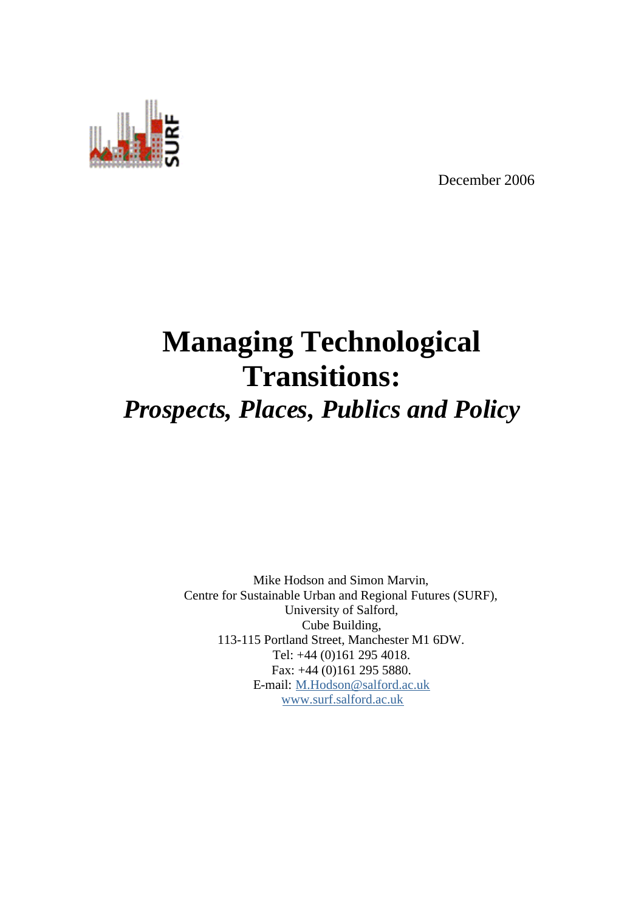December 2006

# Managing Technological Transitions:

## *Prospects, Places, Publics and Policy*

Mike Hodson and Simon Marvin,
Centre for Sustainable Urban and Regional Futures (SURF),
University of Salford,
Cube Building,
113-115 Portland Street, Manchester M1 6DW.
Tel: +44 (0)161 295 4018.
Fax: +44 (0)161 295 5880.
E-mail: M.Hodson@salford.ac.uk
www.surf.salford.ac.uk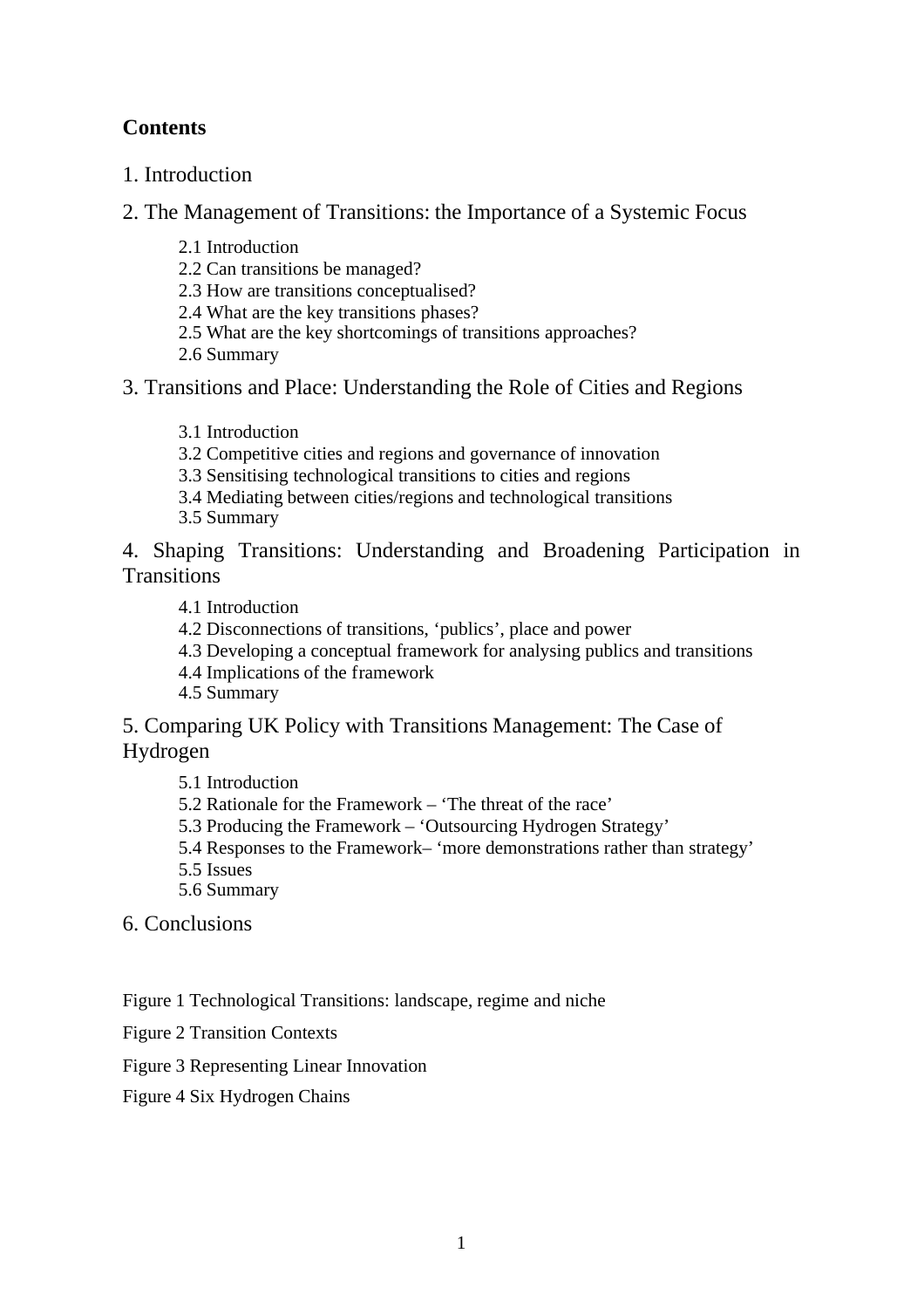**Contents**

1. Introduction

2. The Management of Transitions: the Importance of a Systemic Focus

   - 2.1 Introduction
   - 2.2 Can transitions be managed?
   - 2.3 How are transitions conceptualised?
   - 2.4 What are the key transitions phases?
   - 2.5 What are the key shortcomings of transitions approaches?
   - 2.6 Summary

3. Transitions and Place: Understanding the Role of Cities and Regions

   - 3.1 Introduction
   - 3.2 Competitive cities and regions and governance of innovation
   - 3.3 Sensitising technological transitions to cities and regions
   - 3.4 Mediating between cities/regions and technological transitions
   - 3.5 Summary

4. Shaping Transitions: Understanding and Broadening Participation in Transitions

   - 4.1 Introduction
   - 4.2 Disconnections of transitions, 'publics', place and power
   - 4.3 Developing a conceptual framework for analysing publics and transitions
   - 4.4 Implications of the framework
   - 4.5 Summary

5. Comparing UK Policy with Transitions Management: The Case of Hydrogen

   - 5.1 Introduction
   - 5.2 Rationale for the Framework – 'The threat of the race'
   - 5.3 Producing the Framework – 'Outsourcing Hydrogen Strategy'
   - 5.4 Responses to the Framework– 'more demonstrations rather than strategy'
   - 5.5 Issues
   - 5.6 Summary

6. Conclusions

Figure 1 Technological Transitions: landscape, regime and niche

Figure 2 Transition Contexts

Figure 3 Representing Linear Innovation

Figure 4 Six Hydrogen Chains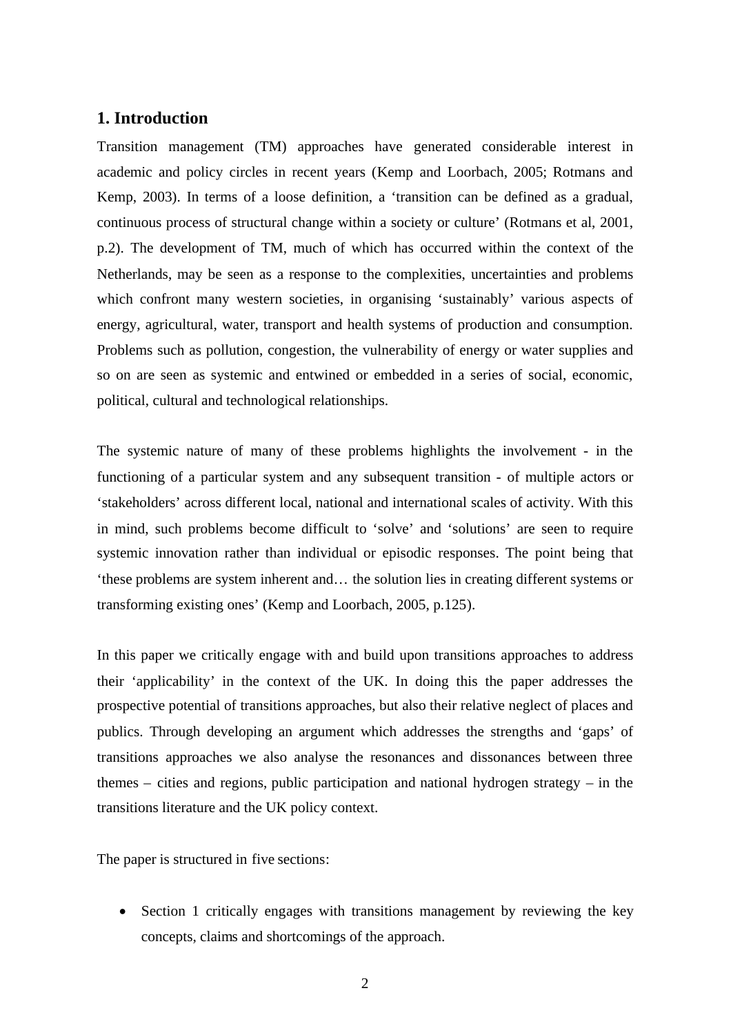## 1. Introduction

Transition management (TM) approaches have generated considerable interest in academic and policy circles in recent years (Kemp and Loorbach, 2005; Rotmans and Kemp, 2003). In terms of a loose definition, a 'transition can be defined as a gradual, continuous process of structural change within a society or culture' (Rotmans et al, 2001, p.2). The development of TM, much of which has occurred within the context of the Netherlands, may be seen as a response to the complexities, uncertainties and problems which confront many western societies, in organising 'sustainably' various aspects of energy, agricultural, water, transport and health systems of production and consumption. Problems such as pollution, congestion, the vulnerability of energy or water supplies and so on are seen as systemic and entwined or embedded in a series of social, economic, political, cultural and technological relationships.

The systemic nature of many of these problems highlights the involvement - in the functioning of a particular system and any subsequent transition - of multiple actors or 'stakeholders' across different local, national and international scales of activity. With this in mind, such problems become difficult to 'solve' and 'solutions' are seen to require systemic innovation rather than individual or episodic responses. The point being that 'these problems are system inherent and… the solution lies in creating different systems or transforming existing ones' (Kemp and Loorbach, 2005, p.125).

In this paper we critically engage with and build upon transitions approaches to address their 'applicability' in the context of the UK. In doing this the paper addresses the prospective potential of transitions approaches, but also their relative neglect of places and publics. Through developing an argument which addresses the strengths and 'gaps' of transitions approaches we also analyse the resonances and dissonances between three themes – cities and regions, public participation and national hydrogen strategy – in the transitions literature and the UK policy context.

The paper is structured in five sections:

- Section 1 critically engages with transitions management by reviewing the key concepts, claims and shortcomings of the approach.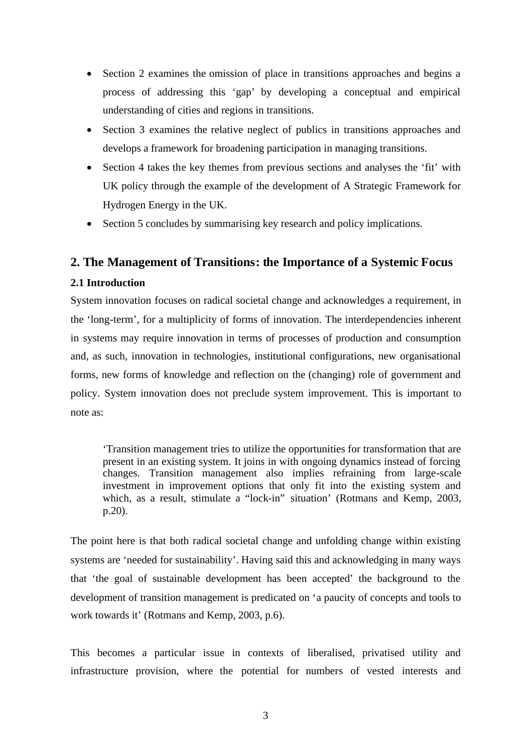- Section 2 examines the omission of place in transitions approaches and begins a process of addressing this 'gap' by developing a conceptual and empirical understanding of cities and regions in transitions.
- Section 3 examines the relative neglect of publics in transitions approaches and develops a framework for broadening participation in managing transitions.
- Section 4 takes the key themes from previous sections and analyses the 'fit' with UK policy through the example of the development of A Strategic Framework for Hydrogen Energy in the UK.
- Section 5 concludes by summarising key research and policy implications.

## 2. The Management of Transitions: the Importance of a Systemic Focus

### 2.1 Introduction

System innovation focuses on radical societal change and acknowledges a requirement, in the 'long-term', for a multiplicity of forms of innovation. The interdependencies inherent in systems may require innovation in terms of processes of production and consumption and, as such, innovation in technologies, institutional configurations, new organisational forms, new forms of knowledge and reflection on the (changing) role of government and policy. System innovation does not preclude system improvement. This is important to note as:

> 'Transition management tries to utilize the opportunities for transformation that are present in an existing system. It joins in with ongoing dynamics instead of forcing changes. Transition management also implies refraining from large-scale investment in improvement options that only fit into the existing system and which, as a result, stimulate a "lock-in" situation' (Rotmans and Kemp, 2003, p.20).

The point here is that both radical societal change and unfolding change within existing systems are 'needed for sustainability'. Having said this and acknowledging in many ways that 'the goal of sustainable development has been accepted' the background to the development of transition management is predicated on 'a paucity of concepts and tools to work towards it' (Rotmans and Kemp, 2003, p.6).

This becomes a particular issue in contexts of liberalised, privatised utility and infrastructure provision, where the potential for numbers of vested interests and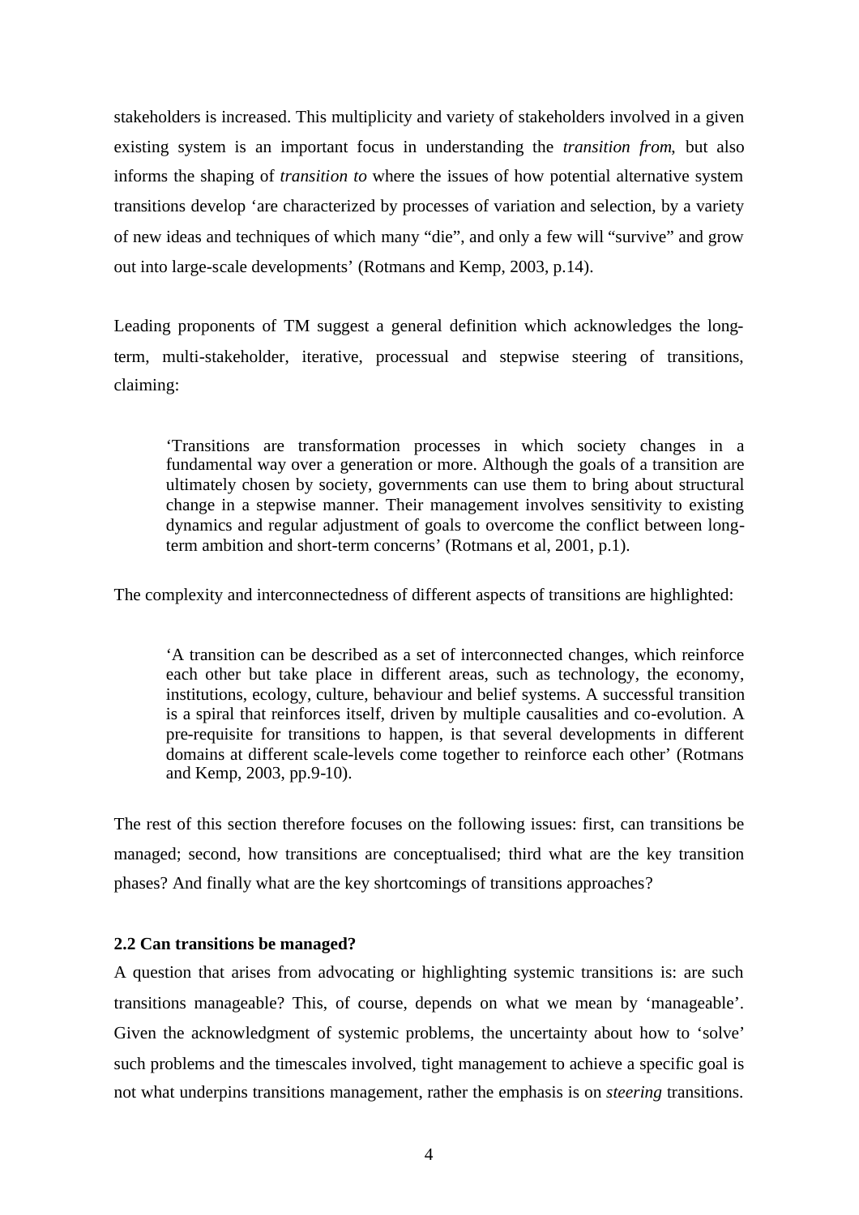stakeholders is increased. This multiplicity and variety of stakeholders involved in a given existing system is an important focus in understanding the *transition from*, but also informs the shaping of *transition to* where the issues of how potential alternative system transitions develop 'are characterized by processes of variation and selection, by a variety of new ideas and techniques of which many "die", and only a few will "survive" and grow out into large-scale developments' (Rotmans and Kemp, 2003, p.14).

Leading proponents of TM suggest a general definition which acknowledges the long-term, multi-stakeholder, iterative, processual and stepwise steering of transitions, claiming:

> 'Transitions are transformation processes in which society changes in a fundamental way over a generation or more. Although the goals of a transition are ultimately chosen by society, governments can use them to bring about structural change in a stepwise manner. Their management involves sensitivity to existing dynamics and regular adjustment of goals to overcome the conflict between long-term ambition and short-term concerns' (Rotmans et al, 2001, p.1).

The complexity and interconnectedness of different aspects of transitions are highlighted:

> 'A transition can be described as a set of interconnected changes, which reinforce each other but take place in different areas, such as technology, the economy, institutions, ecology, culture, behaviour and belief systems. A successful transition is a spiral that reinforces itself, driven by multiple causalities and co-evolution. A pre-requisite for transitions to happen, is that several developments in different domains at different scale-levels come together to reinforce each other' (Rotmans and Kemp, 2003, pp.9-10).

The rest of this section therefore focuses on the following issues: first, can transitions be managed; second, how transitions are conceptualised; third what are the key transition phases? And finally what are the key shortcomings of transitions approaches?

**2.2 Can transitions be managed?**

A question that arises from advocating or highlighting systemic transitions is: are such transitions manageable? This, of course, depends on what we mean by 'manageable'. Given the acknowledgment of systemic problems, the uncertainty about how to 'solve' such problems and the timescales involved, tight management to achieve a specific goal is not what underpins transitions management, rather the emphasis is on *steering* transitions.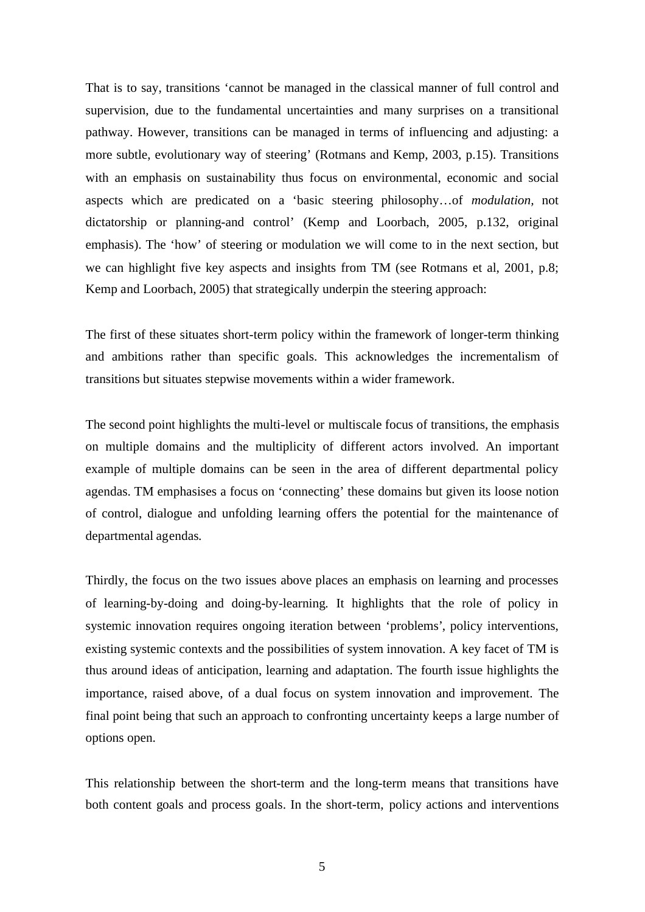That is to say, transitions 'cannot be managed in the classical manner of full control and supervision, due to the fundamental uncertainties and many surprises on a transitional pathway. However, transitions can be managed in terms of influencing and adjusting: a more subtle, evolutionary way of steering' (Rotmans and Kemp, 2003, p.15). Transitions with an emphasis on sustainability thus focus on environmental, economic and social aspects which are predicated on a 'basic steering philosophy…of *modulation,* not dictatorship or planning-and control' (Kemp and Loorbach, 2005, p.132, original emphasis). The 'how' of steering or modulation we will come to in the next section, but we can highlight five key aspects and insights from TM (see Rotmans et al, 2001, p.8; Kemp and Loorbach, 2005) that strategically underpin the steering approach:

The first of these situates short-term policy within the framework of longer-term thinking and ambitions rather than specific goals. This acknowledges the incrementalism of transitions but situates stepwise movements within a wider framework.

The second point highlights the multi-level or multiscale focus of transitions, the emphasis on multiple domains and the multiplicity of different actors involved. An important example of multiple domains can be seen in the area of different departmental policy agendas. TM emphasises a focus on 'connecting' these domains but given its loose notion of control, dialogue and unfolding learning offers the potential for the maintenance of departmental agendas.

Thirdly, the focus on the two issues above places an emphasis on learning and processes of learning-by-doing and doing-by-learning. It highlights that the role of policy in systemic innovation requires ongoing iteration between 'problems', policy interventions, existing systemic contexts and the possibilities of system innovation. A key facet of TM is thus around ideas of anticipation, learning and adaptation. The fourth issue highlights the importance, raised above, of a dual focus on system innovation and improvement. The final point being that such an approach to confronting uncertainty keeps a large number of options open.

This relationship between the short-term and the long-term means that transitions have both content goals and process goals. In the short-term, policy actions and interventions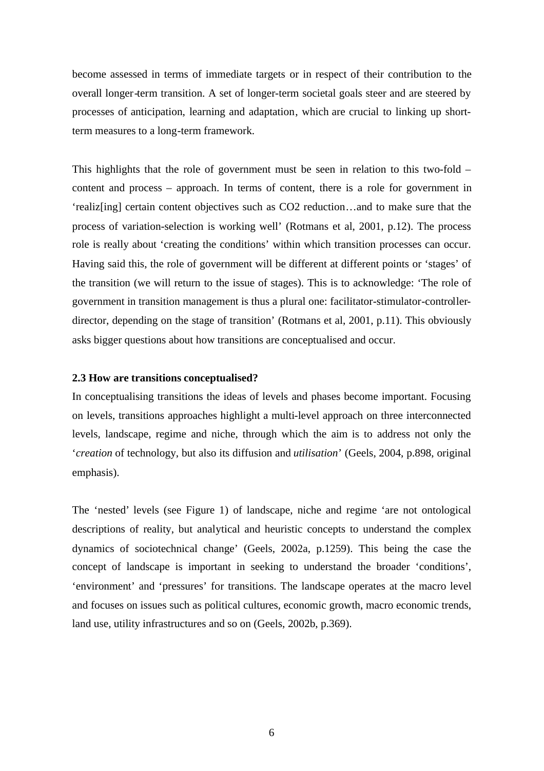become assessed in terms of immediate targets or in respect of their contribution to the overall longer-term transition. A set of longer-term societal goals steer and are steered by processes of anticipation, learning and adaptation, which are crucial to linking up short-term measures to a long-term framework.

This highlights that the role of government must be seen in relation to this two-fold – content and process – approach. In terms of content, there is a role for government in 'realiz[ing] certain content objectives such as CO2 reduction…and to make sure that the process of variation-selection is working well' (Rotmans et al, 2001, p.12). The process role is really about 'creating the conditions' within which transition processes can occur. Having said this, the role of government will be different at different points or 'stages' of the transition (we will return to the issue of stages). This is to acknowledge: 'The role of government in transition management is thus a plural one: facilitator-stimulator-controller-director, depending on the stage of transition' (Rotmans et al, 2001, p.11). This obviously asks bigger questions about how transitions are conceptualised and occur.

**2.3 How are transitions conceptualised?**

In conceptualising transitions the ideas of levels and phases become important. Focusing on levels, transitions approaches highlight a multi-level approach on three interconnected levels, landscape, regime and niche, through which the aim is to address not only the '*creation* of technology, but also its diffusion and *utilisation*' (Geels, 2004, p.898, original emphasis).

The 'nested' levels (see Figure 1) of landscape, niche and regime 'are not ontological descriptions of reality, but analytical and heuristic concepts to understand the complex dynamics of sociotechnical change' (Geels, 2002a, p.1259). This being the case the concept of landscape is important in seeking to understand the broader 'conditions', 'environment' and 'pressures' for transitions. The landscape operates at the macro level and focuses on issues such as political cultures, economic growth, macro economic trends, land use, utility infrastructures and so on (Geels, 2002b, p.369).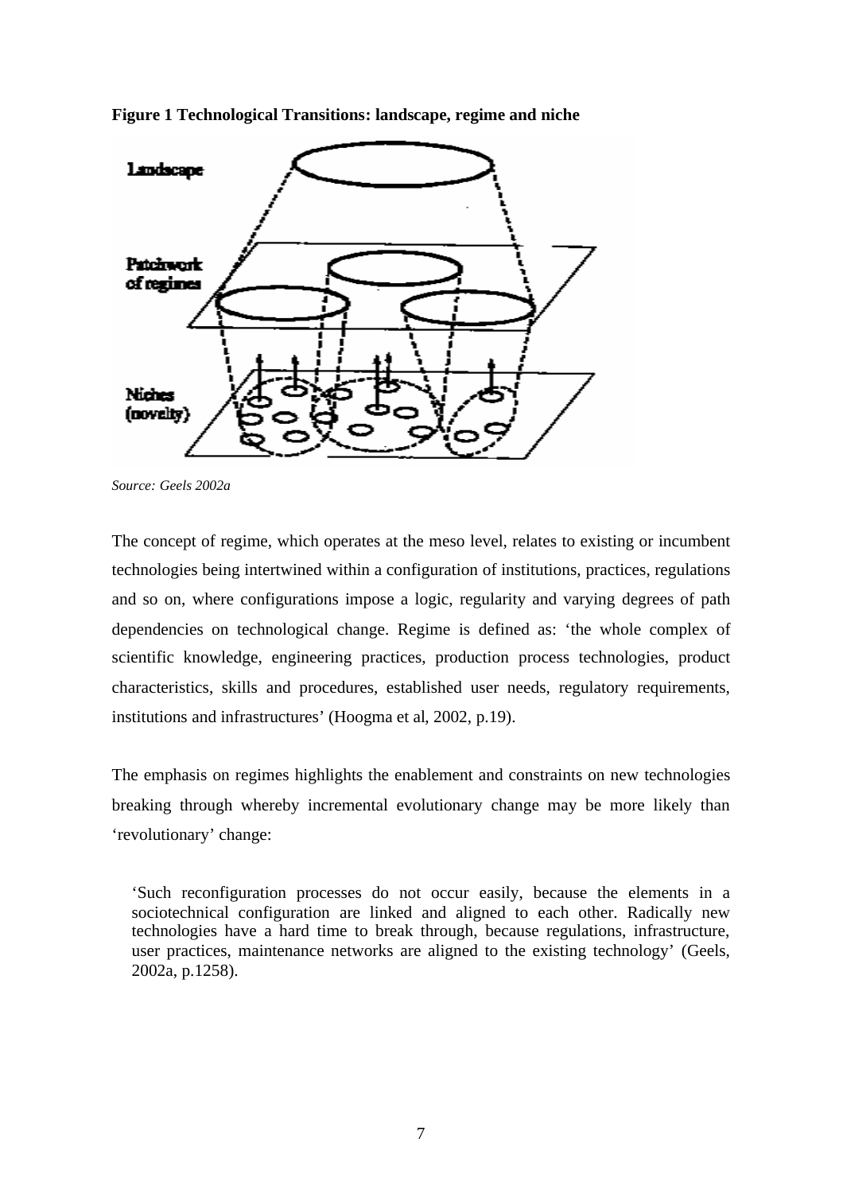**Figure 1 Technological Transitions: landscape, regime and niche**

*Source: Geels 2002a*

The concept of regime, which operates at the meso level, relates to existing or incumbent technologies being intertwined within a configuration of institutions, practices, regulations and so on, where configurations impose a logic, regularity and varying degrees of path dependencies on technological change. Regime is defined as: 'the whole complex of scientific knowledge, engineering practices, production process technologies, product characteristics, skills and procedures, established user needs, regulatory requirements, institutions and infrastructures' (Hoogma et al, 2002, p.19).

The emphasis on regimes highlights the enablement and constraints on new technologies breaking through whereby incremental evolutionary change may be more likely than 'revolutionary' change:

> 'Such reconfiguration processes do not occur easily, because the elements in a sociotechnical configuration are linked and aligned to each other. Radically new technologies have a hard time to break through, because regulations, infrastructure, user practices, maintenance networks are aligned to the existing technology' (Geels, 2002a, p.1258).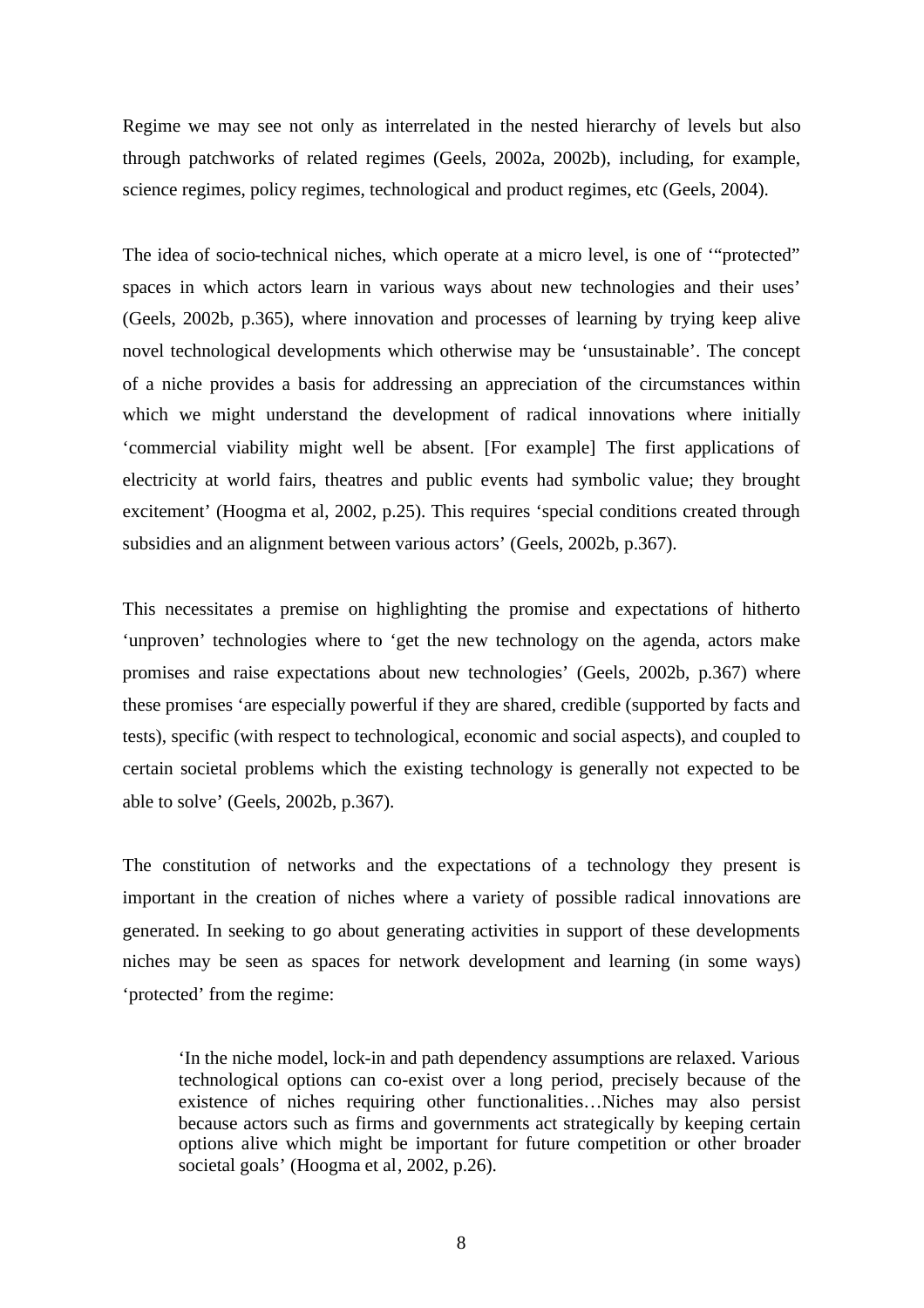Regime we may see not only as interrelated in the nested hierarchy of levels but also through patchworks of related regimes (Geels, 2002a, 2002b), including, for example, science regimes, policy regimes, technological and product regimes, etc (Geels, 2004).

The idea of socio-technical niches, which operate at a micro level, is one of '"protected" spaces in which actors learn in various ways about new technologies and their uses' (Geels, 2002b, p.365), where innovation and processes of learning by trying keep alive novel technological developments which otherwise may be 'unsustainable'. The concept of a niche provides a basis for addressing an appreciation of the circumstances within which we might understand the development of radical innovations where initially 'commercial viability might well be absent. [For example] The first applications of electricity at world fairs, theatres and public events had symbolic value; they brought excitement' (Hoogma et al, 2002, p.25). This requires 'special conditions created through subsidies and an alignment between various actors' (Geels, 2002b, p.367).

This necessitates a premise on highlighting the promise and expectations of hitherto 'unproven' technologies where to 'get the new technology on the agenda, actors make promises and raise expectations about new technologies' (Geels, 2002b, p.367) where these promises 'are especially powerful if they are shared, credible (supported by facts and tests), specific (with respect to technological, economic and social aspects), and coupled to certain societal problems which the existing technology is generally not expected to be able to solve' (Geels, 2002b, p.367).

The constitution of networks and the expectations of a technology they present is important in the creation of niches where a variety of possible radical innovations are generated. In seeking to go about generating activities in support of these developments niches may be seen as spaces for network development and learning (in some ways) 'protected' from the regime:

> 'In the niche model, lock-in and path dependency assumptions are relaxed. Various technological options can co-exist over a long period, precisely because of the existence of niches requiring other functionalities…Niches may also persist because actors such as firms and governments act strategically by keeping certain options alive which might be important for future competition or other broader societal goals' (Hoogma et al, 2002, p.26).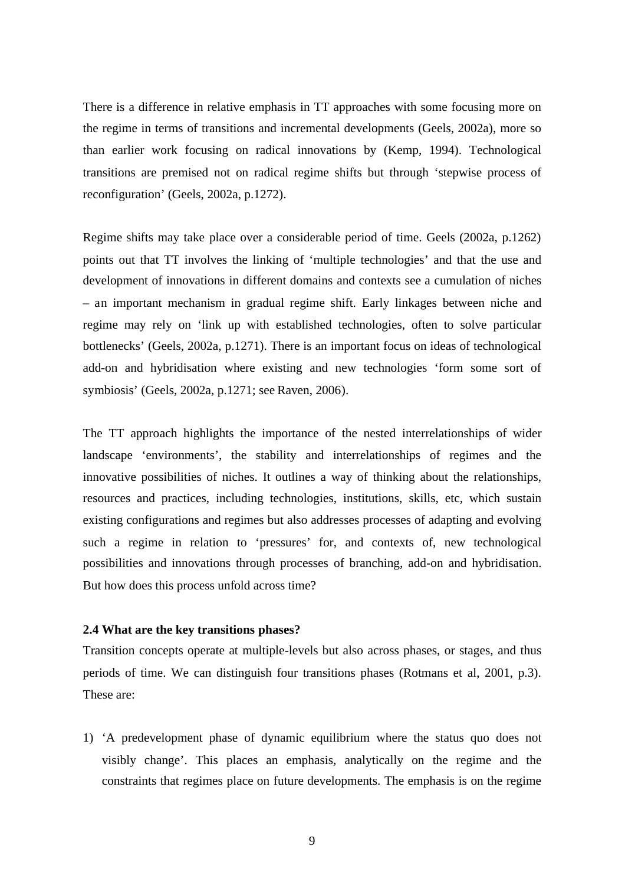There is a difference in relative emphasis in TT approaches with some focusing more on the regime in terms of transitions and incremental developments (Geels, 2002a), more so than earlier work focusing on radical innovations by (Kemp, 1994). Technological transitions are premised not on radical regime shifts but through 'stepwise process of reconfiguration' (Geels, 2002a, p.1272).

Regime shifts may take place over a considerable period of time. Geels (2002a, p.1262) points out that TT involves the linking of 'multiple technologies' and that the use and development of innovations in different domains and contexts see a cumulation of niches – an important mechanism in gradual regime shift. Early linkages between niche and regime may rely on 'link up with established technologies, often to solve particular bottlenecks' (Geels, 2002a, p.1271). There is an important focus on ideas of technological add-on and hybridisation where existing and new technologies 'form some sort of symbiosis' (Geels, 2002a, p.1271; see Raven, 2006).

The TT approach highlights the importance of the nested interrelationships of wider landscape 'environments', the stability and interrelationships of regimes and the innovative possibilities of niches. It outlines a way of thinking about the relationships, resources and practices, including technologies, institutions, skills, etc, which sustain existing configurations and regimes but also addresses processes of adapting and evolving such a regime in relation to 'pressures' for, and contexts of, new technological possibilities and innovations through processes of branching, add-on and hybridisation. But how does this process unfold across time?

**2.4 What are the key transitions phases?**

Transition concepts operate at multiple-levels but also across phases, or stages, and thus periods of time. We can distinguish four transitions phases (Rotmans et al, 2001, p.3). These are:

1) 'A predevelopment phase of dynamic equilibrium where the status quo does not visibly change'. This places an emphasis, analytically on the regime and the constraints that regimes place on future developments. The emphasis is on the regime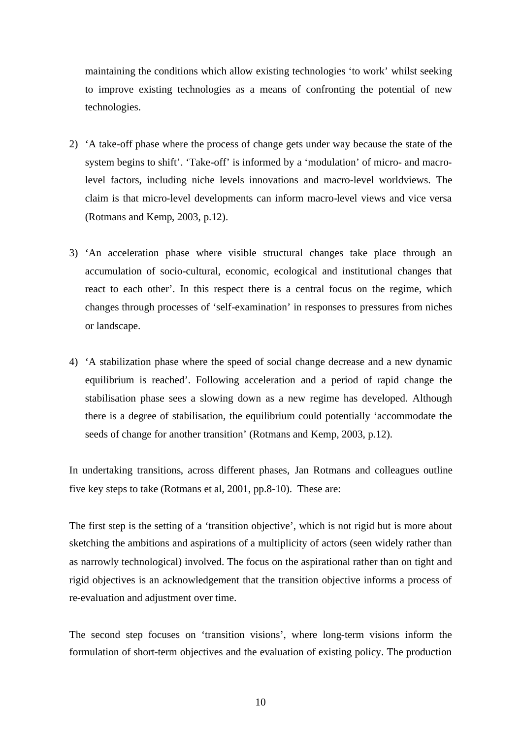maintaining the conditions which allow existing technologies 'to work' whilst seeking to improve existing technologies as a means of confronting the potential of new technologies.

2) 'A take-off phase where the process of change gets under way because the state of the system begins to shift'. 'Take-off' is informed by a 'modulation' of micro- and macro-level factors, including niche levels innovations and macro-level worldviews. The claim is that micro-level developments can inform macro-level views and vice versa (Rotmans and Kemp, 2003, p.12).

3) 'An acceleration phase where visible structural changes take place through an accumulation of socio-cultural, economic, ecological and institutional changes that react to each other'. In this respect there is a central focus on the regime, which changes through processes of 'self-examination' in responses to pressures from niches or landscape.

4) 'A stabilization phase where the speed of social change decrease and a new dynamic equilibrium is reached'. Following acceleration and a period of rapid change the stabilisation phase sees a slowing down as a new regime has developed. Although there is a degree of stabilisation, the equilibrium could potentially 'accommodate the seeds of change for another transition' (Rotmans and Kemp, 2003, p.12).

In undertaking transitions, across different phases, Jan Rotmans and colleagues outline five key steps to take (Rotmans et al, 2001, pp.8-10). These are:

The first step is the setting of a 'transition objective', which is not rigid but is more about sketching the ambitions and aspirations of a multiplicity of actors (seen widely rather than as narrowly technological) involved. The focus on the aspirational rather than on tight and rigid objectives is an acknowledgement that the transition objective informs a process of re-evaluation and adjustment over time.

The second step focuses on 'transition visions', where long-term visions inform the formulation of short-term objectives and the evaluation of existing policy. The production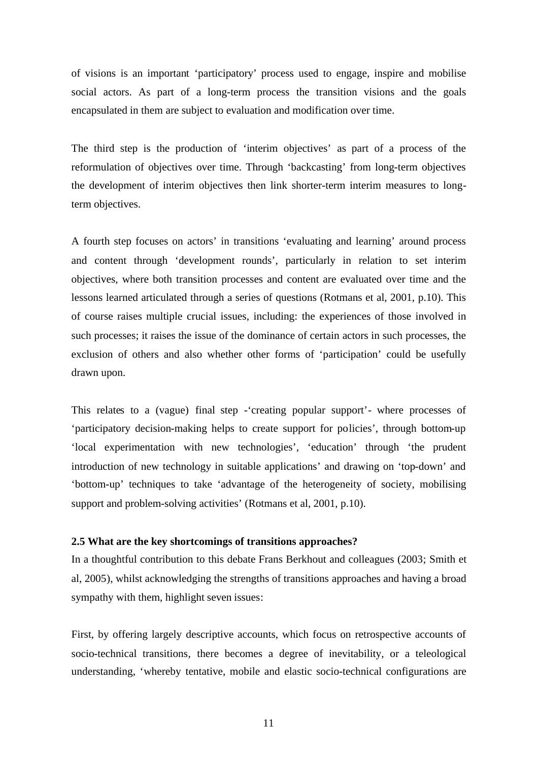of visions is an important 'participatory' process used to engage, inspire and mobilise social actors. As part of a long-term process the transition visions and the goals encapsulated in them are subject to evaluation and modification over time.

The third step is the production of 'interim objectives' as part of a process of the reformulation of objectives over time. Through 'backcasting' from long-term objectives the development of interim objectives then link shorter-term interim measures to long-term objectives.

A fourth step focuses on actors' in transitions 'evaluating and learning' around process and content through 'development rounds', particularly in relation to set interim objectives, where both transition processes and content are evaluated over time and the lessons learned articulated through a series of questions (Rotmans et al, 2001, p.10). This of course raises multiple crucial issues, including: the experiences of those involved in such processes; it raises the issue of the dominance of certain actors in such processes, the exclusion of others and also whether other forms of 'participation' could be usefully drawn upon.

This relates to a (vague) final step -'creating popular support'- where processes of 'participatory decision-making helps to create support for policies', through bottom-up 'local experimentation with new technologies', 'education' through 'the prudent introduction of new technology in suitable applications' and drawing on 'top-down' and 'bottom-up' techniques to take 'advantage of the heterogeneity of society, mobilising support and problem-solving activities' (Rotmans et al, 2001, p.10).

**2.5 What are the key shortcomings of transitions approaches?**

In a thoughtful contribution to this debate Frans Berkhout and colleagues (2003; Smith et al, 2005), whilst acknowledging the strengths of transitions approaches and having a broad sympathy with them, highlight seven issues:

First, by offering largely descriptive accounts, which focus on retrospective accounts of socio-technical transitions, there becomes a degree of inevitability, or a teleological understanding, 'whereby tentative, mobile and elastic socio-technical configurations are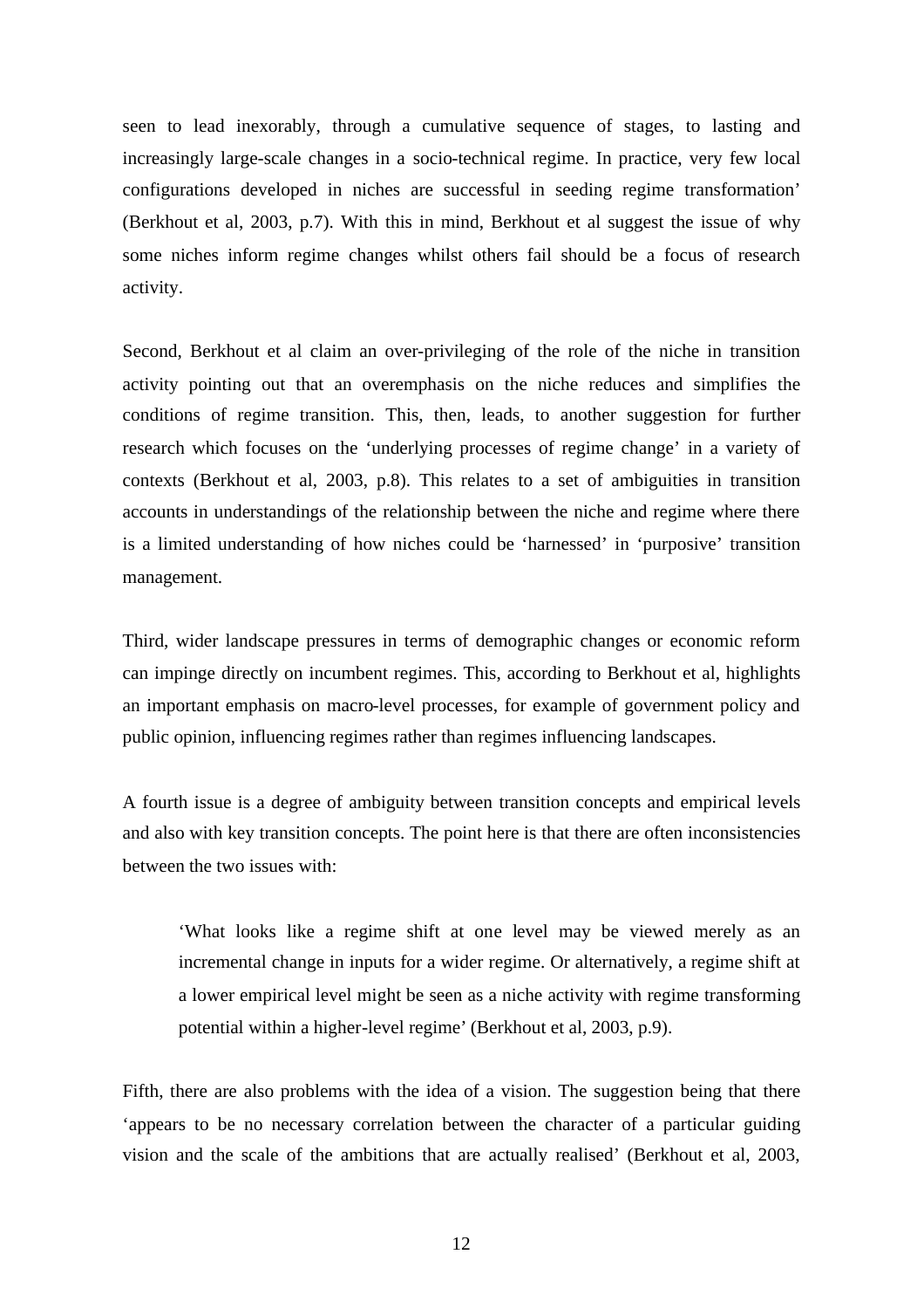seen to lead inexorably, through a cumulative sequence of stages, to lasting and increasingly large-scale changes in a socio-technical regime. In practice, very few local configurations developed in niches are successful in seeding regime transformation' (Berkhout et al, 2003, p.7). With this in mind, Berkhout et al suggest the issue of why some niches inform regime changes whilst others fail should be a focus of research activity.

Second, Berkhout et al claim an over-privileging of the role of the niche in transition activity pointing out that an overemphasis on the niche reduces and simplifies the conditions of regime transition. This, then, leads, to another suggestion for further research which focuses on the 'underlying processes of regime change' in a variety of contexts (Berkhout et al, 2003, p.8). This relates to a set of ambiguities in transition accounts in understandings of the relationship between the niche and regime where there is a limited understanding of how niches could be 'harnessed' in 'purposive' transition management.

Third, wider landscape pressures in terms of demographic changes or economic reform can impinge directly on incumbent regimes. This, according to Berkhout et al, highlights an important emphasis on macro-level processes, for example of government policy and public opinion, influencing regimes rather than regimes influencing landscapes.

A fourth issue is a degree of ambiguity between transition concepts and empirical levels and also with key transition concepts. The point here is that there are often inconsistencies between the two issues with:

> 'What looks like a regime shift at one level may be viewed merely as an incremental change in inputs for a wider regime. Or alternatively, a regime shift at a lower empirical level might be seen as a niche activity with regime transforming potential within a higher-level regime' (Berkhout et al, 2003, p.9).

Fifth, there are also problems with the idea of a vision. The suggestion being that there 'appears to be no necessary correlation between the character of a particular guiding vision and the scale of the ambitions that are actually realised' (Berkhout et al, 2003,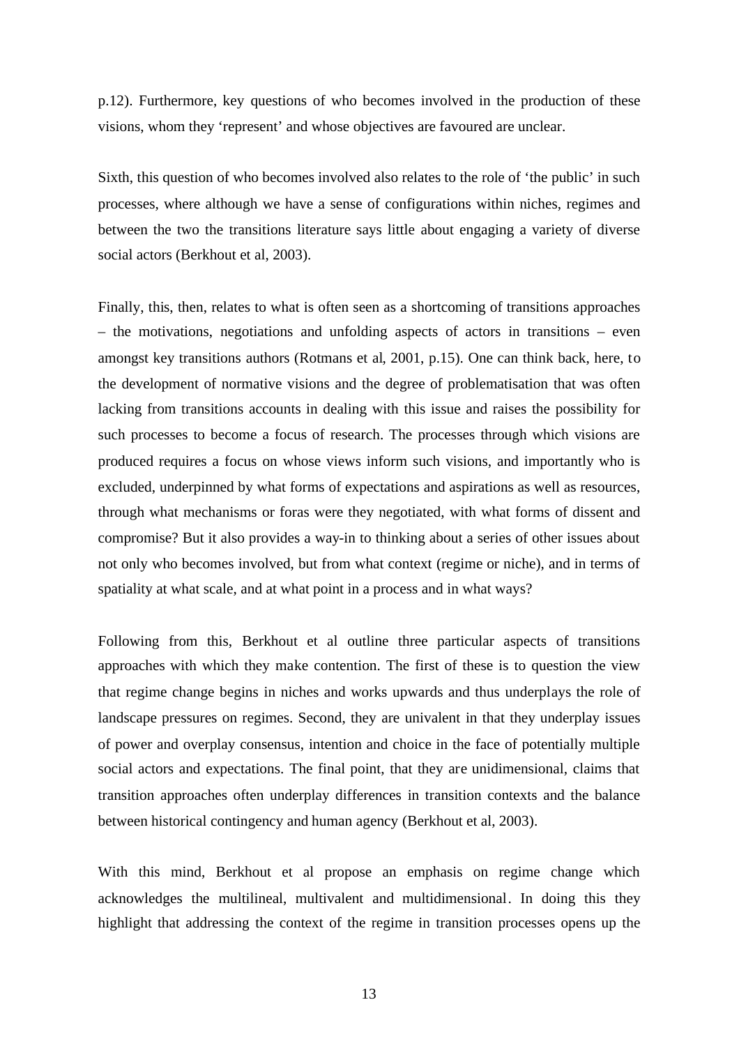p.12). Furthermore, key questions of who becomes involved in the production of these visions, whom they 'represent' and whose objectives are favoured are unclear.

Sixth, this question of who becomes involved also relates to the role of 'the public' in such processes, where although we have a sense of configurations within niches, regimes and between the two the transitions literature says little about engaging a variety of diverse social actors (Berkhout et al, 2003).

Finally, this, then, relates to what is often seen as a shortcoming of transitions approaches – the motivations, negotiations and unfolding aspects of actors in transitions – even amongst key transitions authors (Rotmans et al, 2001, p.15). One can think back, here, to the development of normative visions and the degree of problematisation that was often lacking from transitions accounts in dealing with this issue and raises the possibility for such processes to become a focus of research. The processes through which visions are produced requires a focus on whose views inform such visions, and importantly who is excluded, underpinned by what forms of expectations and aspirations as well as resources, through what mechanisms or foras were they negotiated, with what forms of dissent and compromise? But it also provides a way-in to thinking about a series of other issues about not only who becomes involved, but from what context (regime or niche), and in terms of spatiality at what scale, and at what point in a process and in what ways?

Following from this, Berkhout et al outline three particular aspects of transitions approaches with which they make contention. The first of these is to question the view that regime change begins in niches and works upwards and thus underplays the role of landscape pressures on regimes. Second, they are univalent in that they underplay issues of power and overplay consensus, intention and choice in the face of potentially multiple social actors and expectations. The final point, that they are unidimensional, claims that transition approaches often underplay differences in transition contexts and the balance between historical contingency and human agency (Berkhout et al, 2003).

With this mind, Berkhout et al propose an emphasis on regime change which acknowledges the multilineal, multivalent and multidimensional. In doing this they highlight that addressing the context of the regime in transition processes opens up the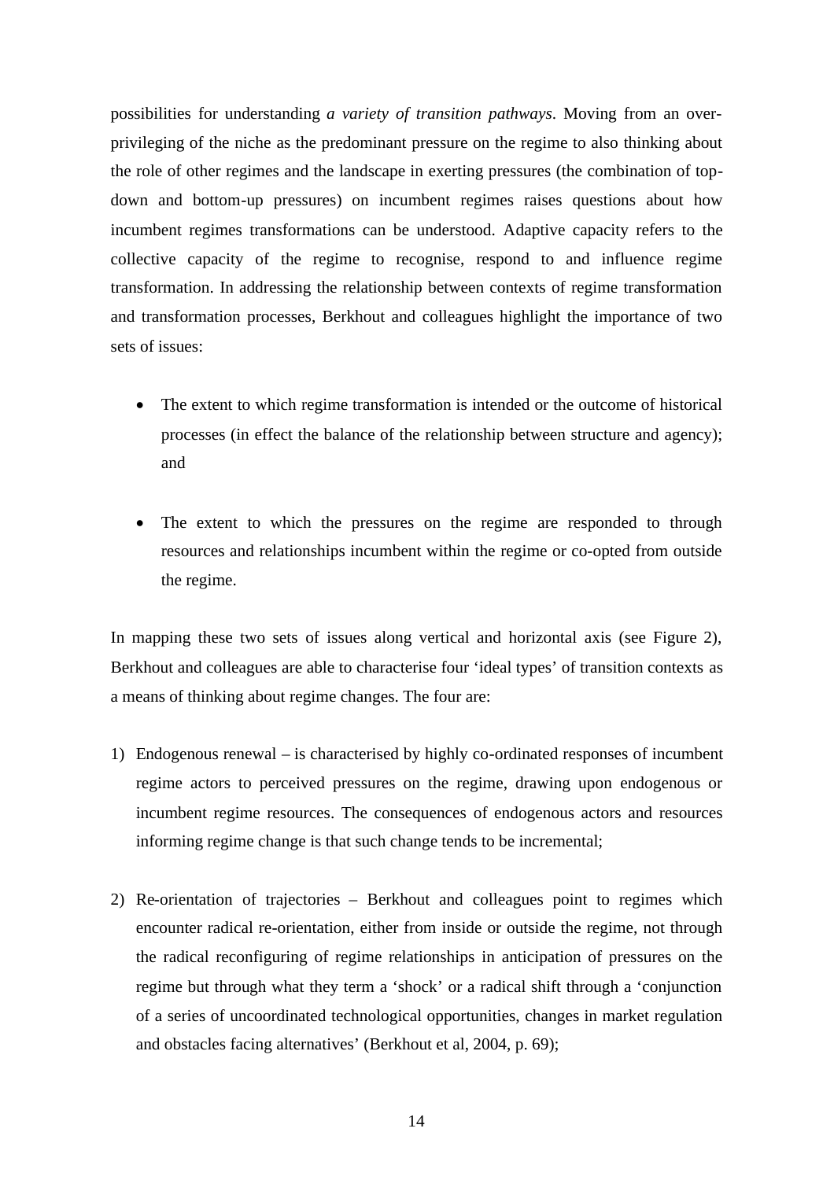possibilities for understanding *a variety of transition pathways*. Moving from an over-privileging of the niche as the predominant pressure on the regime to also thinking about the role of other regimes and the landscape in exerting pressures (the combination of top-down and bottom-up pressures) on incumbent regimes raises questions about how incumbent regimes transformations can be understood. Adaptive capacity refers to the collective capacity of the regime to recognise, respond to and influence regime transformation. In addressing the relationship between contexts of regime transformation and transformation processes, Berkhout and colleagues highlight the importance of two sets of issues:

- The extent to which regime transformation is intended or the outcome of historical processes (in effect the balance of the relationship between structure and agency); and

- The extent to which the pressures on the regime are responded to through resources and relationships incumbent within the regime or co-opted from outside the regime.

In mapping these two sets of issues along vertical and horizontal axis (see Figure 2), Berkhout and colleagues are able to characterise four 'ideal types' of transition contexts as a means of thinking about regime changes. The four are:

1) Endogenous renewal – is characterised by highly co-ordinated responses of incumbent regime actors to perceived pressures on the regime, drawing upon endogenous or incumbent regime resources. The consequences of endogenous actors and resources informing regime change is that such change tends to be incremental;

2) Re-orientation of trajectories – Berkhout and colleagues point to regimes which encounter radical re-orientation, either from inside or outside the regime, not through the radical reconfiguring of regime relationships in anticipation of pressures on the regime but through what they term a 'shock' or a radical shift through a 'conjunction of a series of uncoordinated technological opportunities, changes in market regulation and obstacles facing alternatives' (Berkhout et al, 2004, p. 69);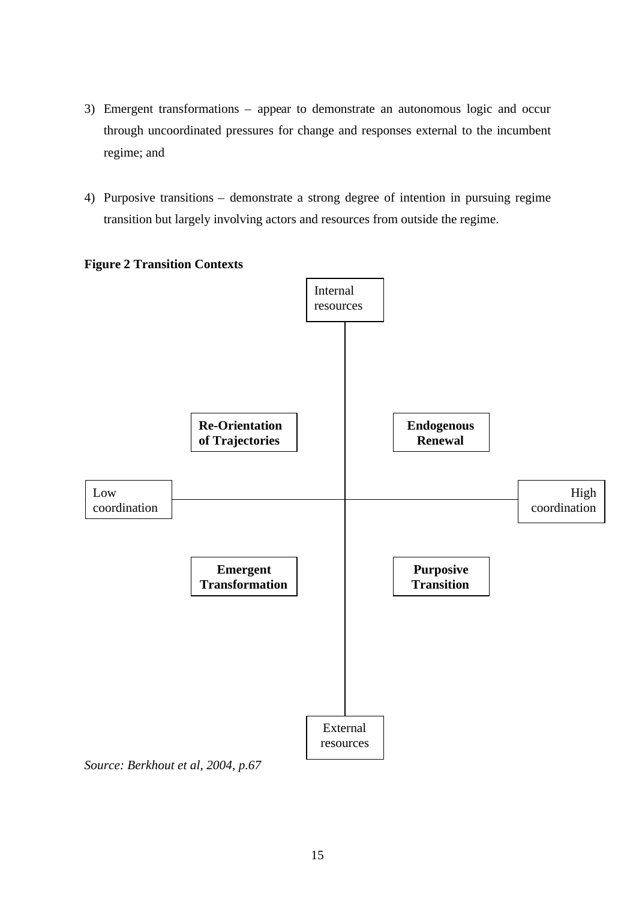3) Emergent transformations – appear to demonstrate an autonomous logic and occur through uncoordinated pressures for change and responses external to the incumbent regime; and

4) Purposive transitions – demonstrate a strong degree of intention in pursuing regime transition but largely involving actors and resources from outside the regime.

**Figure 2 Transition Contexts**

Internal resources

**Re-Orientation of Trajectories**

**Endogenous Renewal**

Low coordination

High coordination

**Emergent Transformation**

**Purposive Transition**

External resources

*Source: Berkhout et al, 2004, p.67*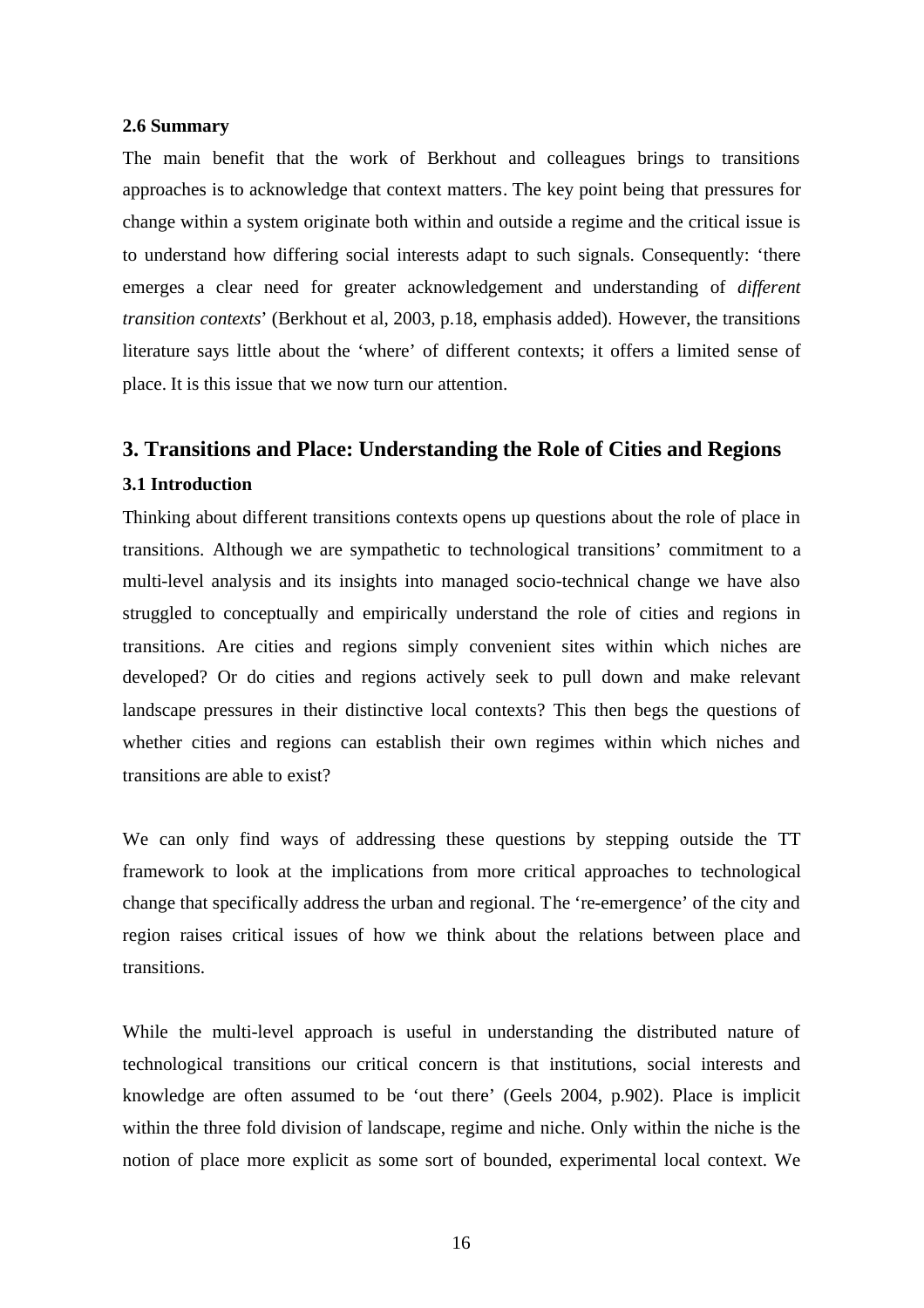### 2.6 Summary

The main benefit that the work of Berkhout and colleagues brings to transitions approaches is to acknowledge that context matters. The key point being that pressures for change within a system originate both within and outside a regime and the critical issue is to understand how differing social interests adapt to such signals. Consequently: 'there emerges a clear need for greater acknowledgement and understanding of *different transition contexts*' (Berkhout et al, 2003, p.18, emphasis added). However, the transitions literature says little about the 'where' of different contexts; it offers a limited sense of place. It is this issue that we now turn our attention.

## 3. Transitions and Place: Understanding the Role of Cities and Regions

### 3.1 Introduction

Thinking about different transitions contexts opens up questions about the role of place in transitions. Although we are sympathetic to technological transitions' commitment to a multi-level analysis and its insights into managed socio-technical change we have also struggled to conceptually and empirically understand the role of cities and regions in transitions. Are cities and regions simply convenient sites within which niches are developed? Or do cities and regions actively seek to pull down and make relevant landscape pressures in their distinctive local contexts? This then begs the questions of whether cities and regions can establish their own regimes within which niches and transitions are able to exist?

We can only find ways of addressing these questions by stepping outside the TT framework to look at the implications from more critical approaches to technological change that specifically address the urban and regional. The 're-emergence' of the city and region raises critical issues of how we think about the relations between place and transitions.

While the multi-level approach is useful in understanding the distributed nature of technological transitions our critical concern is that institutions, social interests and knowledge are often assumed to be 'out there' (Geels 2004, p.902). Place is implicit within the three fold division of landscape, regime and niche. Only within the niche is the notion of place more explicit as some sort of bounded, experimental local context. We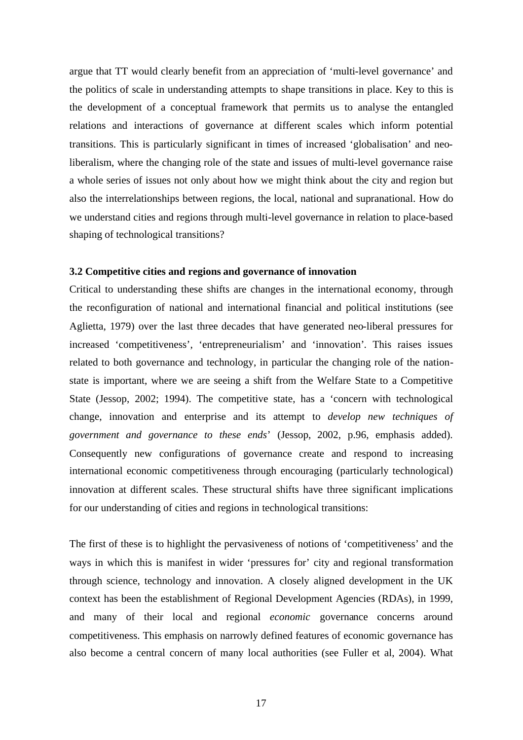argue that TT would clearly benefit from an appreciation of 'multi-level governance' and the politics of scale in understanding attempts to shape transitions in place. Key to this is the development of a conceptual framework that permits us to analyse the entangled relations and interactions of governance at different scales which inform potential transitions. This is particularly significant in times of increased 'globalisation' and neo-liberalism, where the changing role of the state and issues of multi-level governance raise a whole series of issues not only about how we might think about the city and region but also the interrelationships between regions, the local, national and supranational. How do we understand cities and regions through multi-level governance in relation to place-based shaping of technological transitions?

### 3.2 Competitive cities and regions and governance of innovation

Critical to understanding these shifts are changes in the international economy, through the reconfiguration of national and international financial and political institutions (see Aglietta, 1979) over the last three decades that have generated neo-liberal pressures for increased 'competitiveness', 'entrepreneurialism' and 'innovation'. This raises issues related to both governance and technology, in particular the changing role of the nation-state is important, where we are seeing a shift from the Welfare State to a Competitive State (Jessop, 2002; 1994). The competitive state, has a 'concern with technological change, innovation and enterprise and its attempt to *develop new techniques of government and governance to these ends*' (Jessop, 2002, p.96, emphasis added). Consequently new configurations of governance create and respond to increasing international economic competitiveness through encouraging (particularly technological) innovation at different scales. These structural shifts have three significant implications for our understanding of cities and regions in technological transitions:

The first of these is to highlight the pervasiveness of notions of 'competitiveness' and the ways in which this is manifest in wider 'pressures for' city and regional transformation through science, technology and innovation. A closely aligned development in the UK context has been the establishment of Regional Development Agencies (RDAs), in 1999, and many of their local and regional *economic* governance concerns around competitiveness. This emphasis on narrowly defined features of economic governance has also become a central concern of many local authorities (see Fuller et al, 2004). What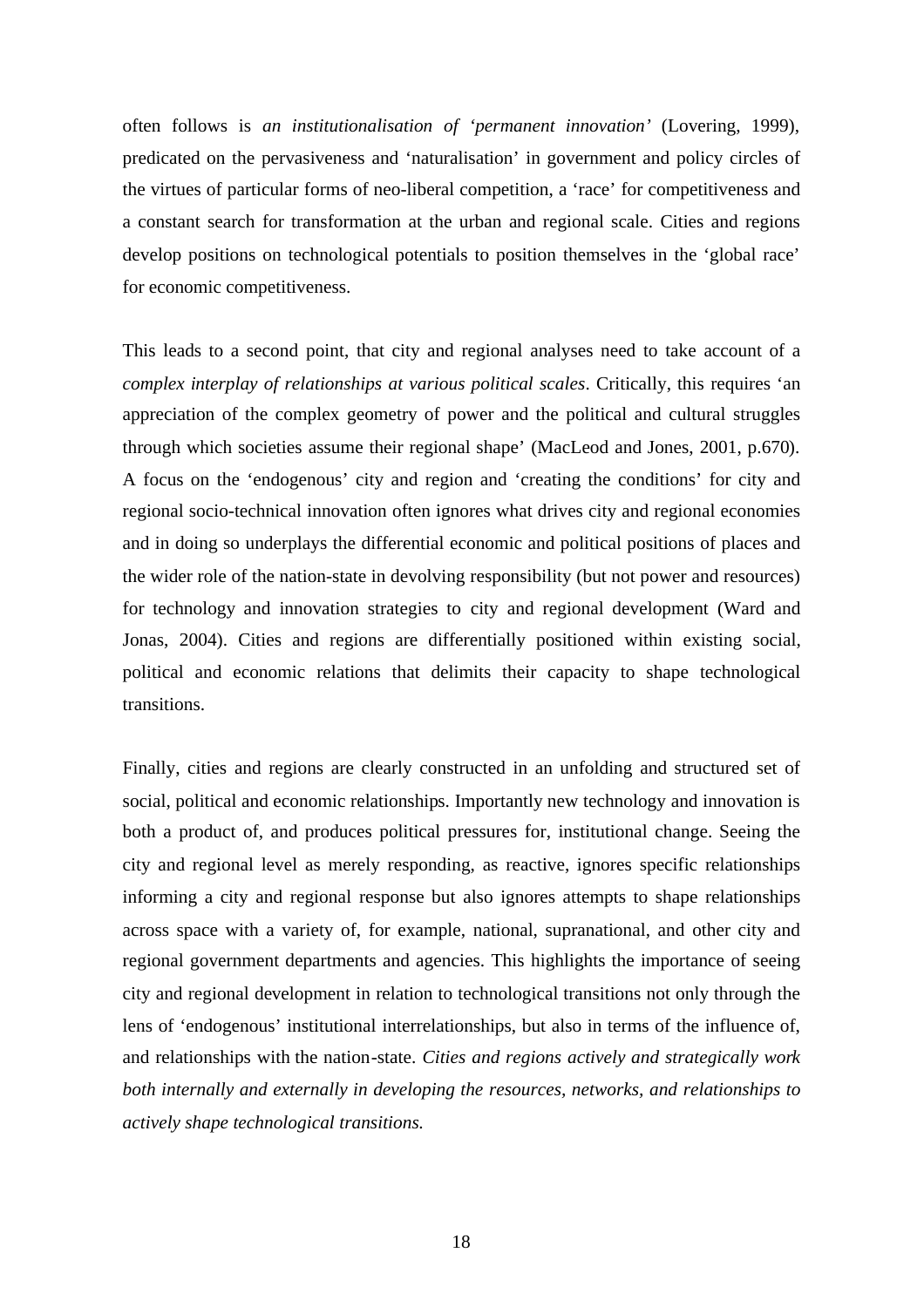often follows is *an institutionalisation of 'permanent innovation'* (Lovering, 1999), predicated on the pervasiveness and 'naturalisation' in government and policy circles of the virtues of particular forms of neo-liberal competition, a 'race' for competitiveness and a constant search for transformation at the urban and regional scale. Cities and regions develop positions on technological potentials to position themselves in the 'global race' for economic competitiveness.

This leads to a second point, that city and regional analyses need to take account of a *complex interplay of relationships at various political scales*. Critically, this requires 'an appreciation of the complex geometry of power and the political and cultural struggles through which societies assume their regional shape' (MacLeod and Jones, 2001, p.670). A focus on the 'endogenous' city and region and 'creating the conditions' for city and regional socio-technical innovation often ignores what drives city and regional economies and in doing so underplays the differential economic and political positions of places and the wider role of the nation-state in devolving responsibility (but not power and resources) for technology and innovation strategies to city and regional development (Ward and Jonas, 2004). Cities and regions are differentially positioned within existing social, political and economic relations that delimits their capacity to shape technological transitions.

Finally, cities and regions are clearly constructed in an unfolding and structured set of social, political and economic relationships. Importantly new technology and innovation is both a product of, and produces political pressures for, institutional change. Seeing the city and regional level as merely responding, as reactive, ignores specific relationships informing a city and regional response but also ignores attempts to shape relationships across space with a variety of, for example, national, supranational, and other city and regional government departments and agencies. This highlights the importance of seeing city and regional development in relation to technological transitions not only through the lens of 'endogenous' institutional interrelationships, but also in terms of the influence of, and relationships with the nation-state. *Cities and regions actively and strategically work both internally and externally in developing the resources, networks, and relationships to actively shape technological transitions.*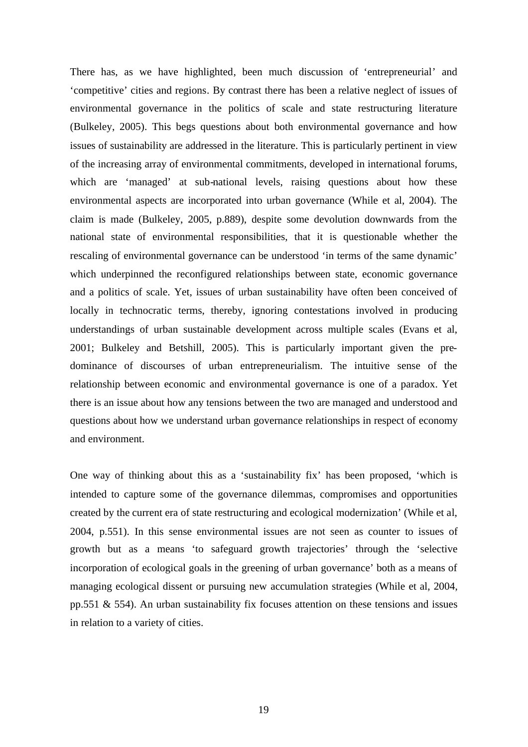There has, as we have highlighted, been much discussion of 'entrepreneurial' and 'competitive' cities and regions. By contrast there has been a relative neglect of issues of environmental governance in the politics of scale and state restructuring literature (Bulkeley, 2005). This begs questions about both environmental governance and how issues of sustainability are addressed in the literature. This is particularly pertinent in view of the increasing array of environmental commitments, developed in international forums, which are 'managed' at sub-national levels, raising questions about how these environmental aspects are incorporated into urban governance (While et al, 2004). The claim is made (Bulkeley, 2005, p.889), despite some devolution downwards from the national state of environmental responsibilities, that it is questionable whether the rescaling of environmental governance can be understood 'in terms of the same dynamic' which underpinned the reconfigured relationships between state, economic governance and a politics of scale. Yet, issues of urban sustainability have often been conceived of locally in technocratic terms, thereby, ignoring contestations involved in producing understandings of urban sustainable development across multiple scales (Evans et al, 2001; Bulkeley and Betshill, 2005). This is particularly important given the predominance of discourses of urban entrepreneurialism. The intuitive sense of the relationship between economic and environmental governance is one of a paradox. Yet there is an issue about how any tensions between the two are managed and understood and questions about how we understand urban governance relationships in respect of economy and environment.

One way of thinking about this as a 'sustainability fix' has been proposed, 'which is intended to capture some of the governance dilemmas, compromises and opportunities created by the current era of state restructuring and ecological modernization' (While et al, 2004, p.551). In this sense environmental issues are not seen as counter to issues of growth but as a means 'to safeguard growth trajectories' through the 'selective incorporation of ecological goals in the greening of urban governance' both as a means of managing ecological dissent or pursuing new accumulation strategies (While et al, 2004, pp.551 & 554). An urban sustainability fix focuses attention on these tensions and issues in relation to a variety of cities.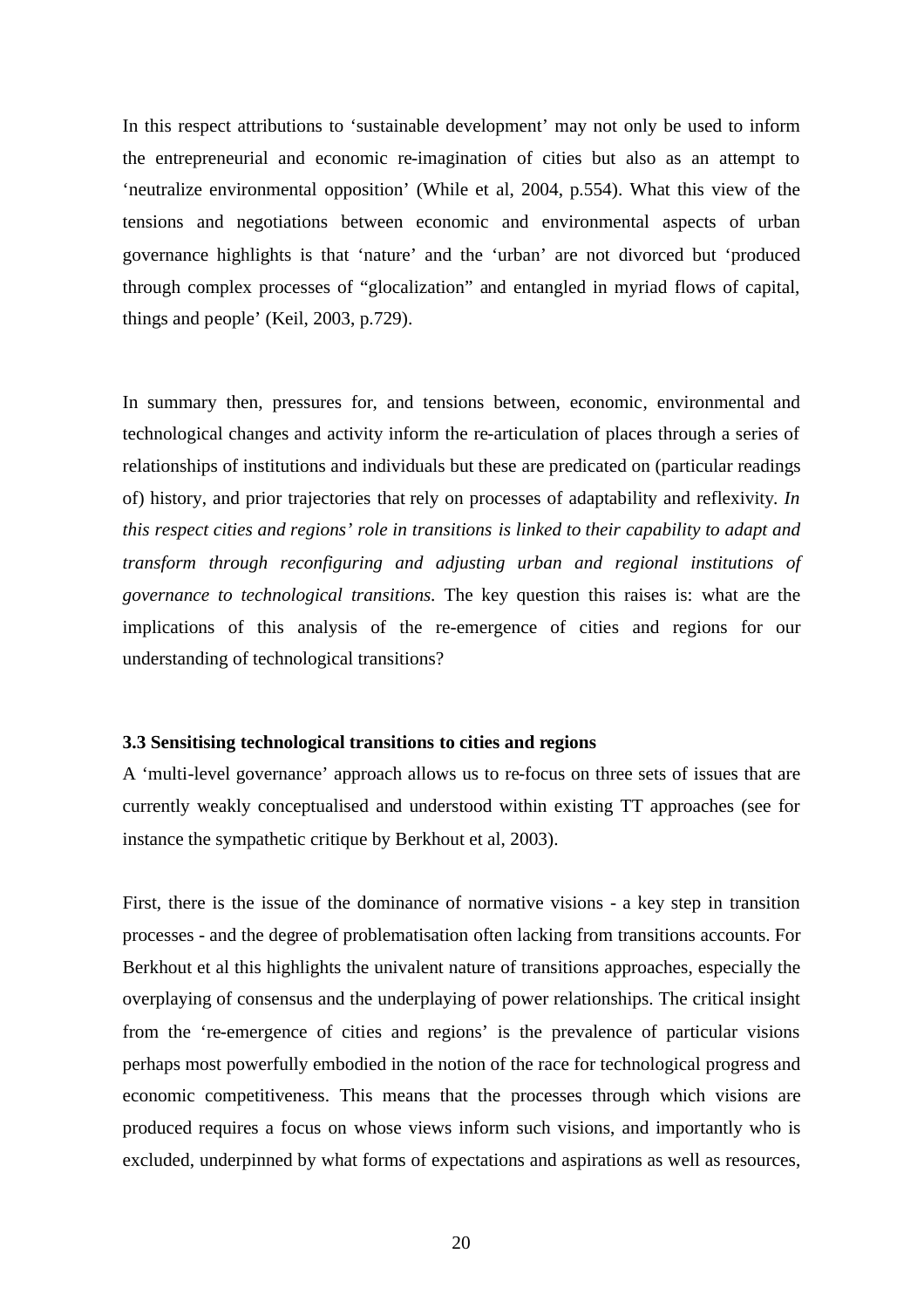In this respect attributions to 'sustainable development' may not only be used to inform the entrepreneurial and economic re-imagination of cities but also as an attempt to 'neutralize environmental opposition' (While et al, 2004, p.554). What this view of the tensions and negotiations between economic and environmental aspects of urban governance highlights is that 'nature' and the 'urban' are not divorced but 'produced through complex processes of "glocalization" and entangled in myriad flows of capital, things and people' (Keil, 2003, p.729).

In summary then, pressures for, and tensions between, economic, environmental and technological changes and activity inform the re-articulation of places through a series of relationships of institutions and individuals but these are predicated on (particular readings of) history, and prior trajectories that rely on processes of adaptability and reflexivity. *In this respect cities and regions' role in transitions is linked to their capability to adapt and transform through reconfiguring and adjusting urban and regional institutions of governance to technological transitions.* The key question this raises is: what are the implications of this analysis of the re-emergence of cities and regions for our understanding of technological transitions?

### 3.3 Sensitising technological transitions to cities and regions

A 'multi-level governance' approach allows us to re-focus on three sets of issues that are currently weakly conceptualised and understood within existing TT approaches (see for instance the sympathetic critique by Berkhout et al, 2003).

First, there is the issue of the dominance of normative visions - a key step in transition processes - and the degree of problematisation often lacking from transitions accounts. For Berkhout et al this highlights the univalent nature of transitions approaches, especially the overplaying of consensus and the underplaying of power relationships. The critical insight from the 're-emergence of cities and regions' is the prevalence of particular visions perhaps most powerfully embodied in the notion of the race for technological progress and economic competitiveness. This means that the processes through which visions are produced requires a focus on whose views inform such visions, and importantly who is excluded, underpinned by what forms of expectations and aspirations as well as resources,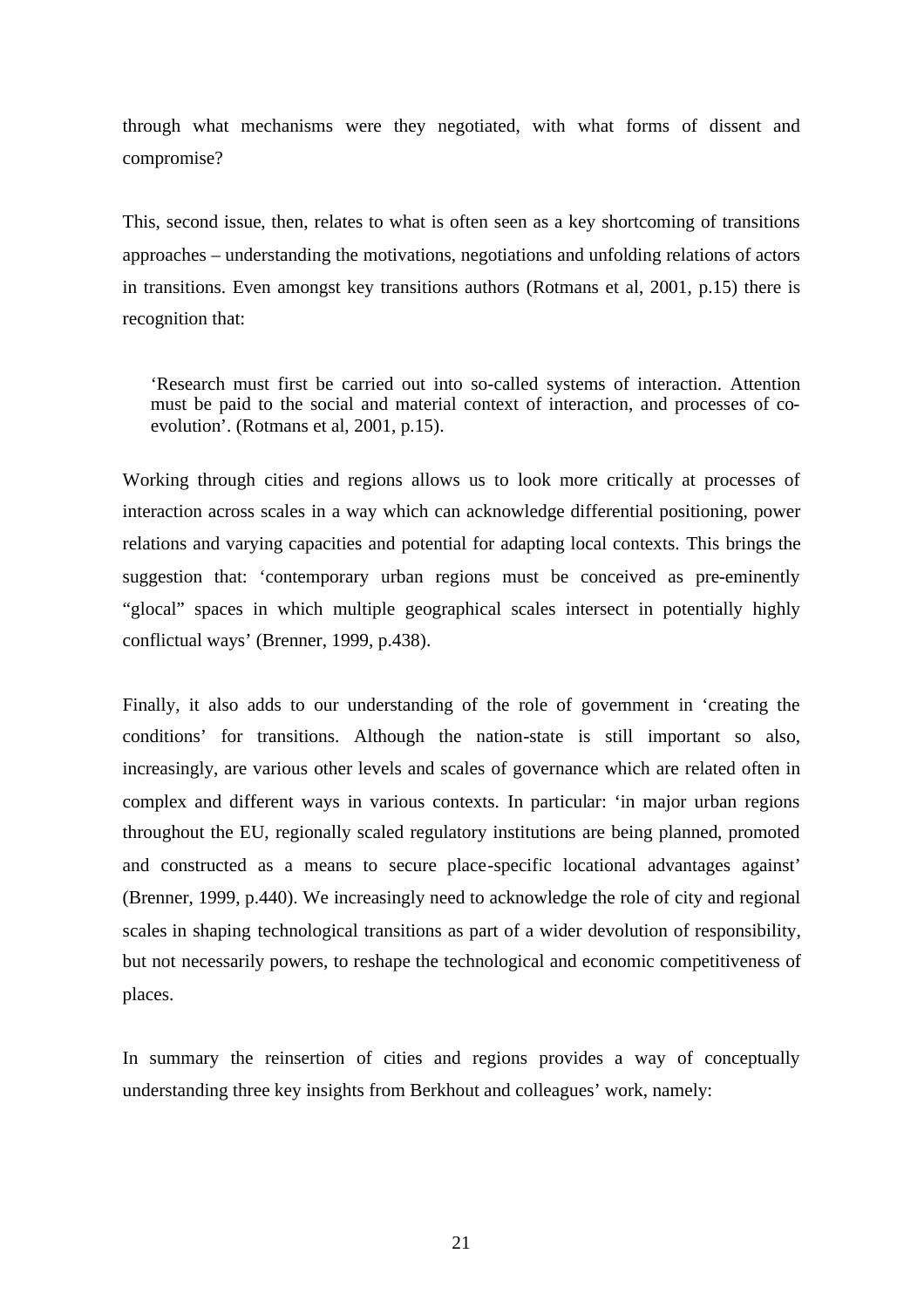through what mechanisms were they negotiated, with what forms of dissent and compromise?

This, second issue, then, relates to what is often seen as a key shortcoming of transitions approaches – understanding the motivations, negotiations and unfolding relations of actors in transitions. Even amongst key transitions authors (Rotmans et al, 2001, p.15) there is recognition that:

> 'Research must first be carried out into so-called systems of interaction. Attention must be paid to the social and material context of interaction, and processes of co-evolution'. (Rotmans et al, 2001, p.15).

Working through cities and regions allows us to look more critically at processes of interaction across scales in a way which can acknowledge differential positioning, power relations and varying capacities and potential for adapting local contexts. This brings the suggestion that: 'contemporary urban regions must be conceived as pre-eminently "glocal" spaces in which multiple geographical scales intersect in potentially highly conflictual ways' (Brenner, 1999, p.438).

Finally, it also adds to our understanding of the role of government in 'creating the conditions' for transitions. Although the nation-state is still important so also, increasingly, are various other levels and scales of governance which are related often in complex and different ways in various contexts. In particular: 'in major urban regions throughout the EU, regionally scaled regulatory institutions are being planned, promoted and constructed as a means to secure place-specific locational advantages against' (Brenner, 1999, p.440). We increasingly need to acknowledge the role of city and regional scales in shaping technological transitions as part of a wider devolution of responsibility, but not necessarily powers, to reshape the technological and economic competitiveness of places.

In summary the reinsertion of cities and regions provides a way of conceptually understanding three key insights from Berkhout and colleagues' work, namely: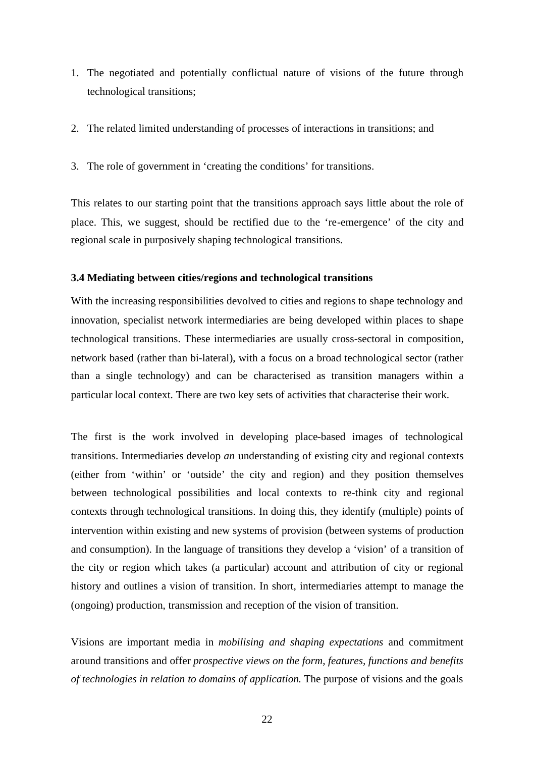1. The negotiated and potentially conflictual nature of visions of the future through technological transitions;

2. The related limited understanding of processes of interactions in transitions; and

3. The role of government in 'creating the conditions' for transitions.

This relates to our starting point that the transitions approach says little about the role of place. This, we suggest, should be rectified due to the 're-emergence' of the city and regional scale in purposively shaping technological transitions.

### 3.4 Mediating between cities/regions and technological transitions

With the increasing responsibilities devolved to cities and regions to shape technology and innovation, specialist network intermediaries are being developed within places to shape technological transitions. These intermediaries are usually cross-sectoral in composition, network based (rather than bi-lateral), with a focus on a broad technological sector (rather than a single technology) and can be characterised as transition managers within a particular local context. There are two key sets of activities that characterise their work.

The first is the work involved in developing place-based images of technological transitions. Intermediaries develop *an* understanding of existing city and regional contexts (either from 'within' or 'outside' the city and region) and they position themselves between technological possibilities and local contexts to re-think city and regional contexts through technological transitions. In doing this, they identify (multiple) points of intervention within existing and new systems of provision (between systems of production and consumption). In the language of transitions they develop a 'vision' of a transition of the city or region which takes (a particular) account and attribution of city or regional history and outlines a vision of transition. In short, intermediaries attempt to manage the (ongoing) production, transmission and reception of the vision of transition.

Visions are important media in *mobilising and shaping expectations* and commitment around transitions and offer *prospective views on the form, features, functions and benefits of technologies in relation to domains of application.* The purpose of visions and the goals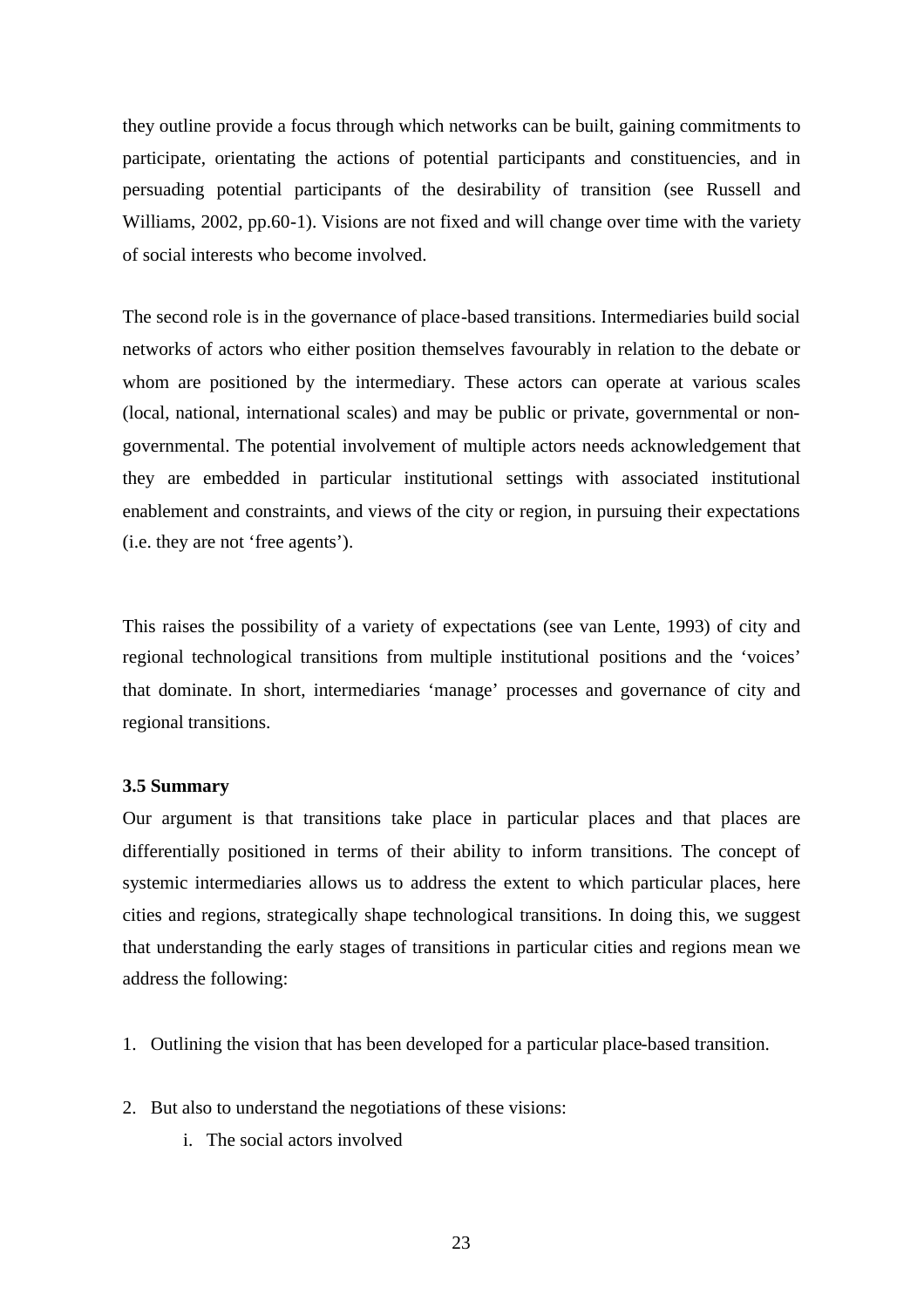they outline provide a focus through which networks can be built, gaining commitments to participate, orientating the actions of potential participants and constituencies, and in persuading potential participants of the desirability of transition (see Russell and Williams, 2002, pp.60-1). Visions are not fixed and will change over time with the variety of social interests who become involved.

The second role is in the governance of place-based transitions. Intermediaries build social networks of actors who either position themselves favourably in relation to the debate or whom are positioned by the intermediary. These actors can operate at various scales (local, national, international scales) and may be public or private, governmental or non-governmental. The potential involvement of multiple actors needs acknowledgement that they are embedded in particular institutional settings with associated institutional enablement and constraints, and views of the city or region, in pursuing their expectations (i.e. they are not 'free agents').

This raises the possibility of a variety of expectations (see van Lente, 1993) of city and regional technological transitions from multiple institutional positions and the 'voices' that dominate. In short, intermediaries 'manage' processes and governance of city and regional transitions.

**3.5 Summary**

Our argument is that transitions take place in particular places and that places are differentially positioned in terms of their ability to inform transitions. The concept of systemic intermediaries allows us to address the extent to which particular places, here cities and regions, strategically shape technological transitions. In doing this, we suggest that understanding the early stages of transitions in particular cities and regions mean we address the following:

1. Outlining the vision that has been developed for a particular place-based transition.

2. But also to understand the negotiations of these visions:
    i. The social actors involved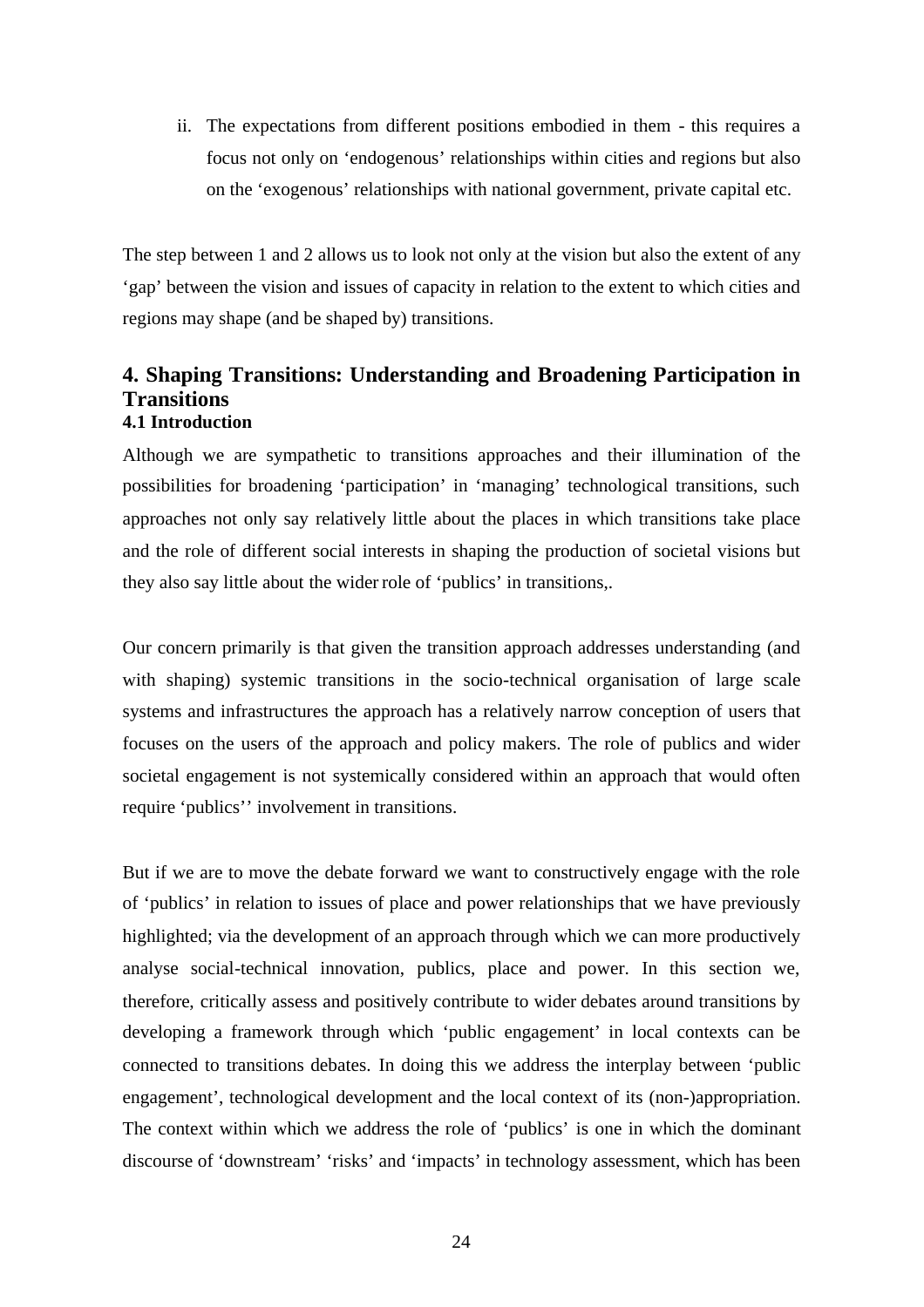ii. The expectations from different positions embodied in them - this requires a focus not only on 'endogenous' relationships within cities and regions but also on the 'exogenous' relationships with national government, private capital etc.

The step between 1 and 2 allows us to look not only at the vision but also the extent of any 'gap' between the vision and issues of capacity in relation to the extent to which cities and regions may shape (and be shaped by) transitions.

## 4. Shaping Transitions: Understanding and Broadening Participation in Transitions

### 4.1 Introduction

Although we are sympathetic to transitions approaches and their illumination of the possibilities for broadening 'participation' in 'managing' technological transitions, such approaches not only say relatively little about the places in which transitions take place and the role of different social interests in shaping the production of societal visions but they also say little about the wider role of 'publics' in transitions,.

Our concern primarily is that given the transition approach addresses understanding (and with shaping) systemic transitions in the socio-technical organisation of large scale systems and infrastructures the approach has a relatively narrow conception of users that focuses on the users of the approach and policy makers. The role of publics and wider societal engagement is not systemically considered within an approach that would often require 'publics'' involvement in transitions.

But if we are to move the debate forward we want to constructively engage with the role of 'publics' in relation to issues of place and power relationships that we have previously highlighted; via the development of an approach through which we can more productively analyse social-technical innovation, publics, place and power. In this section we, therefore, critically assess and positively contribute to wider debates around transitions by developing a framework through which 'public engagement' in local contexts can be connected to transitions debates. In doing this we address the interplay between 'public engagement', technological development and the local context of its (non-)appropriation. The context within which we address the role of 'publics' is one in which the dominant discourse of 'downstream' 'risks' and 'impacts' in technology assessment, which has been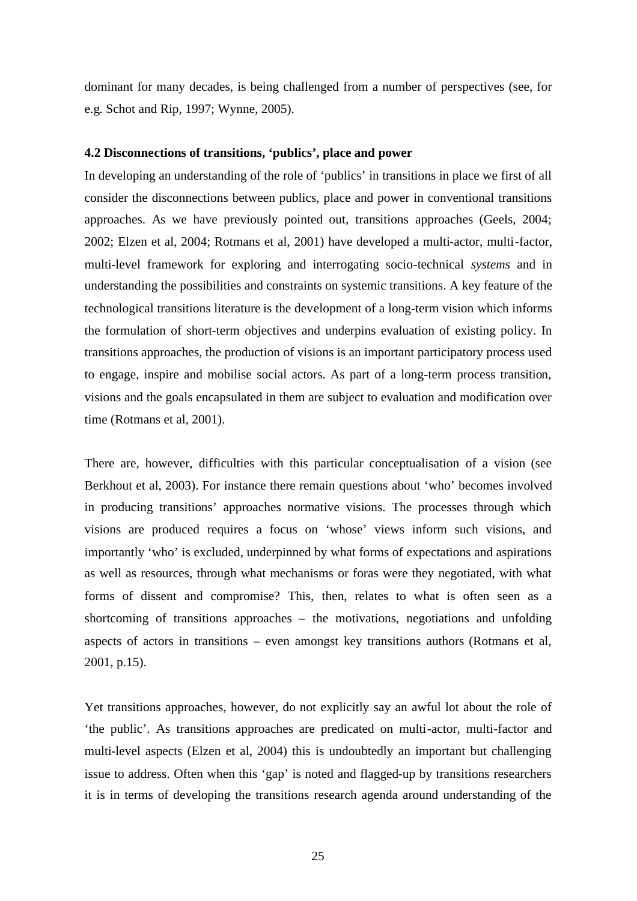dominant for many decades, is being challenged from a number of perspectives (see, for e.g. Schot and Rip, 1997; Wynne, 2005).

### 4.2 Disconnections of transitions, 'publics', place and power

In developing an understanding of the role of 'publics' in transitions in place we first of all consider the disconnections between publics, place and power in conventional transitions approaches. As we have previously pointed out, transitions approaches (Geels, 2004; 2002; Elzen et al, 2004; Rotmans et al, 2001) have developed a multi-actor, multi-factor, multi-level framework for exploring and interrogating socio-technical *systems* and in understanding the possibilities and constraints on systemic transitions. A key feature of the technological transitions literature is the development of a long-term vision which informs the formulation of short-term objectives and underpins evaluation of existing policy. In transitions approaches, the production of visions is an important participatory process used to engage, inspire and mobilise social actors. As part of a long-term process transition, visions and the goals encapsulated in them are subject to evaluation and modification over time (Rotmans et al, 2001).

There are, however, difficulties with this particular conceptualisation of a vision (see Berkhout et al, 2003). For instance there remain questions about 'who' becomes involved in producing transitions' approaches normative visions. The processes through which visions are produced requires a focus on 'whose' views inform such visions, and importantly 'who' is excluded, underpinned by what forms of expectations and aspirations as well as resources, through what mechanisms or foras were they negotiated, with what forms of dissent and compromise? This, then, relates to what is often seen as a shortcoming of transitions approaches – the motivations, negotiations and unfolding aspects of actors in transitions – even amongst key transitions authors (Rotmans et al, 2001, p.15).

Yet transitions approaches, however, do not explicitly say an awful lot about the role of 'the public'. As transitions approaches are predicated on multi-actor, multi-factor and multi-level aspects (Elzen et al, 2004) this is undoubtedly an important but challenging issue to address. Often when this 'gap' is noted and flagged-up by transitions researchers it is in terms of developing the transitions research agenda around understanding of the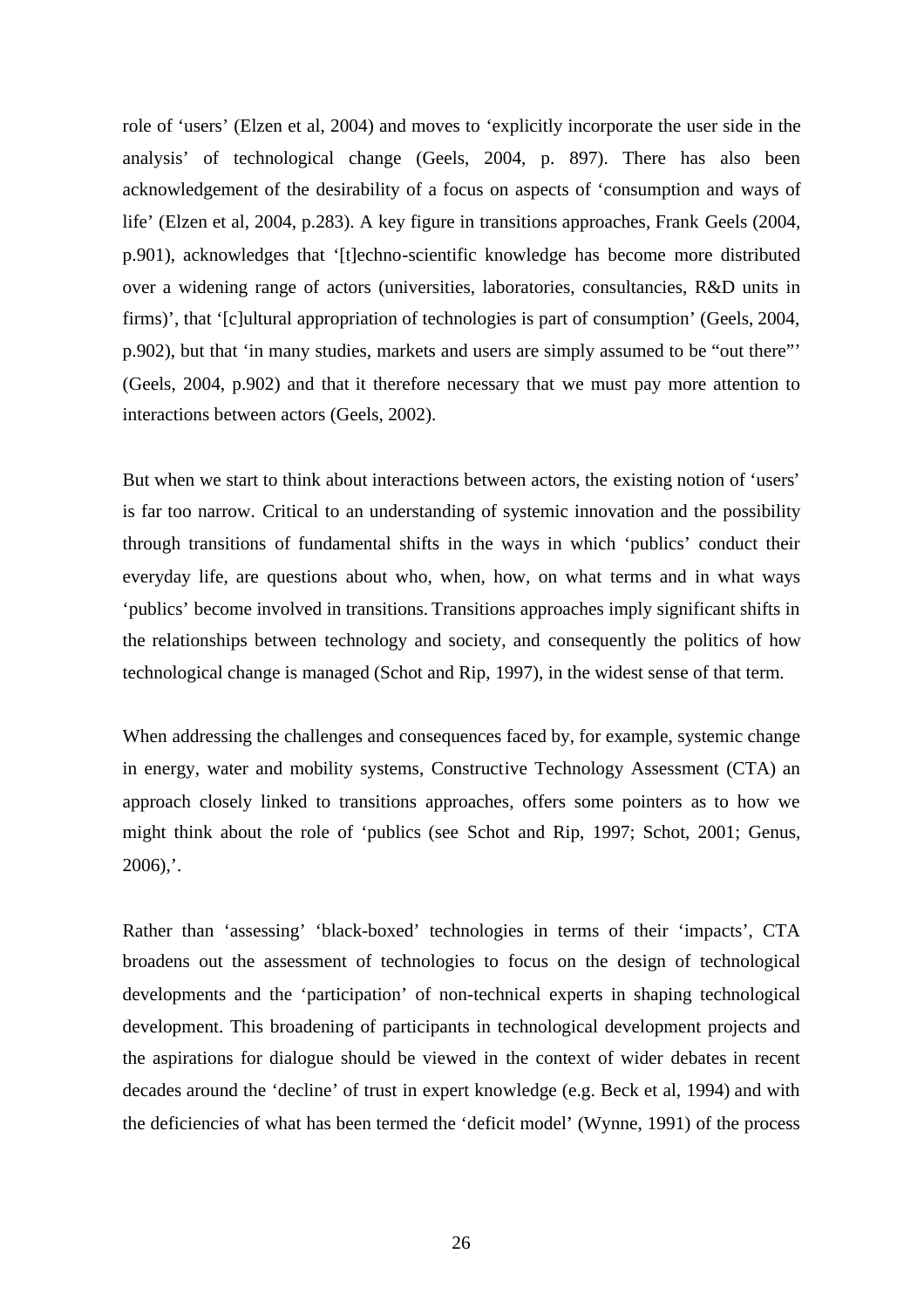role of ‘users’ (Elzen et al, 2004) and moves to ‘explicitly incorporate the user side in the analysis’ of technological change (Geels, 2004, p. 897). There has also been acknowledgement of the desirability of a focus on aspects of ‘consumption and ways of life’ (Elzen et al, 2004, p.283). A key figure in transitions approaches, Frank Geels (2004, p.901), acknowledges that ‘[t]echno-scientific knowledge has become more distributed over a widening range of actors (universities, laboratories, consultancies, R&D units in firms)’, that ‘[c]ultural appropriation of technologies is part of consumption’ (Geels, 2004, p.902), but that ‘in many studies, markets and users are simply assumed to be “out there”’ (Geels, 2004, p.902) and that it therefore necessary that we must pay more attention to interactions between actors (Geels, 2002).

But when we start to think about interactions between actors, the existing notion of ‘users’ is far too narrow. Critical to an understanding of systemic innovation and the possibility through transitions of fundamental shifts in the ways in which ‘publics’ conduct their everyday life, are questions about who, when, how, on what terms and in what ways ‘publics’ become involved in transitions. Transitions approaches imply significant shifts in the relationships between technology and society, and consequently the politics of how technological change is managed (Schot and Rip, 1997), in the widest sense of that term.

When addressing the challenges and consequences faced by, for example, systemic change in energy, water and mobility systems, Constructive Technology Assessment (CTA) an approach closely linked to transitions approaches, offers some pointers as to how we might think about the role of ‘publics (see Schot and Rip, 1997; Schot, 2001; Genus, 2006),’.

Rather than ‘assessing’ ‘black-boxed’ technologies in terms of their ‘impacts’, CTA broadens out the assessment of technologies to focus on the design of technological developments and the ‘participation’ of non-technical experts in shaping technological development. This broadening of participants in technological development projects and the aspirations for dialogue should be viewed in the context of wider debates in recent decades around the ‘decline’ of trust in expert knowledge (e.g. Beck et al, 1994) and with the deficiencies of what has been termed the ‘deficit model’ (Wynne, 1991) of the process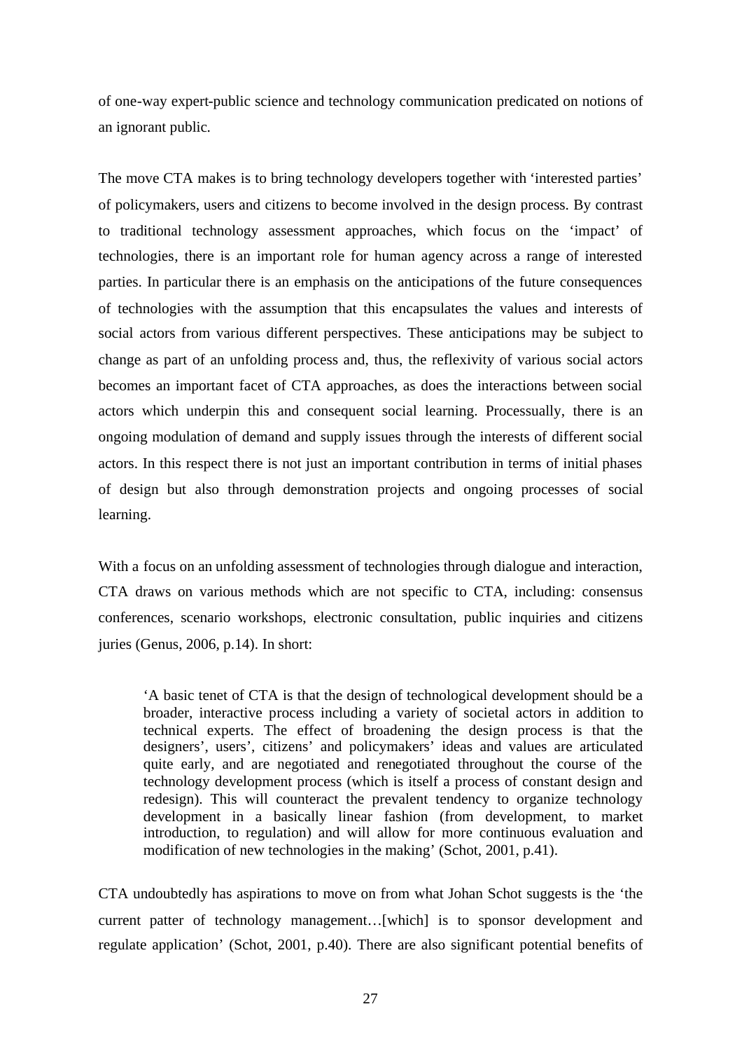of one-way expert-public science and technology communication predicated on notions of an ignorant public.

The move CTA makes is to bring technology developers together with 'interested parties' of policymakers, users and citizens to become involved in the design process. By contrast to traditional technology assessment approaches, which focus on the 'impact' of technologies, there is an important role for human agency across a range of interested parties. In particular there is an emphasis on the anticipations of the future consequences of technologies with the assumption that this encapsulates the values and interests of social actors from various different perspectives. These anticipations may be subject to change as part of an unfolding process and, thus, the reflexivity of various social actors becomes an important facet of CTA approaches, as does the interactions between social actors which underpin this and consequent social learning. Processually, there is an ongoing modulation of demand and supply issues through the interests of different social actors. In this respect there is not just an important contribution in terms of initial phases of design but also through demonstration projects and ongoing processes of social learning.

With a focus on an unfolding assessment of technologies through dialogue and interaction, CTA draws on various methods which are not specific to CTA, including: consensus conferences, scenario workshops, electronic consultation, public inquiries and citizens juries (Genus, 2006, p.14). In short:

> 'A basic tenet of CTA is that the design of technological development should be a broader, interactive process including a variety of societal actors in addition to technical experts. The effect of broadening the design process is that the designers', users', citizens' and policymakers' ideas and values are articulated quite early, and are negotiated and renegotiated throughout the course of the technology development process (which is itself a process of constant design and redesign). This will counteract the prevalent tendency to organize technology development in a basically linear fashion (from development, to market introduction, to regulation) and will allow for more continuous evaluation and modification of new technologies in the making' (Schot, 2001, p.41).

CTA undoubtedly has aspirations to move on from what Johan Schot suggests is the 'the current patter of technology management…[which] is to sponsor development and regulate application' (Schot, 2001, p.40). There are also significant potential benefits of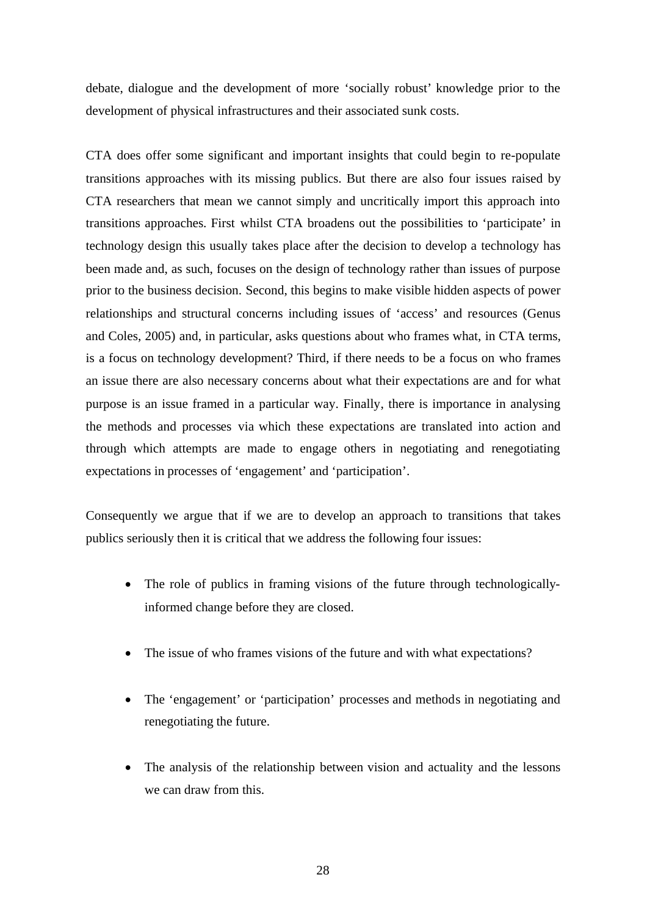debate, dialogue and the development of more 'socially robust' knowledge prior to the development of physical infrastructures and their associated sunk costs.

CTA does offer some significant and important insights that could begin to re-populate transitions approaches with its missing publics. But there are also four issues raised by CTA researchers that mean we cannot simply and uncritically import this approach into transitions approaches. First whilst CTA broadens out the possibilities to 'participate' in technology design this usually takes place after the decision to develop a technology has been made and, as such, focuses on the design of technology rather than issues of purpose prior to the business decision. Second, this begins to make visible hidden aspects of power relationships and structural concerns including issues of 'access' and resources (Genus and Coles, 2005) and, in particular, asks questions about who frames what, in CTA terms, is a focus on technology development? Third, if there needs to be a focus on who frames an issue there are also necessary concerns about what their expectations are and for what purpose is an issue framed in a particular way. Finally, there is importance in analysing the methods and processes via which these expectations are translated into action and through which attempts are made to engage others in negotiating and renegotiating expectations in processes of 'engagement' and 'participation'.

Consequently we argue that if we are to develop an approach to transitions that takes publics seriously then it is critical that we address the following four issues:

- The role of publics in framing visions of the future through technologically-informed change before they are closed.
- The issue of who frames visions of the future and with what expectations?
- The 'engagement' or 'participation' processes and methods in negotiating and renegotiating the future.
- The analysis of the relationship between vision and actuality and the lessons we can draw from this.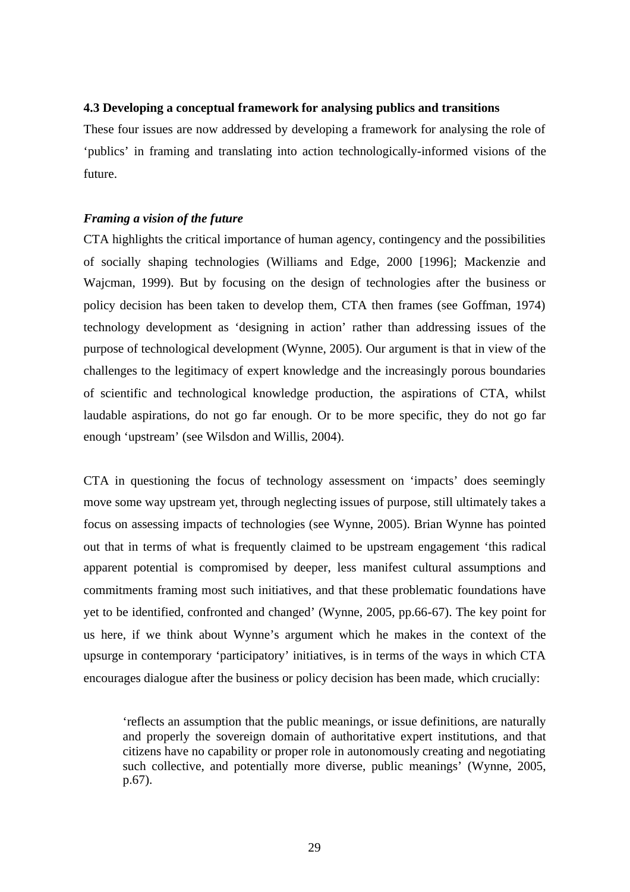### 4.3 Developing a conceptual framework for analysing publics and transitions

These four issues are now addressed by developing a framework for analysing the role of 'publics' in framing and translating into action technologically-informed visions of the future.

#### *Framing a vision of the future*

CTA highlights the critical importance of human agency, contingency and the possibilities of socially shaping technologies (Williams and Edge, 2000 [1996]; Mackenzie and Wajcman, 1999). But by focusing on the design of technologies after the business or policy decision has been taken to develop them, CTA then frames (see Goffman, 1974) technology development as 'designing in action' rather than addressing issues of the purpose of technological development (Wynne, 2005). Our argument is that in view of the challenges to the legitimacy of expert knowledge and the increasingly porous boundaries of scientific and technological knowledge production, the aspirations of CTA, whilst laudable aspirations, do not go far enough. Or to be more specific, they do not go far enough 'upstream' (see Wilsdon and Willis, 2004).

CTA in questioning the focus of technology assessment on 'impacts' does seemingly move some way upstream yet, through neglecting issues of purpose, still ultimately takes a focus on assessing impacts of technologies (see Wynne, 2005). Brian Wynne has pointed out that in terms of what is frequently claimed to be upstream engagement 'this radical apparent potential is compromised by deeper, less manifest cultural assumptions and commitments framing most such initiatives, and that these problematic foundations have yet to be identified, confronted and changed' (Wynne, 2005, pp.66-67). The key point for us here, if we think about Wynne's argument which he makes in the context of the upsurge in contemporary 'participatory' initiatives, is in terms of the ways in which CTA encourages dialogue after the business or policy decision has been made, which crucially:

> 'reflects an assumption that the public meanings, or issue definitions, are naturally and properly the sovereign domain of authoritative expert institutions, and that citizens have no capability or proper role in autonomously creating and negotiating such collective, and potentially more diverse, public meanings' (Wynne, 2005, p.67).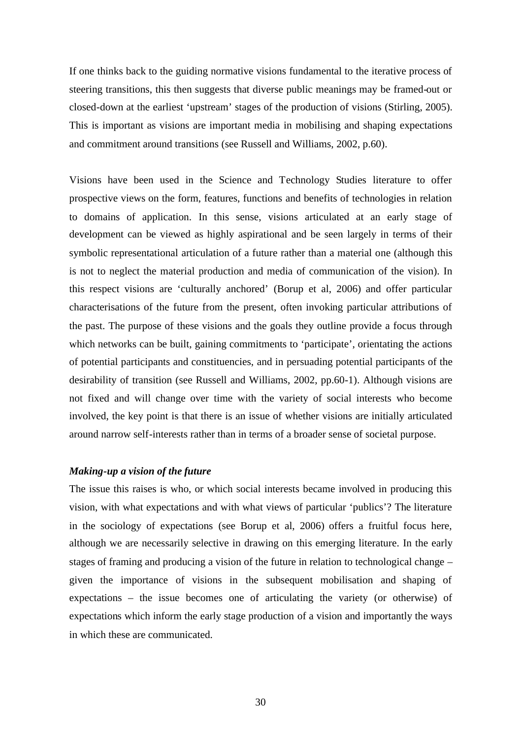If one thinks back to the guiding normative visions fundamental to the iterative process of steering transitions, this then suggests that diverse public meanings may be framed-out or closed-down at the earliest 'upstream' stages of the production of visions (Stirling, 2005). This is important as visions are important media in mobilising and shaping expectations and commitment around transitions (see Russell and Williams, 2002, p.60).

Visions have been used in the Science and Technology Studies literature to offer prospective views on the form, features, functions and benefits of technologies in relation to domains of application. In this sense, visions articulated at an early stage of development can be viewed as highly aspirational and be seen largely in terms of their symbolic representational articulation of a future rather than a material one (although this is not to neglect the material production and media of communication of the vision). In this respect visions are 'culturally anchored' (Borup et al, 2006) and offer particular characterisations of the future from the present, often invoking particular attributions of the past. The purpose of these visions and the goals they outline provide a focus through which networks can be built, gaining commitments to 'participate', orientating the actions of potential participants and constituencies, and in persuading potential participants of the desirability of transition (see Russell and Williams, 2002, pp.60-1). Although visions are not fixed and will change over time with the variety of social interests who become involved, the key point is that there is an issue of whether visions are initially articulated around narrow self-interests rather than in terms of a broader sense of societal purpose.

***Making-up a vision of the future***

The issue this raises is who, or which social interests became involved in producing this vision, with what expectations and with what views of particular 'publics'? The literature in the sociology of expectations (see Borup et al, 2006) offers a fruitful focus here, although we are necessarily selective in drawing on this emerging literature. In the early stages of framing and producing a vision of the future in relation to technological change – given the importance of visions in the subsequent mobilisation and shaping of expectations – the issue becomes one of articulating the variety (or otherwise) of expectations which inform the early stage production of a vision and importantly the ways in which these are communicated.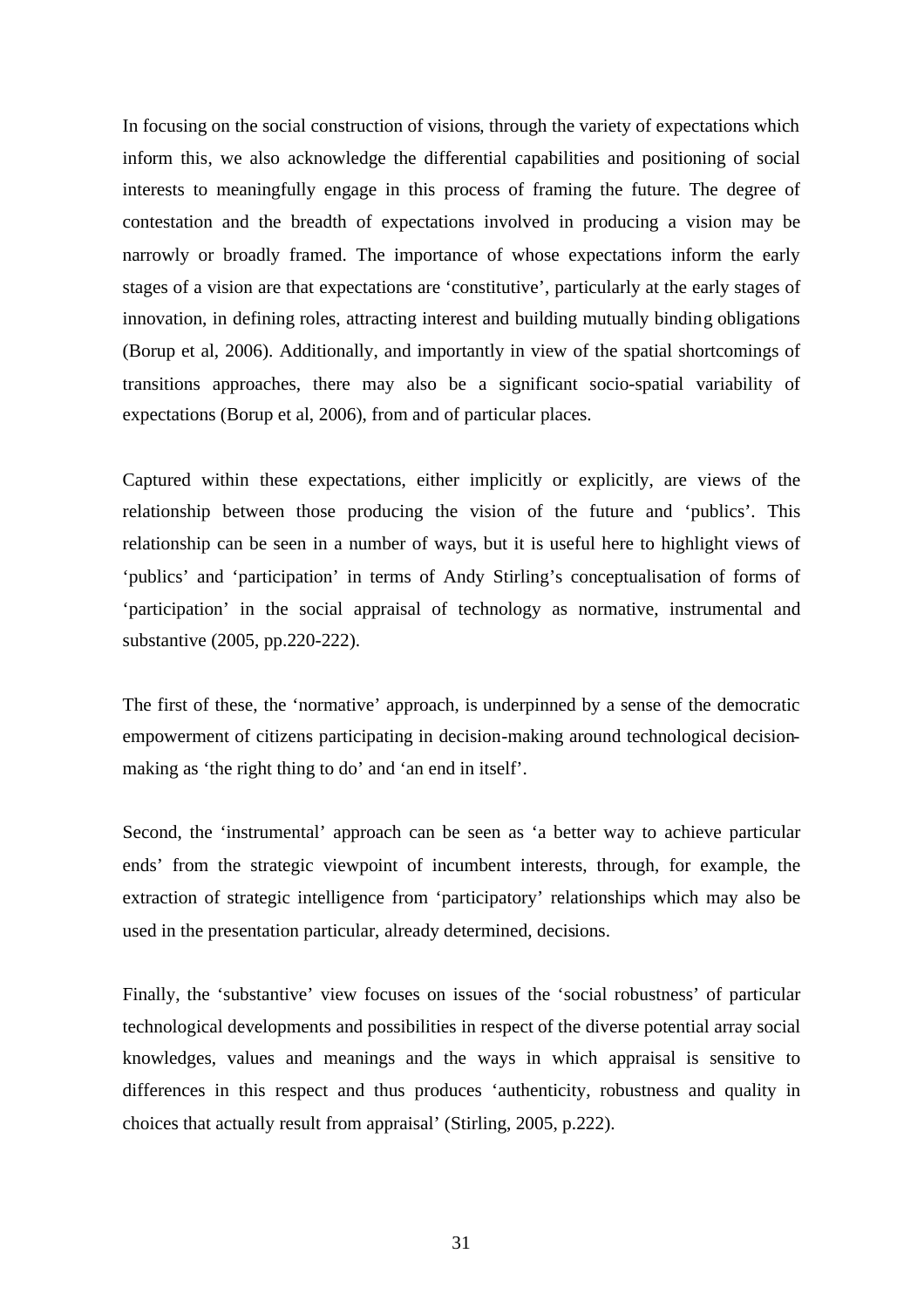In focusing on the social construction of visions, through the variety of expectations which inform this, we also acknowledge the differential capabilities and positioning of social interests to meaningfully engage in this process of framing the future. The degree of contestation and the breadth of expectations involved in producing a vision may be narrowly or broadly framed. The importance of whose expectations inform the early stages of a vision are that expectations are 'constitutive', particularly at the early stages of innovation, in defining roles, attracting interest and building mutually binding obligations (Borup et al, 2006). Additionally, and importantly in view of the spatial shortcomings of transitions approaches, there may also be a significant socio-spatial variability of expectations (Borup et al, 2006), from and of particular places.

Captured within these expectations, either implicitly or explicitly, are views of the relationship between those producing the vision of the future and 'publics'. This relationship can be seen in a number of ways, but it is useful here to highlight views of 'publics' and 'participation' in terms of Andy Stirling's conceptualisation of forms of 'participation' in the social appraisal of technology as normative, instrumental and substantive (2005, pp.220-222).

The first of these, the 'normative' approach, is underpinned by a sense of the democratic empowerment of citizens participating in decision-making around technological decision-making as 'the right thing to do' and 'an end in itself'.

Second, the 'instrumental' approach can be seen as 'a better way to achieve particular ends' from the strategic viewpoint of incumbent interests, through, for example, the extraction of strategic intelligence from 'participatory' relationships which may also be used in the presentation particular, already determined, decisions.

Finally, the 'substantive' view focuses on issues of the 'social robustness' of particular technological developments and possibilities in respect of the diverse potential array social knowledges, values and meanings and the ways in which appraisal is sensitive to differences in this respect and thus produces 'authenticity, robustness and quality in choices that actually result from appraisal' (Stirling, 2005, p.222).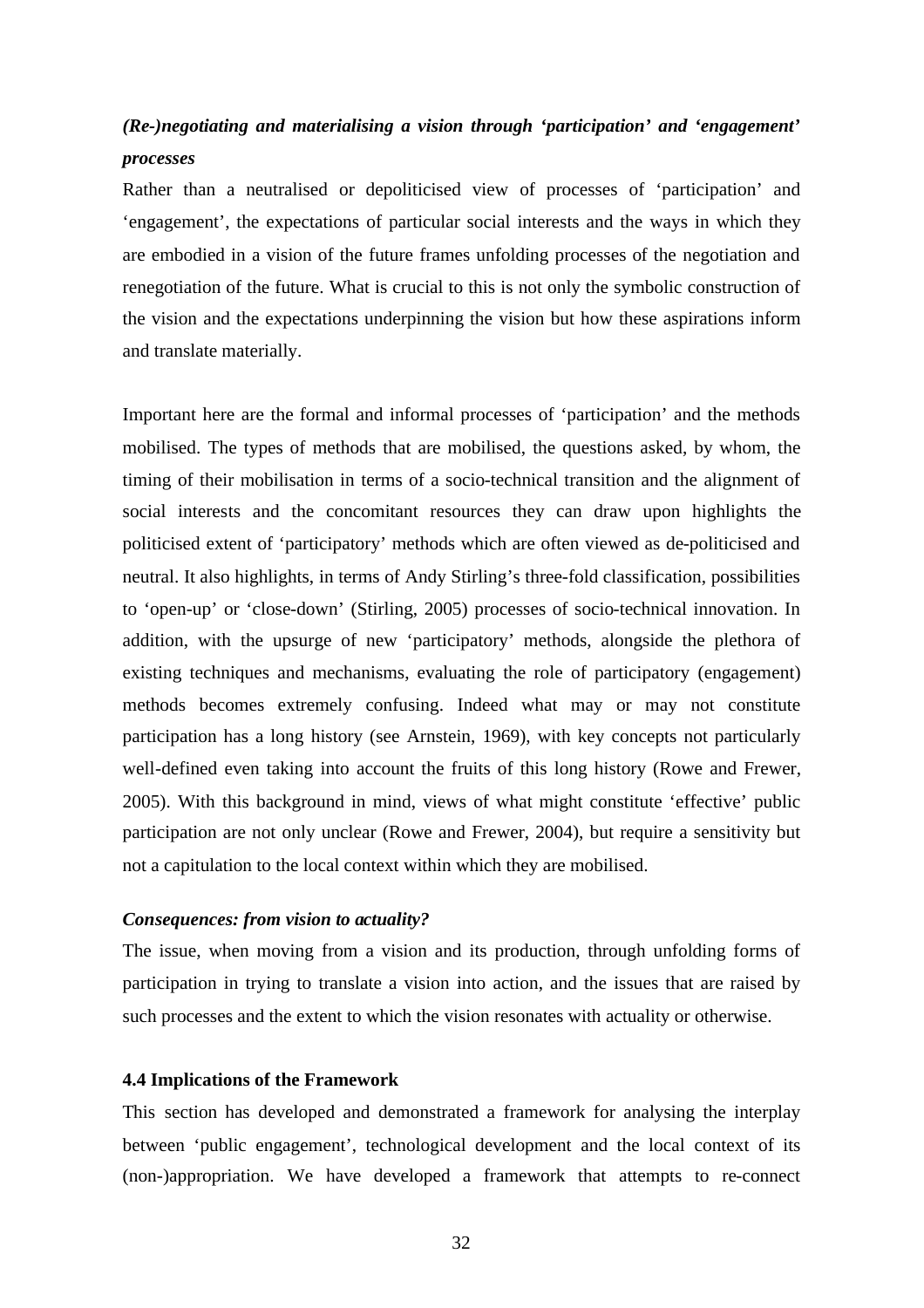### *(Re-)negotiating and materialising a vision through 'participation' and 'engagement' processes*

Rather than a neutralised or depoliticised view of processes of 'participation' and 'engagement', the expectations of particular social interests and the ways in which they are embodied in a vision of the future frames unfolding processes of the negotiation and renegotiation of the future. What is crucial to this is not only the symbolic construction of the vision and the expectations underpinning the vision but how these aspirations inform and translate materially.

Important here are the formal and informal processes of 'participation' and the methods mobilised. The types of methods that are mobilised, the questions asked, by whom, the timing of their mobilisation in terms of a socio-technical transition and the alignment of social interests and the concomitant resources they can draw upon highlights the politicised extent of 'participatory' methods which are often viewed as de-politicised and neutral. It also highlights, in terms of Andy Stirling's three-fold classification, possibilities to 'open-up' or 'close-down' (Stirling, 2005) processes of socio-technical innovation. In addition, with the upsurge of new 'participatory' methods, alongside the plethora of existing techniques and mechanisms, evaluating the role of participatory (engagement) methods becomes extremely confusing. Indeed what may or may not constitute participation has a long history (see Arnstein, 1969), with key concepts not particularly well-defined even taking into account the fruits of this long history (Rowe and Frewer, 2005). With this background in mind, views of what might constitute 'effective' public participation are not only unclear (Rowe and Frewer, 2004), but require a sensitivity but not a capitulation to the local context within which they are mobilised.

### *Consequences: from vision to actuality?*

The issue, when moving from a vision and its production, through unfolding forms of participation in trying to translate a vision into action, and the issues that are raised by such processes and the extent to which the vision resonates with actuality or otherwise.

### 4.4 Implications of the Framework

This section has developed and demonstrated a framework for analysing the interplay between 'public engagement', technological development and the local context of its (non-)appropriation. We have developed a framework that attempts to re-connect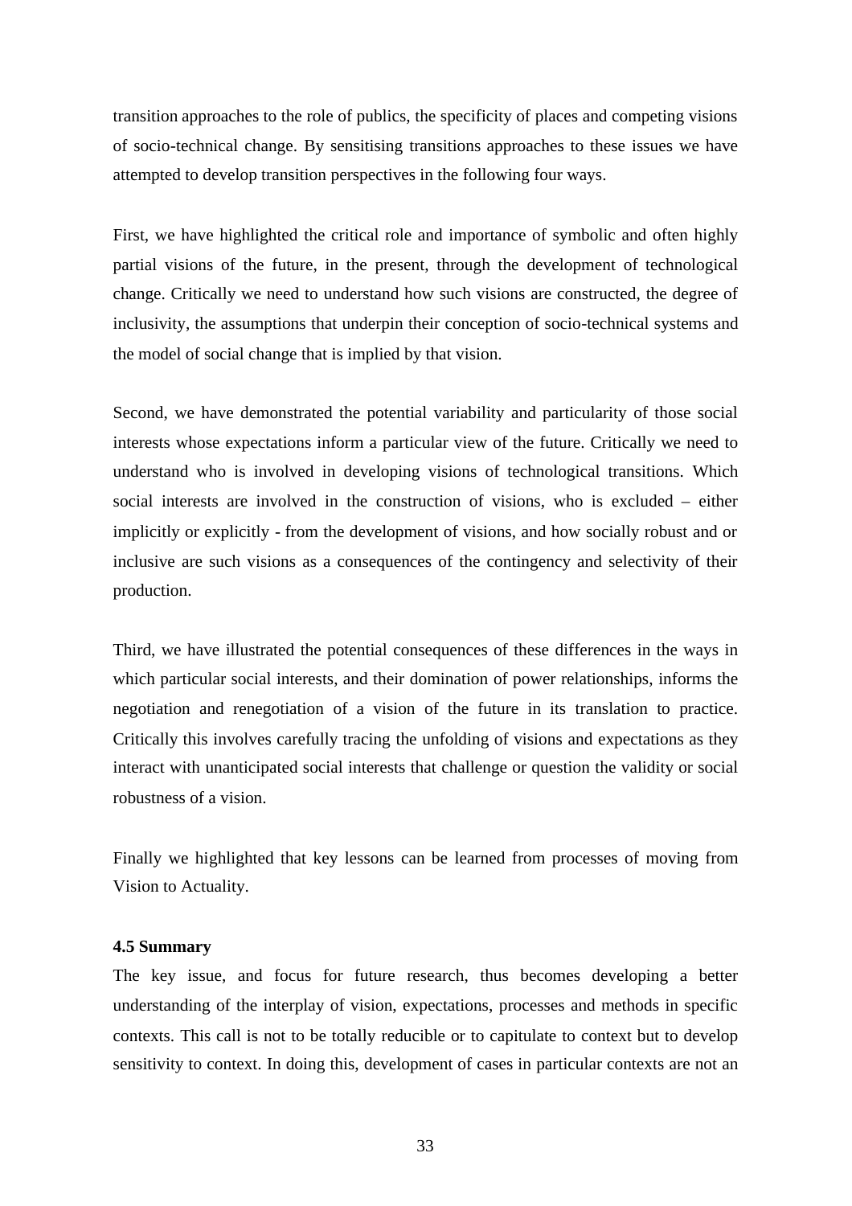transition approaches to the role of publics, the specificity of places and competing visions of socio-technical change. By sensitising transitions approaches to these issues we have attempted to develop transition perspectives in the following four ways.

First, we have highlighted the critical role and importance of symbolic and often highly partial visions of the future, in the present, through the development of technological change. Critically we need to understand how such visions are constructed, the degree of inclusivity, the assumptions that underpin their conception of socio-technical systems and the model of social change that is implied by that vision.

Second, we have demonstrated the potential variability and particularity of those social interests whose expectations inform a particular view of the future. Critically we need to understand who is involved in developing visions of technological transitions. Which social interests are involved in the construction of visions, who is excluded – either implicitly or explicitly - from the development of visions, and how socially robust and or inclusive are such visions as a consequences of the contingency and selectivity of their production.

Third, we have illustrated the potential consequences of these differences in the ways in which particular social interests, and their domination of power relationships, informs the negotiation and renegotiation of a vision of the future in its translation to practice. Critically this involves carefully tracing the unfolding of visions and expectations as they interact with unanticipated social interests that challenge or question the validity or social robustness of a vision.

Finally we highlighted that key lessons can be learned from processes of moving from Vision to Actuality.

**4.5 Summary**

The key issue, and focus for future research, thus becomes developing a better understanding of the interplay of vision, expectations, processes and methods in specific contexts. This call is not to be totally reducible or to capitulate to context but to develop sensitivity to context. In doing this, development of cases in particular contexts are not an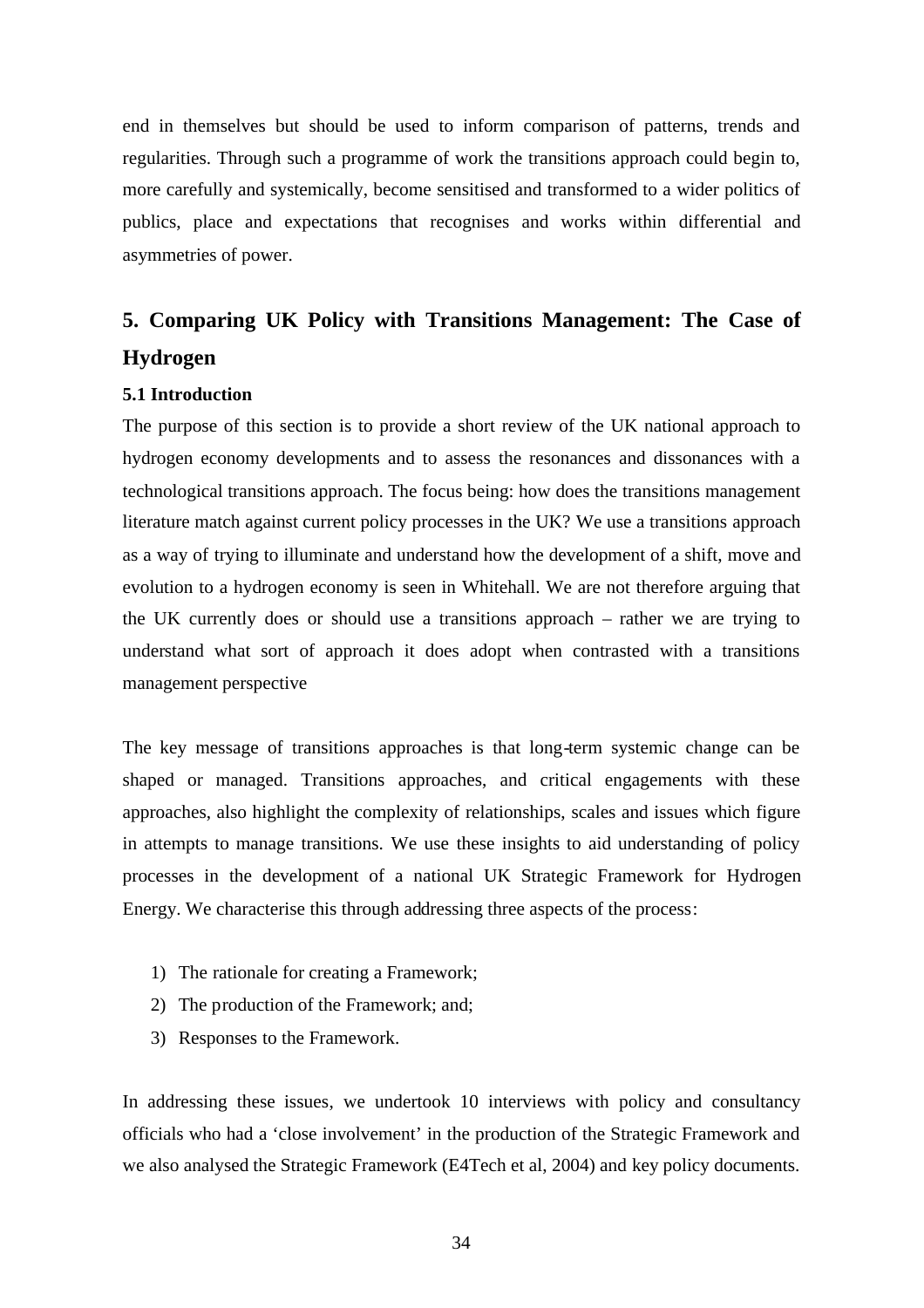end in themselves but should be used to inform comparison of patterns, trends and regularities. Through such a programme of work the transitions approach could begin to, more carefully and systemically, become sensitised and transformed to a wider politics of publics, place and expectations that recognises and works within differential and asymmetries of power.

## 5. Comparing UK Policy with Transitions Management: The Case of Hydrogen

### 5.1 Introduction

The purpose of this section is to provide a short review of the UK national approach to hydrogen economy developments and to assess the resonances and dissonances with a technological transitions approach. The focus being: how does the transitions management literature match against current policy processes in the UK? We use a transitions approach as a way of trying to illuminate and understand how the development of a shift, move and evolution to a hydrogen economy is seen in Whitehall. We are not therefore arguing that the UK currently does or should use a transitions approach – rather we are trying to understand what sort of approach it does adopt when contrasted with a transitions management perspective

The key message of transitions approaches is that long-term systemic change can be shaped or managed. Transitions approaches, and critical engagements with these approaches, also highlight the complexity of relationships, scales and issues which figure in attempts to manage transitions. We use these insights to aid understanding of policy processes in the development of a national UK Strategic Framework for Hydrogen Energy. We characterise this through addressing three aspects of the process:

1) The rationale for creating a Framework;
2) The production of the Framework; and;
3) Responses to the Framework.

In addressing these issues, we undertook 10 interviews with policy and consultancy officials who had a 'close involvement' in the production of the Strategic Framework and we also analysed the Strategic Framework (E4Tech et al, 2004) and key policy documents.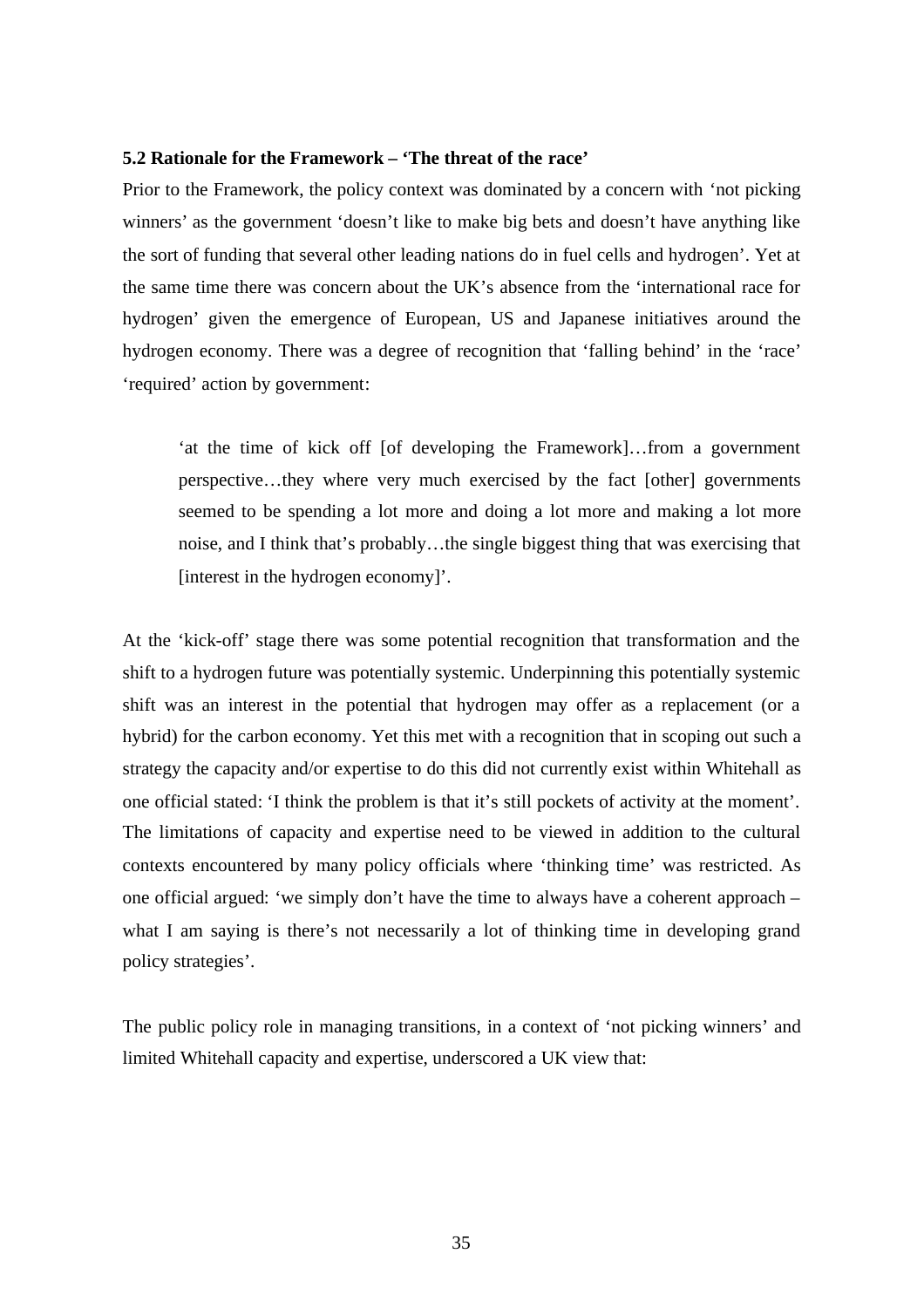### 5.2 Rationale for the Framework – 'The threat of the race'

Prior to the Framework, the policy context was dominated by a concern with 'not picking winners' as the government 'doesn't like to make big bets and doesn't have anything like the sort of funding that several other leading nations do in fuel cells and hydrogen'. Yet at the same time there was concern about the UK's absence from the 'international race for hydrogen' given the emergence of European, US and Japanese initiatives around the hydrogen economy. There was a degree of recognition that 'falling behind' in the 'race' 'required' action by government:

> 'at the time of kick off [of developing the Framework]…from a government perspective…they where very much exercised by the fact [other] governments seemed to be spending a lot more and doing a lot more and making a lot more noise, and I think that's probably…the single biggest thing that was exercising that [interest in the hydrogen economy]'.

At the 'kick-off' stage there was some potential recognition that transformation and the shift to a hydrogen future was potentially systemic. Underpinning this potentially systemic shift was an interest in the potential that hydrogen may offer as a replacement (or a hybrid) for the carbon economy. Yet this met with a recognition that in scoping out such a strategy the capacity and/or expertise to do this did not currently exist within Whitehall as one official stated: 'I think the problem is that it's still pockets of activity at the moment'. The limitations of capacity and expertise need to be viewed in addition to the cultural contexts encountered by many policy officials where 'thinking time' was restricted. As one official argued: 'we simply don't have the time to always have a coherent approach – what I am saying is there's not necessarily a lot of thinking time in developing grand policy strategies'.

The public policy role in managing transitions, in a context of 'not picking winners' and limited Whitehall capacity and expertise, underscored a UK view that: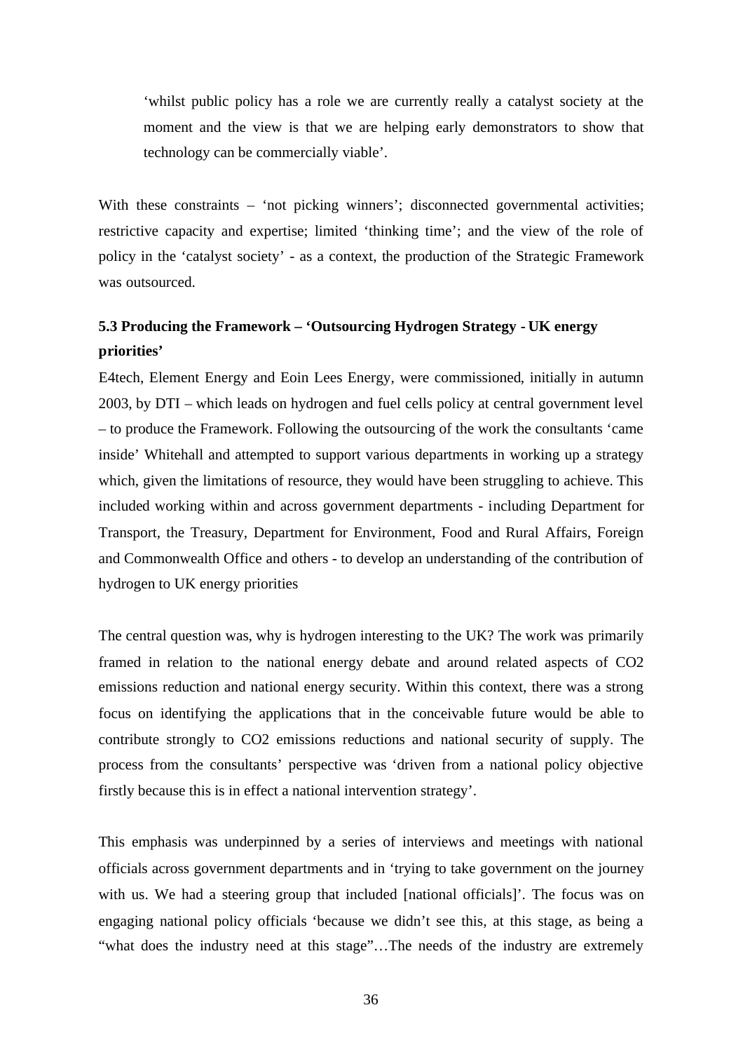> 'whilst public policy has a role we are currently really a catalyst society at the moment and the view is that we are helping early demonstrators to show that technology can be commercially viable'.

With these constraints – 'not picking winners'; disconnected governmental activities; restrictive capacity and expertise; limited 'thinking time'; and the view of the role of policy in the 'catalyst society' - as a context, the production of the Strategic Framework was outsourced.

### 5.3 Producing the Framework – 'Outsourcing Hydrogen Strategy - UK energy priorities'

E4tech, Element Energy and Eoin Lees Energy, were commissioned, initially in autumn 2003, by DTI – which leads on hydrogen and fuel cells policy at central government level – to produce the Framework. Following the outsourcing of the work the consultants 'came inside' Whitehall and attempted to support various departments in working up a strategy which, given the limitations of resource, they would have been struggling to achieve. This included working within and across government departments - including Department for Transport, the Treasury, Department for Environment, Food and Rural Affairs, Foreign and Commonwealth Office and others - to develop an understanding of the contribution of hydrogen to UK energy priorities

The central question was, why is hydrogen interesting to the UK? The work was primarily framed in relation to the national energy debate and around related aspects of $CO_2$ emissions reduction and national energy security. Within this context, there was a strong focus on identifying the applications that in the conceivable future would be able to contribute strongly to $CO_2$ emissions reductions and national security of supply. The process from the consultants' perspective was 'driven from a national policy objective firstly because this is in effect a national intervention strategy'.

This emphasis was underpinned by a series of interviews and meetings with national officials across government departments and in 'trying to take government on the journey with us. We had a steering group that included [national officials]'. The focus was on engaging national policy officials 'because we didn't see this, at this stage, as being a "what does the industry need at this stage"…The needs of the industry are extremely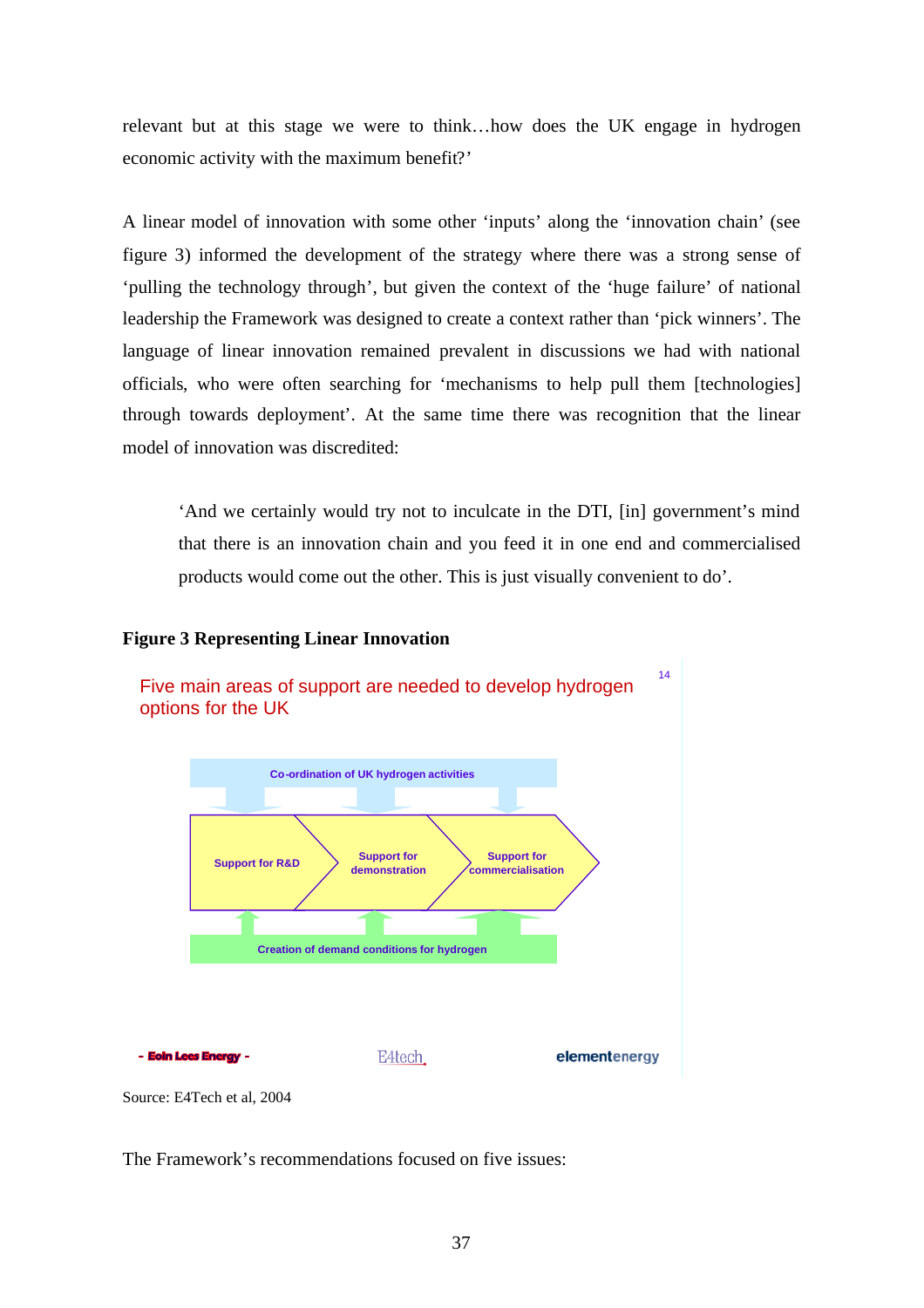relevant but at this stage we were to think…how does the UK engage in hydrogen economic activity with the maximum benefit?'

A linear model of innovation with some other 'inputs' along the 'innovation chain' (see figure 3) informed the development of the strategy where there was a strong sense of 'pulling the technology through', but given the context of the 'huge failure' of national leadership the Framework was designed to create a context rather than 'pick winners'. The language of linear innovation remained prevalent in discussions we had with national officials, who were often searching for 'mechanisms to help pull them [technologies] through towards deployment'. At the same time there was recognition that the linear model of innovation was discredited:

> 'And we certainly would try not to inculcate in the DTI, [in] government's mind that there is an innovation chain and you feed it in one end and commercialised products would come out the other. This is just visually convenient to do'.

**Figure 3 Representing Linear Innovation**

Five main areas of support are needed to develop hydrogen options for the UK

Co-ordination of UK hydrogen activities

Support for R&D → Support for demonstration → Support for commercialisation

Creation of demand conditions for hydrogen

- Eoin Lees Energy - E4tech elementenergy

Source: E4Tech et al, 2004

The Framework's recommendations focused on five issues: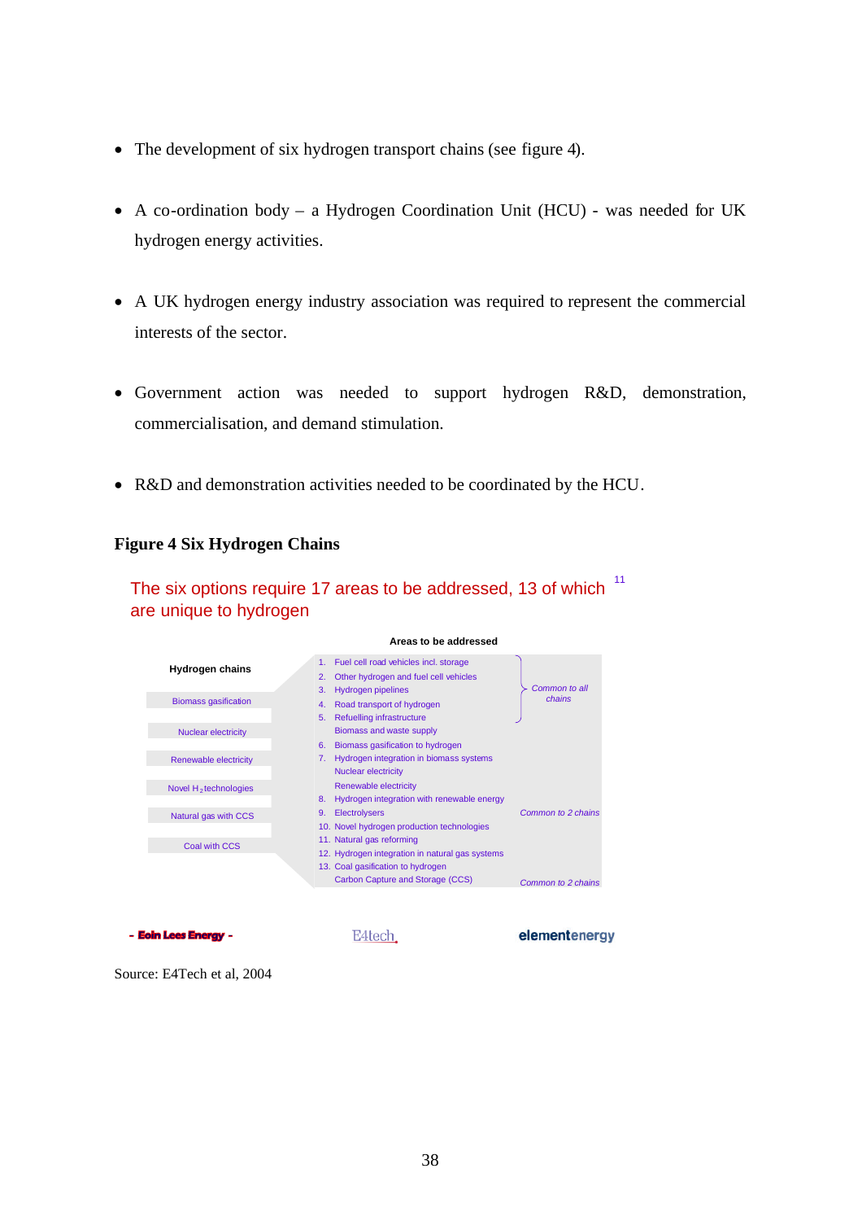- The development of six hydrogen transport chains (see figure 4).

- A co-ordination body – a Hydrogen Coordination Unit (HCU) - was needed for UK hydrogen energy activities.

- A UK hydrogen energy industry association was required to represent the commercial interests of the sector.

- Government action was needed to support hydrogen R&D, demonstration, commercialisation, and demand stimulation.

- R&D and demonstration activities needed to be coordinated by the HCU.

**Figure 4 Six Hydrogen Chains**

The six options require 17 areas to be addressed, 13 of which are unique to hydrogen [11]

| Hydrogen chains | Areas to be addressed | |
|---|---|---|
| | 1. Fuel cell road vehicles incl. storage | Common to all chains |
| | 2. Other hydrogen and fuel cell vehicles | |
| | 3. Hydrogen pipelines | |
| | 4. Road transport of hydrogen | |
| | 5. Refuelling infrastructure | |
| Biomass gasification | Biomass and waste supply | |
| | 6. Biomass gasification to hydrogen | |
| | 7. Hydrogen integration in biomass systems | |
| Nuclear electricity | Nuclear electricity | |
| Renewable electricity | Renewable electricity | |
| | 8. Hydrogen integration with renewable energy | |
| Novel $H_2$ technologies | 9. Electrolysers | Common to 2 chains |
| | 10. Novel hydrogen production technologies | |
| Natural gas with CCS | 11. Natural gas reforming | |
| | 12. Hydrogen integration in natural gas systems | |
| Coal with CCS | 13. Coal gasification to hydrogen | |
| | Carbon Capture and Storage (CCS) | Common to 2 chains |

- Eoin Lees Energy - E4tech elementenergy

Source: E4Tech et al, 2004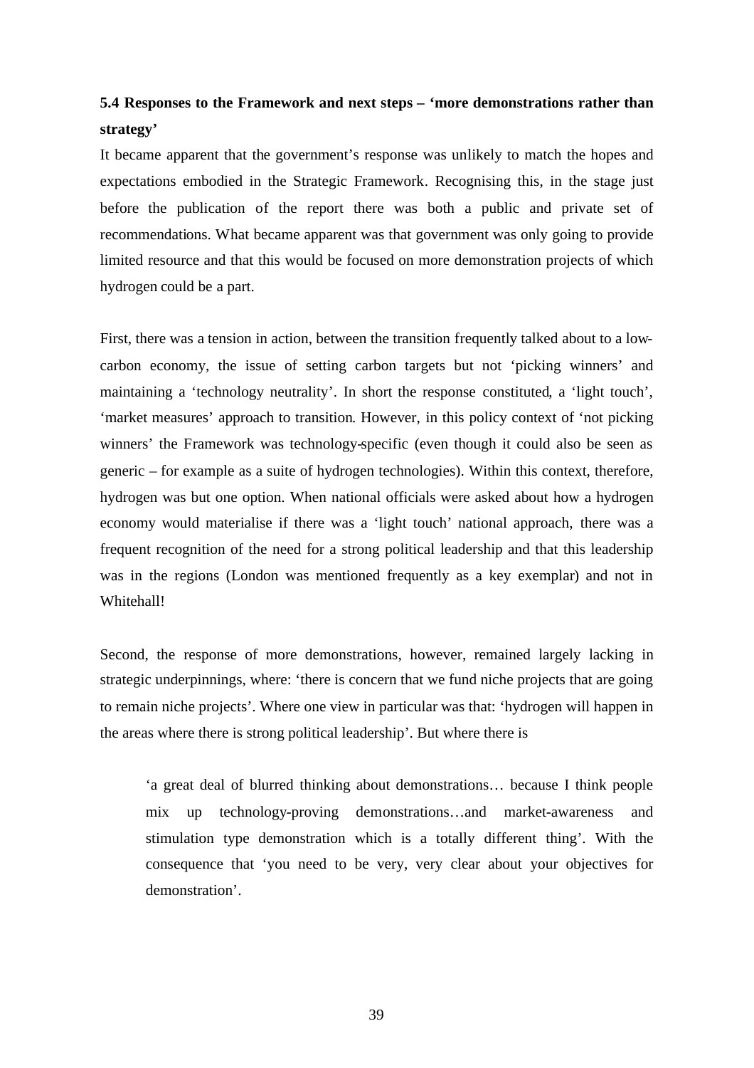### 5.4 Responses to the Framework and next steps – 'more demonstrations rather than strategy'

It became apparent that the government's response was unlikely to match the hopes and expectations embodied in the Strategic Framework. Recognising this, in the stage just before the publication of the report there was both a public and private set of recommendations. What became apparent was that government was only going to provide limited resource and that this would be focused on more demonstration projects of which hydrogen could be a part.

First, there was a tension in action, between the transition frequently talked about to a low-carbon economy, the issue of setting carbon targets but not 'picking winners' and maintaining a 'technology neutrality'. In short the response constituted, a 'light touch', 'market measures' approach to transition. However, in this policy context of 'not picking winners' the Framework was technology-specific (even though it could also be seen as generic – for example as a suite of hydrogen technologies). Within this context, therefore, hydrogen was but one option. When national officials were asked about how a hydrogen economy would materialise if there was a 'light touch' national approach, there was a frequent recognition of the need for a strong political leadership and that this leadership was in the regions (London was mentioned frequently as a key exemplar) and not in Whitehall!

Second, the response of more demonstrations, however, remained largely lacking in strategic underpinnings, where: 'there is concern that we fund niche projects that are going to remain niche projects'. Where one view in particular was that: 'hydrogen will happen in the areas where there is strong political leadership'. But where there is

> 'a great deal of blurred thinking about demonstrations… because I think people mix up technology-proving demonstrations…and market-awareness and stimulation type demonstration which is a totally different thing'. With the consequence that 'you need to be very, very clear about your objectives for demonstration'.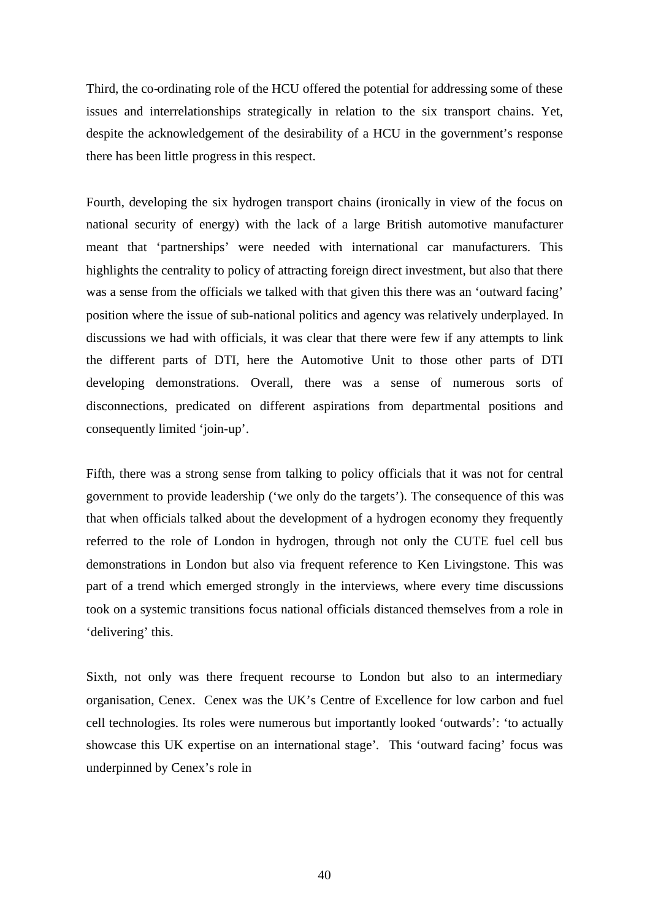Third, the co-ordinating role of the HCU offered the potential for addressing some of these issues and interrelationships strategically in relation to the six transport chains. Yet, despite the acknowledgement of the desirability of a HCU in the government's response there has been little progress in this respect.

Fourth, developing the six hydrogen transport chains (ironically in view of the focus on national security of energy) with the lack of a large British automotive manufacturer meant that 'partnerships' were needed with international car manufacturers. This highlights the centrality to policy of attracting foreign direct investment, but also that there was a sense from the officials we talked with that given this there was an 'outward facing' position where the issue of sub-national politics and agency was relatively underplayed. In discussions we had with officials, it was clear that there were few if any attempts to link the different parts of DTI, here the Automotive Unit to those other parts of DTI developing demonstrations. Overall, there was a sense of numerous sorts of disconnections, predicated on different aspirations from departmental positions and consequently limited 'join-up'.

Fifth, there was a strong sense from talking to policy officials that it was not for central government to provide leadership ('we only do the targets'). The consequence of this was that when officials talked about the development of a hydrogen economy they frequently referred to the role of London in hydrogen, through not only the CUTE fuel cell bus demonstrations in London but also via frequent reference to Ken Livingstone. This was part of a trend which emerged strongly in the interviews, where every time discussions took on a systemic transitions focus national officials distanced themselves from a role in 'delivering' this.

Sixth, not only was there frequent recourse to London but also to an intermediary organisation, Cenex. Cenex was the UK's Centre of Excellence for low carbon and fuel cell technologies. Its roles were numerous but importantly looked 'outwards': 'to actually showcase this UK expertise on an international stage'. This 'outward facing' focus was underpinned by Cenex's role in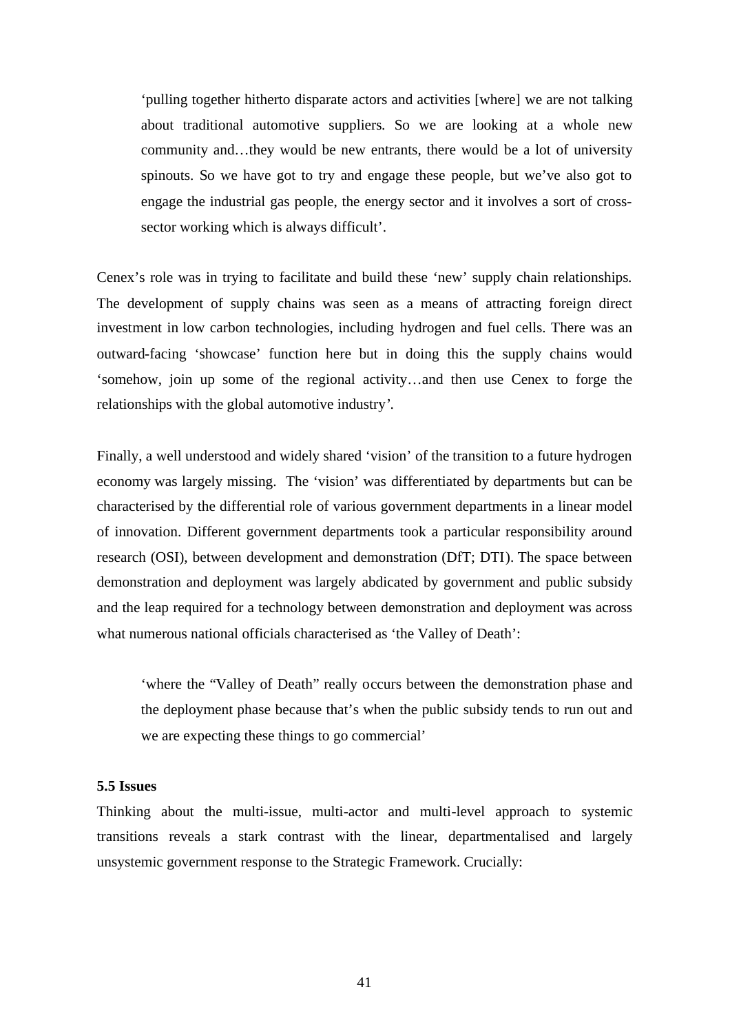> ‘pulling together hitherto disparate actors and activities [where] we are not talking about traditional automotive suppliers. So we are looking at a whole new community and…they would be new entrants, there would be a lot of university spinouts. So we have got to try and engage these people, but we’ve also got to engage the industrial gas people, the energy sector and it involves a sort of cross-sector working which is always difficult’.

Cenex’s role was in trying to facilitate and build these ‘new’ supply chain relationships. The development of supply chains was seen as a means of attracting foreign direct investment in low carbon technologies, including hydrogen and fuel cells. There was an outward-facing ‘showcase’ function here but in doing this the supply chains would ‘somehow, join up some of the regional activity…and then use Cenex to forge the relationships with the global automotive industry’.

Finally, a well understood and widely shared ‘vision’ of the transition to a future hydrogen economy was largely missing. The ‘vision’ was differentiated by departments but can be characterised by the differential role of various government departments in a linear model of innovation. Different government departments took a particular responsibility around research (OSI), between development and demonstration (DfT; DTI). The space between demonstration and deployment was largely abdicated by government and public subsidy and the leap required for a technology between demonstration and deployment was across what numerous national officials characterised as ‘the Valley of Death’:

> ‘where the “Valley of Death” really occurs between the demonstration phase and the deployment phase because that’s when the public subsidy tends to run out and we are expecting these things to go commercial’

**5.5 Issues**

Thinking about the multi-issue, multi-actor and multi-level approach to systemic transitions reveals a stark contrast with the linear, departmentalised and largely unsystemic government response to the Strategic Framework. Crucially: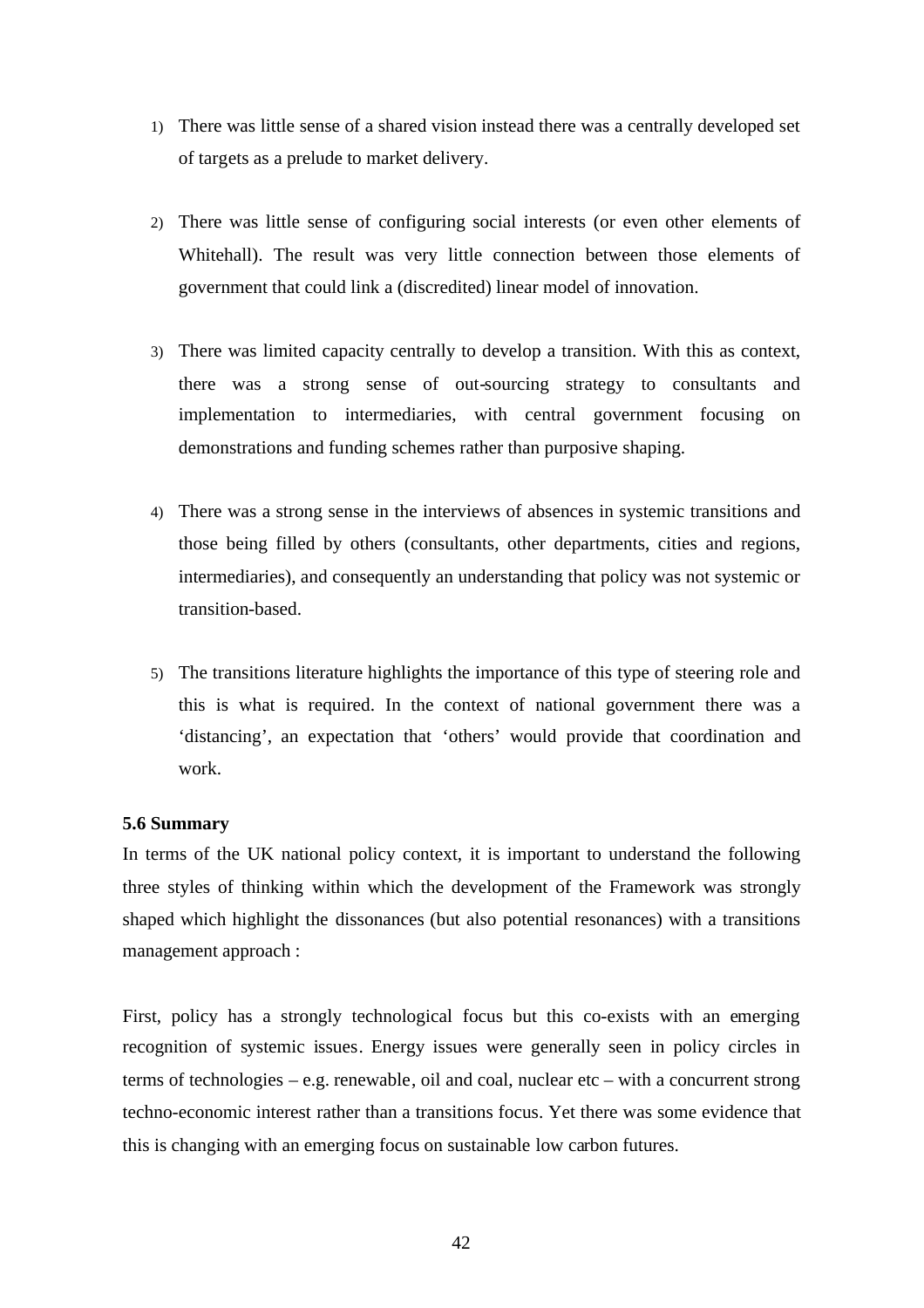1) There was little sense of a shared vision instead there was a centrally developed set of targets as a prelude to market delivery.

2) There was little sense of configuring social interests (or even other elements of Whitehall). The result was very little connection between those elements of government that could link a (discredited) linear model of innovation.

3) There was limited capacity centrally to develop a transition. With this as context, there was a strong sense of out-sourcing strategy to consultants and implementation to intermediaries, with central government focusing on demonstrations and funding schemes rather than purposive shaping.

4) There was a strong sense in the interviews of absences in systemic transitions and those being filled by others (consultants, other departments, cities and regions, intermediaries), and consequently an understanding that policy was not systemic or transition-based.

5) The transitions literature highlights the importance of this type of steering role and this is what is required. In the context of national government there was a 'distancing', an expectation that 'others' would provide that coordination and work.

**5.6 Summary**

In terms of the UK national policy context, it is important to understand the following three styles of thinking within which the development of the Framework was strongly shaped which highlight the dissonances (but also potential resonances) with a transitions management approach :

First, policy has a strongly technological focus but this co-exists with an emerging recognition of systemic issues. Energy issues were generally seen in policy circles in terms of technologies – e.g. renewable, oil and coal, nuclear etc – with a concurrent strong techno-economic interest rather than a transitions focus. Yet there was some evidence that this is changing with an emerging focus on sustainable low carbon futures.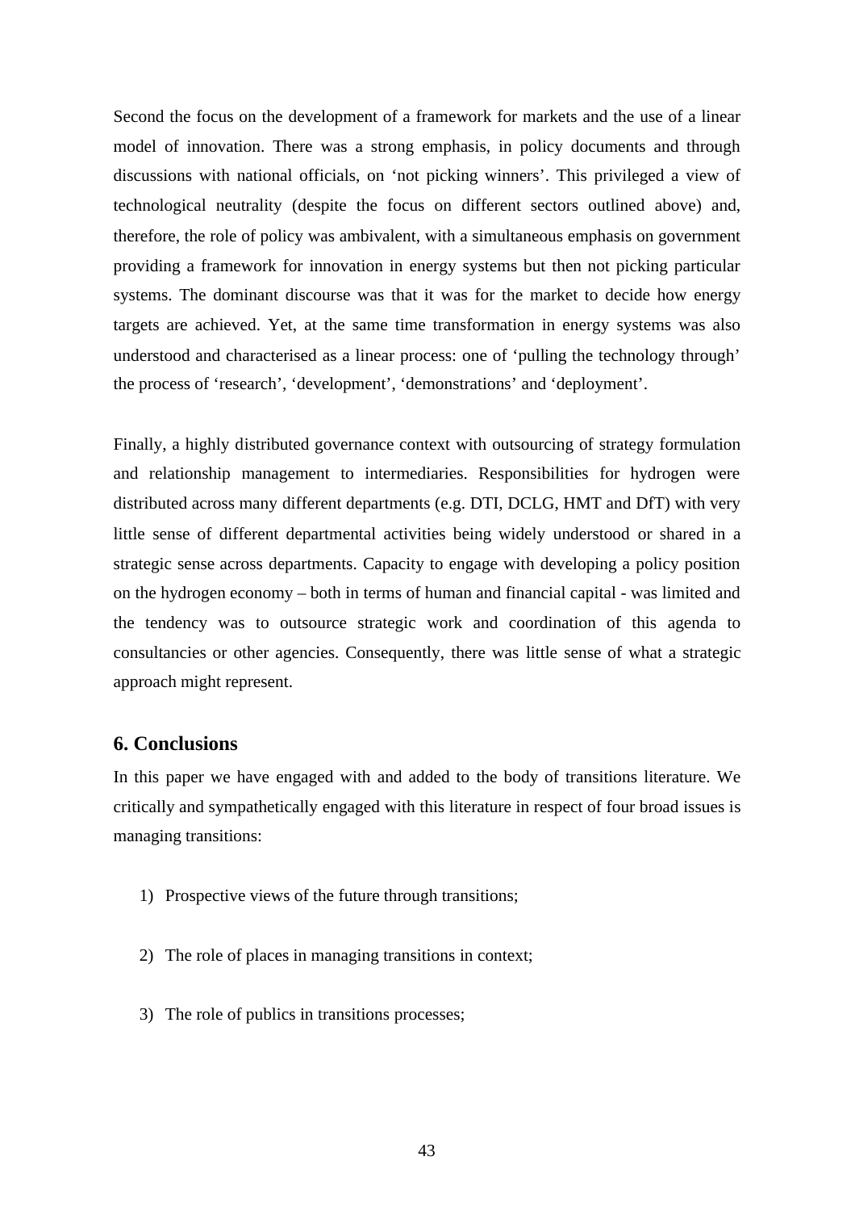Second the focus on the development of a framework for markets and the use of a linear model of innovation. There was a strong emphasis, in policy documents and through discussions with national officials, on 'not picking winners'. This privileged a view of technological neutrality (despite the focus on different sectors outlined above) and, therefore, the role of policy was ambivalent, with a simultaneous emphasis on government providing a framework for innovation in energy systems but then not picking particular systems. The dominant discourse was that it was for the market to decide how energy targets are achieved. Yet, at the same time transformation in energy systems was also understood and characterised as a linear process: one of 'pulling the technology through' the process of 'research', 'development', 'demonstrations' and 'deployment'.

Finally, a highly distributed governance context with outsourcing of strategy formulation and relationship management to intermediaries. Responsibilities for hydrogen were distributed across many different departments (e.g. DTI, DCLG, HMT and DfT) with very little sense of different departmental activities being widely understood or shared in a strategic sense across departments. Capacity to engage with developing a policy position on the hydrogen economy – both in terms of human and financial capital - was limited and the tendency was to outsource strategic work and coordination of this agenda to consultancies or other agencies. Consequently, there was little sense of what a strategic approach might represent.

## 6. Conclusions

In this paper we have engaged with and added to the body of transitions literature. We critically and sympathetically engaged with this literature in respect of four broad issues is managing transitions:

1) Prospective views of the future through transitions;

2) The role of places in managing transitions in context;

3) The role of publics in transitions processes;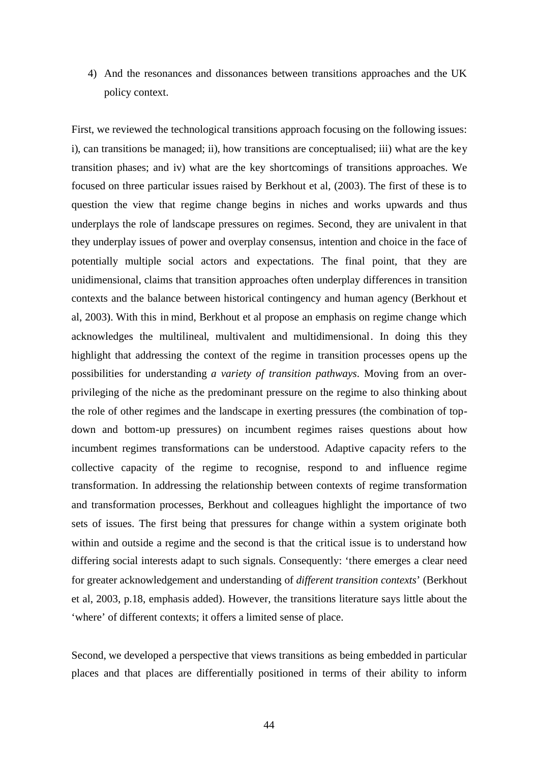4) And the resonances and dissonances between transitions approaches and the UK policy context.

First, we reviewed the technological transitions approach focusing on the following issues: i), can transitions be managed; ii), how transitions are conceptualised; iii) what are the key transition phases; and iv) what are the key shortcomings of transitions approaches. We focused on three particular issues raised by Berkhout et al, (2003). The first of these is to question the view that regime change begins in niches and works upwards and thus underplays the role of landscape pressures on regimes. Second, they are univalent in that they underplay issues of power and overplay consensus, intention and choice in the face of potentially multiple social actors and expectations. The final point, that they are unidimensional, claims that transition approaches often underplay differences in transition contexts and the balance between historical contingency and human agency (Berkhout et al, 2003). With this in mind, Berkhout et al propose an emphasis on regime change which acknowledges the multilineal, multivalent and multidimensional. In doing this they highlight that addressing the context of the regime in transition processes opens up the possibilities for understanding *a variety of transition pathways*. Moving from an over-privileging of the niche as the predominant pressure on the regime to also thinking about the role of other regimes and the landscape in exerting pressures (the combination of top-down and bottom-up pressures) on incumbent regimes raises questions about how incumbent regimes transformations can be understood. Adaptive capacity refers to the collective capacity of the regime to recognise, respond to and influence regime transformation. In addressing the relationship between contexts of regime transformation and transformation processes, Berkhout and colleagues highlight the importance of two sets of issues. The first being that pressures for change within a system originate both within and outside a regime and the second is that the critical issue is to understand how differing social interests adapt to such signals. Consequently: 'there emerges a clear need for greater acknowledgement and understanding of *different transition contexts*' (Berkhout et al, 2003, p.18, emphasis added). However, the transitions literature says little about the 'where' of different contexts; it offers a limited sense of place.

Second, we developed a perspective that views transitions as being embedded in particular places and that places are differentially positioned in terms of their ability to inform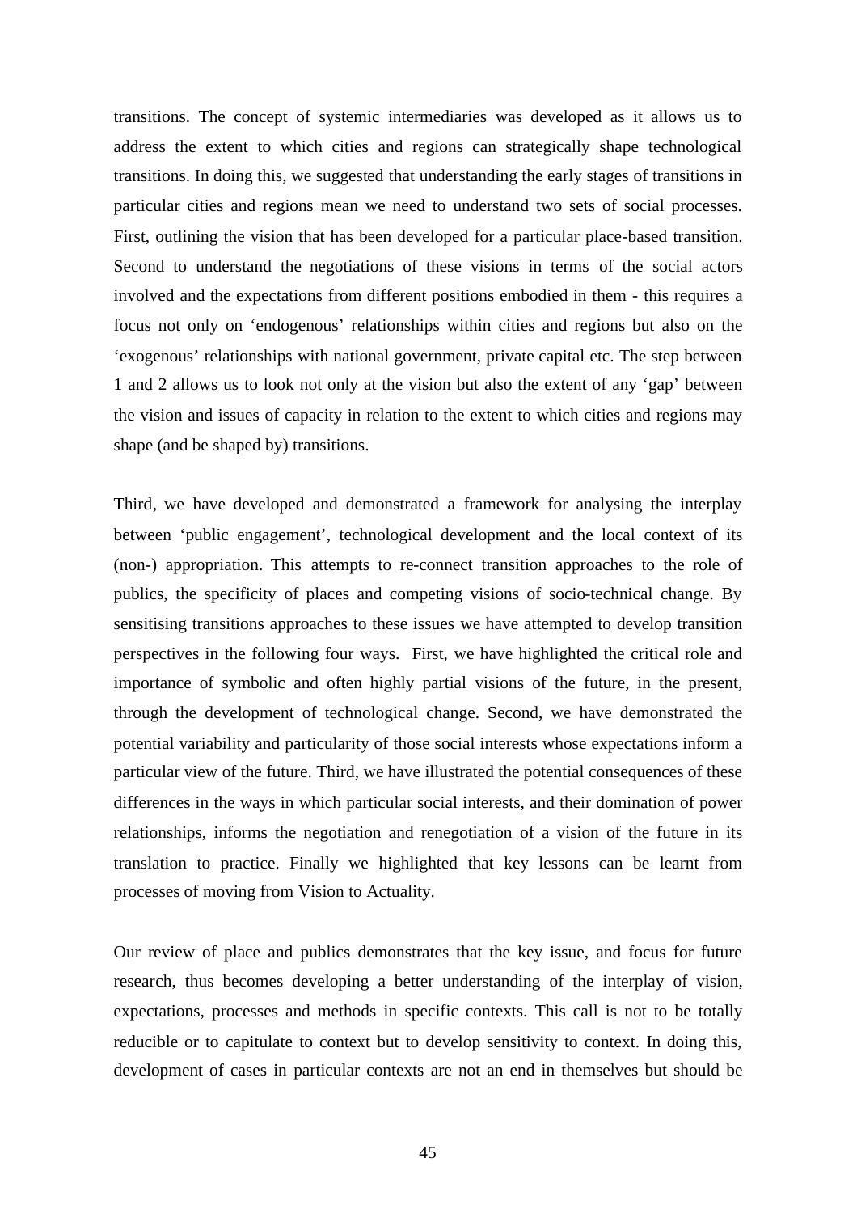transitions. The concept of systemic intermediaries was developed as it allows us to address the extent to which cities and regions can strategically shape technological transitions. In doing this, we suggested that understanding the early stages of transitions in particular cities and regions mean we need to understand two sets of social processes. First, outlining the vision that has been developed for a particular place-based transition. Second to understand the negotiations of these visions in terms of the social actors involved and the expectations from different positions embodied in them - this requires a focus not only on 'endogenous' relationships within cities and regions but also on the 'exogenous' relationships with national government, private capital etc. The step between 1 and 2 allows us to look not only at the vision but also the extent of any 'gap' between the vision and issues of capacity in relation to the extent to which cities and regions may shape (and be shaped by) transitions.

Third, we have developed and demonstrated a framework for analysing the interplay between 'public engagement', technological development and the local context of its (non-) appropriation. This attempts to re-connect transition approaches to the role of publics, the specificity of places and competing visions of socio-technical change. By sensitising transitions approaches to these issues we have attempted to develop transition perspectives in the following four ways. First, we have highlighted the critical role and importance of symbolic and often highly partial visions of the future, in the present, through the development of technological change. Second, we have demonstrated the potential variability and particularity of those social interests whose expectations inform a particular view of the future. Third, we have illustrated the potential consequences of these differences in the ways in which particular social interests, and their domination of power relationships, informs the negotiation and renegotiation of a vision of the future in its translation to practice. Finally we highlighted that key lessons can be learnt from processes of moving from Vision to Actuality.

Our review of place and publics demonstrates that the key issue, and focus for future research, thus becomes developing a better understanding of the interplay of vision, expectations, processes and methods in specific contexts. This call is not to be totally reducible or to capitulate to context but to develop sensitivity to context. In doing this, development of cases in particular contexts are not an end in themselves but should be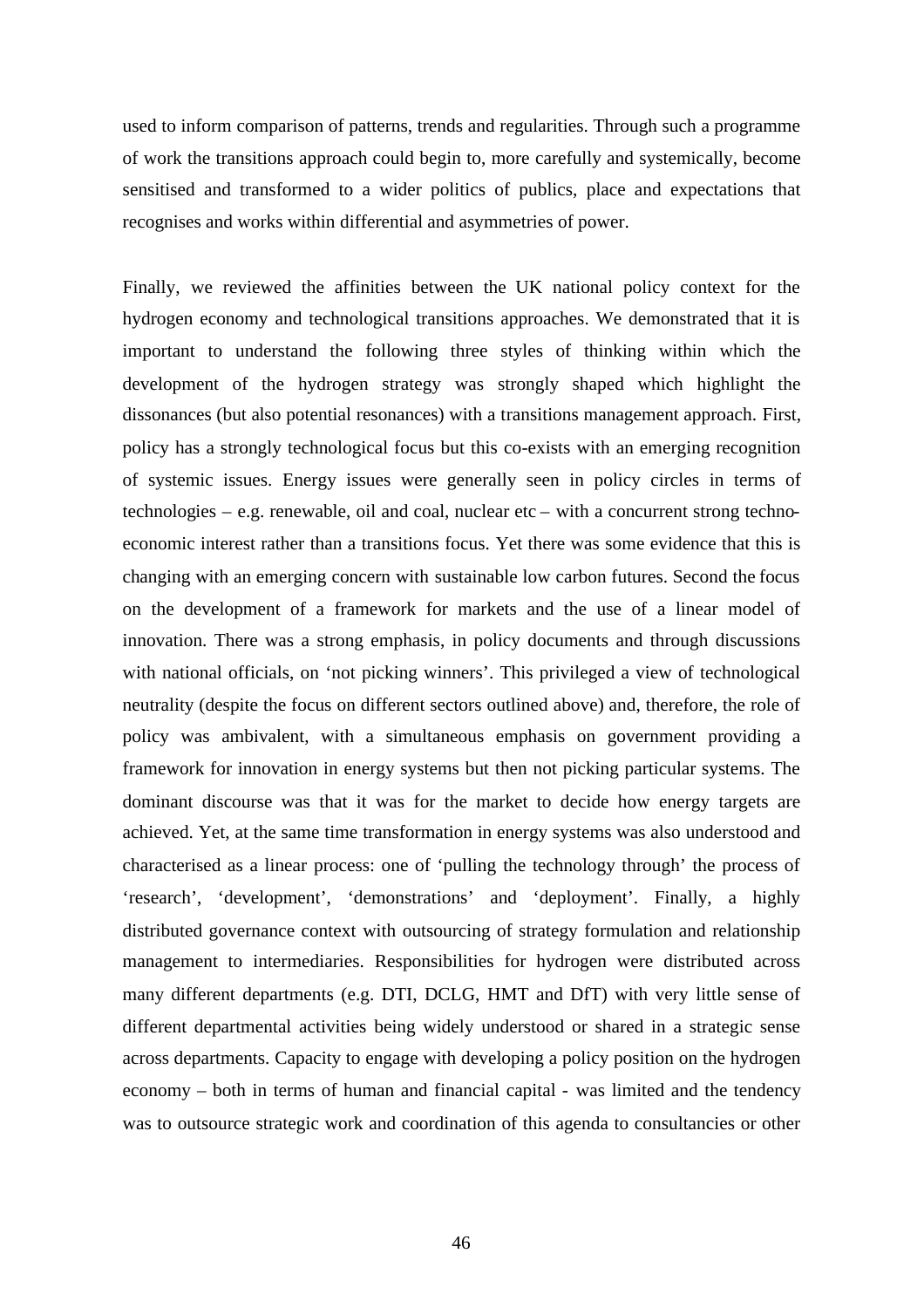used to inform comparison of patterns, trends and regularities. Through such a programme of work the transitions approach could begin to, more carefully and systemically, become sensitised and transformed to a wider politics of publics, place and expectations that recognises and works within differential and asymmetries of power.

Finally, we reviewed the affinities between the UK national policy context for the hydrogen economy and technological transitions approaches. We demonstrated that it is important to understand the following three styles of thinking within which the development of the hydrogen strategy was strongly shaped which highlight the dissonances (but also potential resonances) with a transitions management approach. First, policy has a strongly technological focus but this co-exists with an emerging recognition of systemic issues. Energy issues were generally seen in policy circles in terms of technologies – e.g. renewable, oil and coal, nuclear etc – with a concurrent strong techno-economic interest rather than a transitions focus. Yet there was some evidence that this is changing with an emerging concern with sustainable low carbon futures. Second the focus on the development of a framework for markets and the use of a linear model of innovation. There was a strong emphasis, in policy documents and through discussions with national officials, on 'not picking winners'. This privileged a view of technological neutrality (despite the focus on different sectors outlined above) and, therefore, the role of policy was ambivalent, with a simultaneous emphasis on government providing a framework for innovation in energy systems but then not picking particular systems. The dominant discourse was that it was for the market to decide how energy targets are achieved. Yet, at the same time transformation in energy systems was also understood and characterised as a linear process: one of 'pulling the technology through' the process of 'research', 'development', 'demonstrations' and 'deployment'. Finally, a highly distributed governance context with outsourcing of strategy formulation and relationship management to intermediaries. Responsibilities for hydrogen were distributed across many different departments (e.g. DTI, DCLG, HMT and DfT) with very little sense of different departmental activities being widely understood or shared in a strategic sense across departments. Capacity to engage with developing a policy position on the hydrogen economy – both in terms of human and financial capital - was limited and the tendency was to outsource strategic work and coordination of this agenda to consultancies or other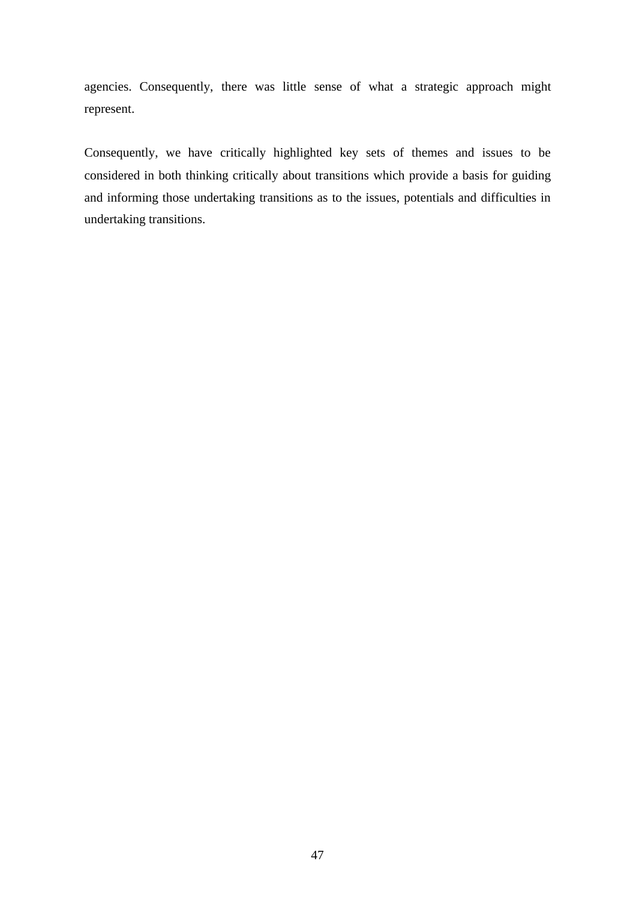agencies. Consequently, there was little sense of what a strategic approach might represent.

Consequently, we have critically highlighted key sets of themes and issues to be considered in both thinking critically about transitions which provide a basis for guiding and informing those undertaking transitions as to the issues, potentials and difficulties in undertaking transitions.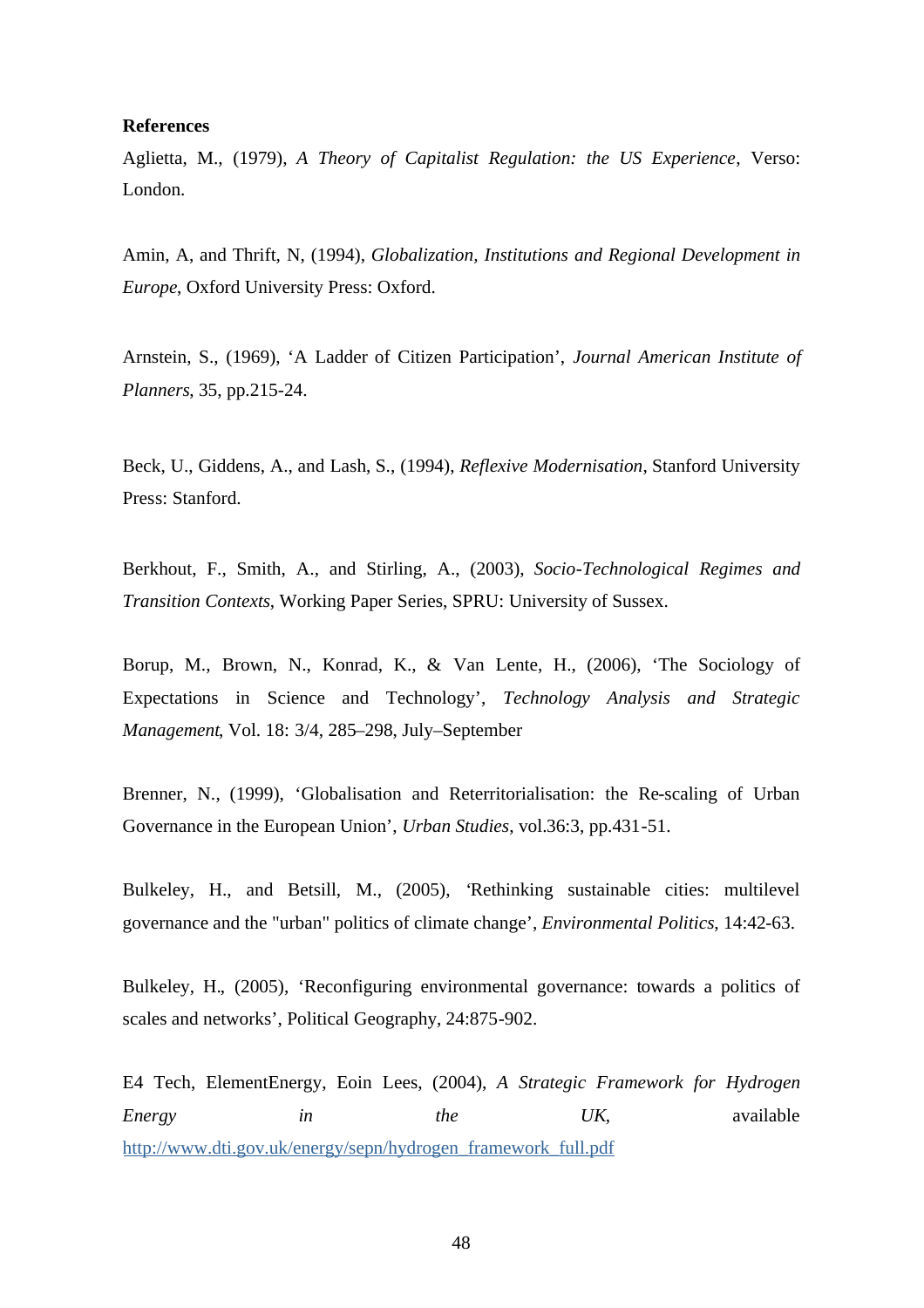**References**

Aglietta, M., (1979), *A Theory of Capitalist Regulation: the US Experience*, Verso: London.

Amin, A, and Thrift, N, (1994), *Globalization, Institutions and Regional Development in Europe*, Oxford University Press: Oxford.

Arnstein, S., (1969), 'A Ladder of Citizen Participation', *Journal American Institute of Planners*, 35, pp.215-24.

Beck, U., Giddens, A., and Lash, S., (1994), *Reflexive Modernisation*, Stanford University Press: Stanford.

Berkhout, F., Smith, A., and Stirling, A., (2003), *Socio-Technological Regimes and Transition Contexts*, Working Paper Series, SPRU: University of Sussex.

Borup, M., Brown, N., Konrad, K., & Van Lente, H., (2006), 'The Sociology of Expectations in Science and Technology', *Technology Analysis and Strategic Management*, Vol. 18: 3/4, 285–298, July–September

Brenner, N., (1999), 'Globalisation and Reterritorialisation: the Re-scaling of Urban Governance in the European Union', *Urban Studies*, vol.36:3, pp.431-51.

Bulkeley, H., and Betsill, M., (2005), 'Rethinking sustainable cities: multilevel governance and the "urban" politics of climate change', *Environmental Politics*, 14:42-63.

Bulkeley, H., (2005), 'Reconfiguring environmental governance: towards a politics of scales and networks', Political Geography, 24:875-902.

E4 Tech, ElementEnergy, Eoin Lees, (2004), *A Strategic Framework for Hydrogen Energy in the UK*, available http://www.dti.gov.uk/energy/sepn/hydrogen_framework_full.pdf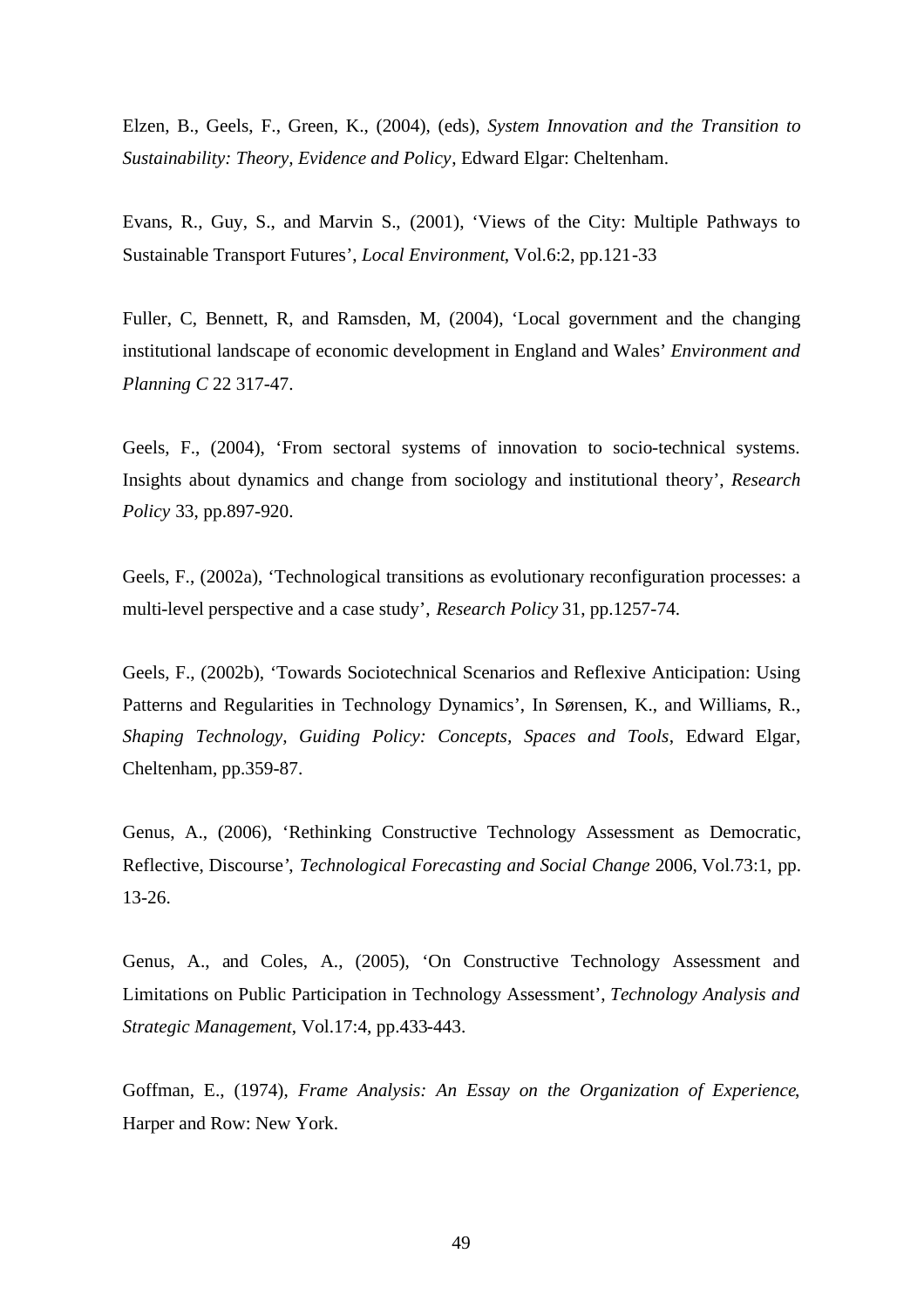Elzen, B., Geels, F., Green, K., (2004), (eds), *System Innovation and the Transition to Sustainability: Theory, Evidence and Policy*, Edward Elgar: Cheltenham.

Evans, R., Guy, S., and Marvin S., (2001), 'Views of the City: Multiple Pathways to Sustainable Transport Futures', *Local Environment*, Vol.6:2, pp.121-33

Fuller, C, Bennett, R, and Ramsden, M, (2004), 'Local government and the changing institutional landscape of economic development in England and Wales' *Environment and Planning C* 22 317-47.

Geels, F., (2004), 'From sectoral systems of innovation to socio-technical systems. Insights about dynamics and change from sociology and institutional theory', *Research Policy* 33, pp.897-920.

Geels, F., (2002a), 'Technological transitions as evolutionary reconfiguration processes: a multi-level perspective and a case study', *Research Policy* 31, pp.1257-74.

Geels, F., (2002b), 'Towards Sociotechnical Scenarios and Reflexive Anticipation: Using Patterns and Regularities in Technology Dynamics', In Sørensen, K., and Williams, R., *Shaping Technology, Guiding Policy: Concepts, Spaces and Tools*, Edward Elgar, Cheltenham, pp.359-87.

Genus, A., (2006), 'Rethinking Constructive Technology Assessment as Democratic, Reflective, Discourse', *Technological Forecasting and Social Change* 2006, Vol.73:1, pp. 13-26.

Genus, A., and Coles, A., (2005), 'On Constructive Technology Assessment and Limitations on Public Participation in Technology Assessment', *Technology Analysis and Strategic Management*, Vol.17:4, pp.433-443.

Goffman, E., (1974), *Frame Analysis: An Essay on the Organization of Experience*, Harper and Row: New York.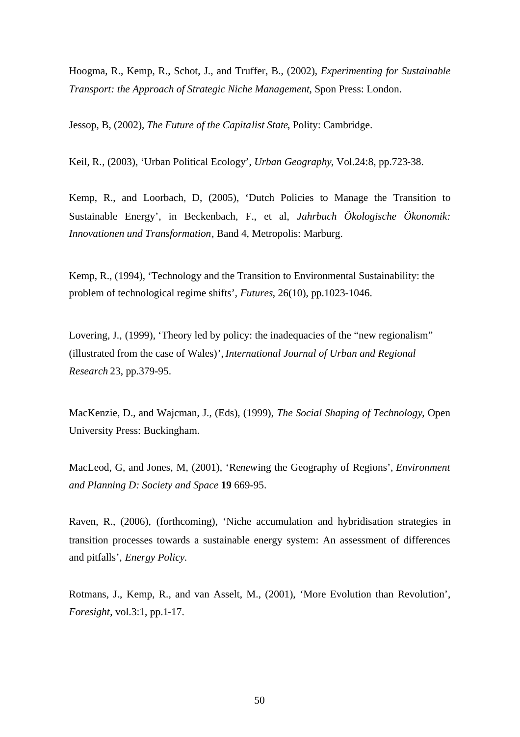Hoogma, R., Kemp, R., Schot, J., and Truffer, B., (2002), *Experimenting for Sustainable Transport: the Approach of Strategic Niche Management*, Spon Press: London.

Jessop, B, (2002), *The Future of the Capitalist State*, Polity: Cambridge.

Keil, R., (2003), 'Urban Political Ecology', *Urban Geography*, Vol.24:8, pp.723-38.

Kemp, R., and Loorbach, D, (2005), 'Dutch Policies to Manage the Transition to Sustainable Energy', in Beckenbach, F., et al, *Jahrbuch Ökologische Ökonomik: Innovationen und Transformation*, Band 4, Metropolis: Marburg.

Kemp, R., (1994), 'Technology and the Transition to Environmental Sustainability: the problem of technological regime shifts', *Futures*, 26(10), pp.1023-1046.

Lovering, J., (1999), 'Theory led by policy: the inadequacies of the "new regionalism" (illustrated from the case of Wales)', *International Journal of Urban and Regional Research* 23, pp.379-95.

MacKenzie, D., and Wajcman, J., (Eds), (1999), *The Social Shaping of Technology*, Open University Press: Buckingham.

MacLeod, G, and Jones, M, (2001), 'Re*new*ing the Geography of Regions', *Environment and Planning D: Society and Space* **19** 669-95.

Raven, R., (2006), (forthcoming), 'Niche accumulation and hybridisation strategies in transition processes towards a sustainable energy system: An assessment of differences and pitfalls', *Energy Policy*.

Rotmans, J., Kemp, R., and van Asselt, M., (2001), 'More Evolution than Revolution', *Foresight*, vol.3:1, pp.1-17.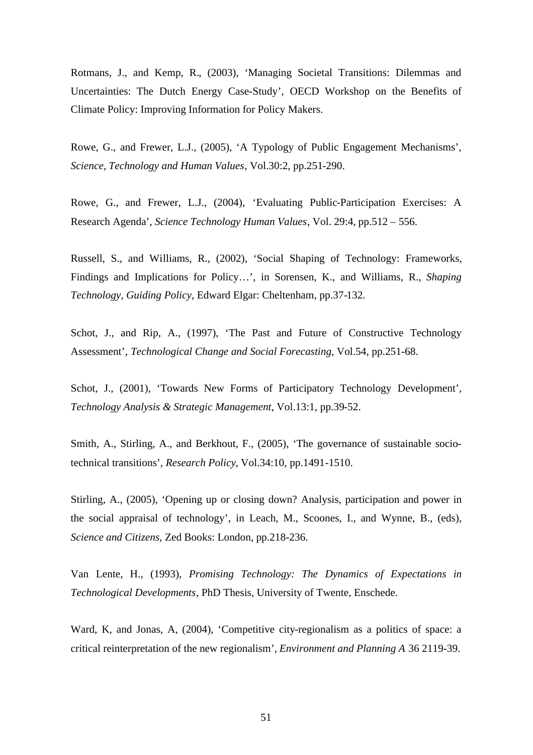Rotmans, J., and Kemp, R., (2003), 'Managing Societal Transitions: Dilemmas and Uncertainties: The Dutch Energy Case-Study', OECD Workshop on the Benefits of Climate Policy: Improving Information for Policy Makers.

Rowe, G., and Frewer, L.J., (2005), 'A Typology of Public Engagement Mechanisms', *Science, Technology and Human Values*, Vol.30:2, pp.251-290.

Rowe, G., and Frewer, L.J., (2004), 'Evaluating Public-Participation Exercises: A Research Agenda', *Science Technology Human Values*, Vol. 29:4, pp.512 – 556.

Russell, S., and Williams, R., (2002), 'Social Shaping of Technology: Frameworks, Findings and Implications for Policy…', in Sorensen, K., and Williams, R., *Shaping Technology, Guiding Policy*, Edward Elgar: Cheltenham, pp.37-132.

Schot, J., and Rip, A., (1997), 'The Past and Future of Constructive Technology Assessment', *Technological Change and Social Forecasting*, Vol.54, pp.251-68.

Schot, J., (2001), 'Towards New Forms of Participatory Technology Development', *Technology Analysis & Strategic Management*, Vol.13:1, pp.39-52.

Smith, A., Stirling, A., and Berkhout, F., (2005), 'The governance of sustainable socio-technical transitions', *Research Policy*, Vol.34:10, pp.1491-1510.

Stirling, A., (2005), 'Opening up or closing down? Analysis, participation and power in the social appraisal of technology', in Leach, M., Scoones, I., and Wynne, B., (eds), *Science and Citizens*, Zed Books: London, pp.218-236.

Van Lente, H., (1993), *Promising Technology: The Dynamics of Expectations in Technological Developments*, PhD Thesis, University of Twente, Enschede.

Ward, K, and Jonas, A, (2004), 'Competitive city-regionalism as a politics of space: a critical reinterpretation of the new regionalism', *Environment and Planning A* 36 2119-39.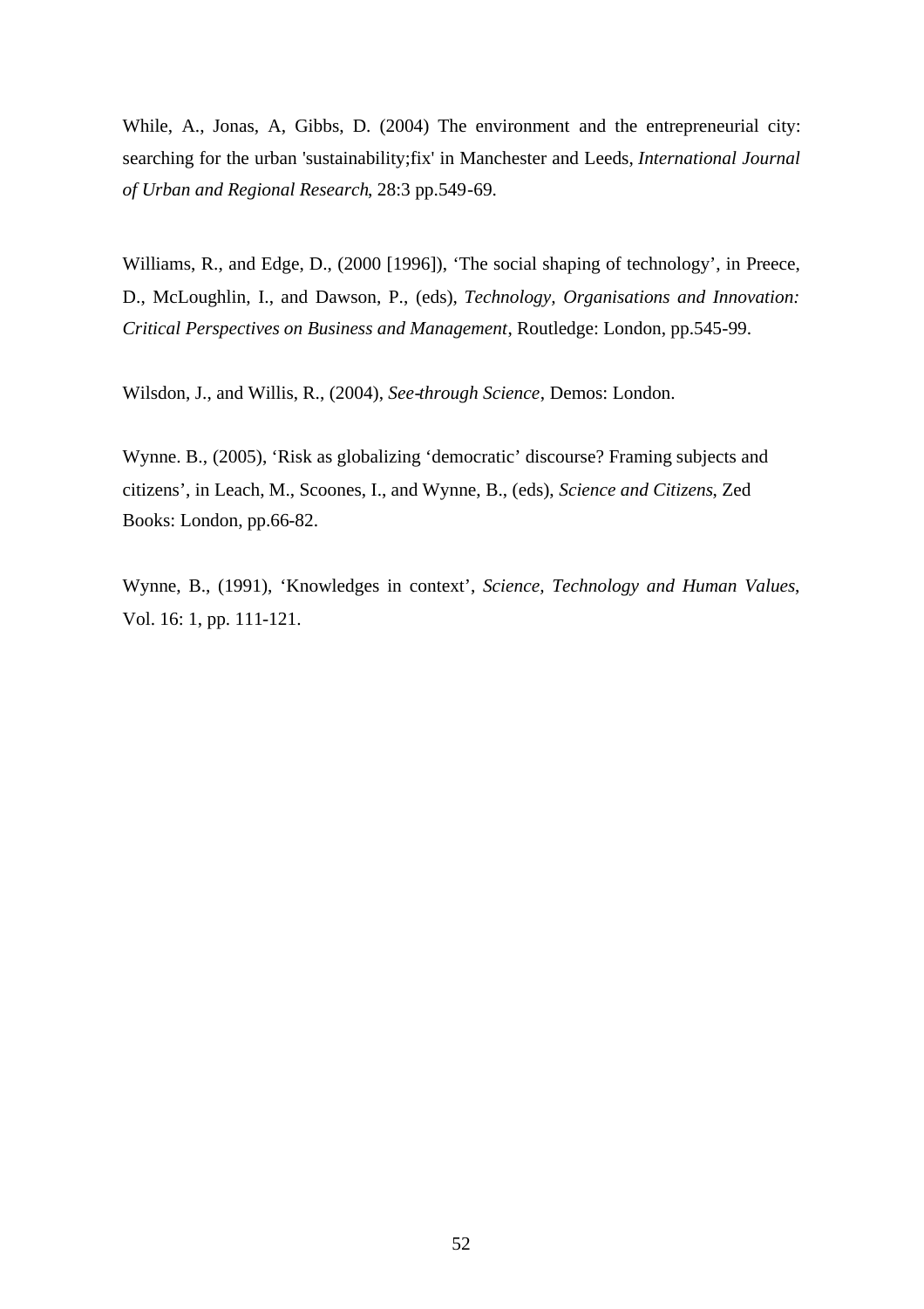While, A., Jonas, A, Gibbs, D. (2004) The environment and the entrepreneurial city: searching for the urban 'sustainability;fix' in Manchester and Leeds, *International Journal of Urban and Regional Research*, 28:3 pp.549-69.

Williams, R., and Edge, D., (2000 [1996]), 'The social shaping of technology', in Preece, D., McLoughlin, I., and Dawson, P., (eds), *Technology, Organisations and Innovation: Critical Perspectives on Business and Management*, Routledge: London, pp.545-99.

Wilsdon, J., and Willis, R., (2004), *See-through Science*, Demos: London.

Wynne. B., (2005), 'Risk as globalizing 'democratic' discourse? Framing subjects and citizens', in Leach, M., Scoones, I., and Wynne, B., (eds), *Science and Citizens*, Zed Books: London, pp.66-82.

Wynne, B., (1991), 'Knowledges in context', *Science, Technology and Human Values*, Vol. 16: 1, pp. 111-121.